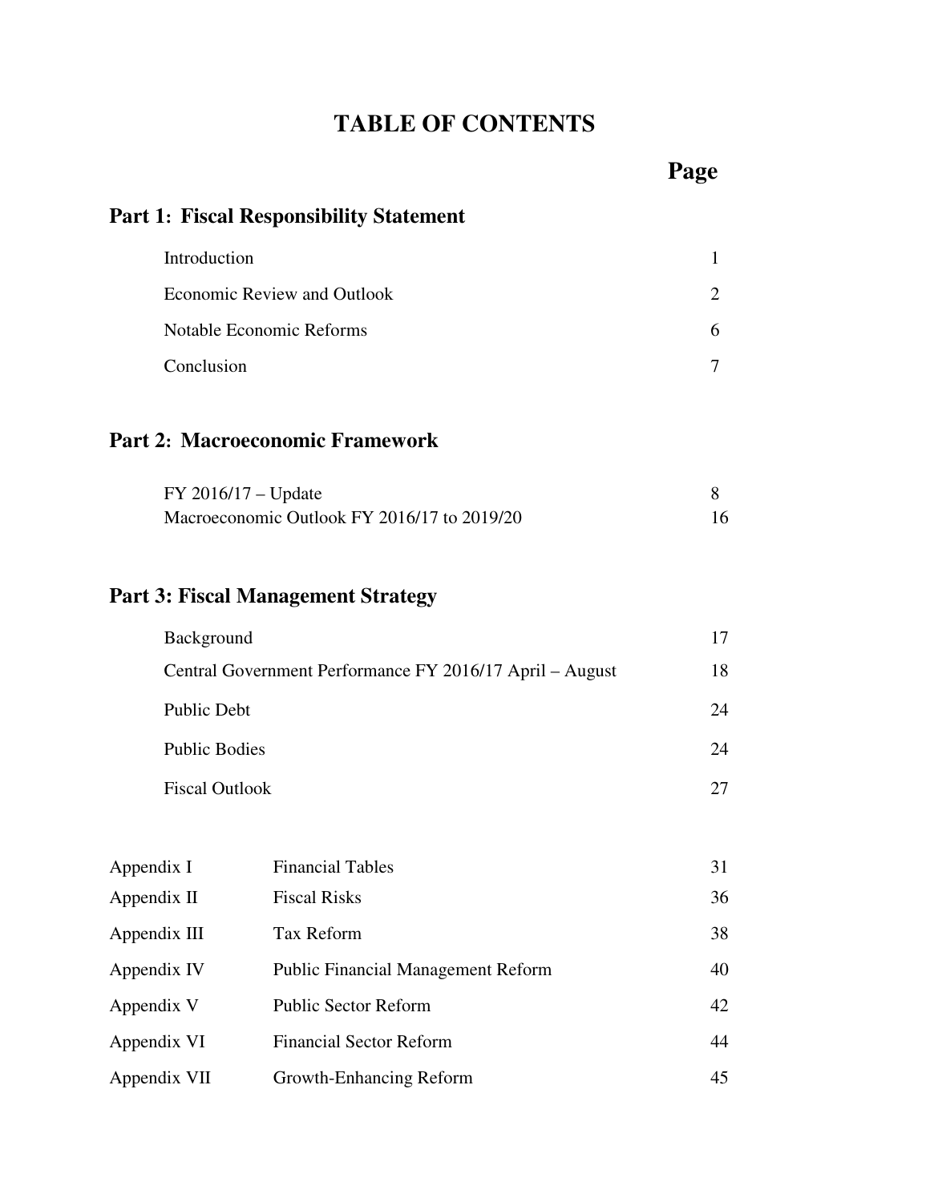# TABLE OF CONTENTS

| | Page |
|---|---|
| **Part 1: Fiscal Responsibility Statement** | |
| Introduction | 1 |
| Economic Review and Outlook | 2 |
| Notable Economic Reforms | 6 |
| Conclusion | 7 |
| **Part 2: Macroeconomic Framework** | |
| FY 2016/17 – Update | 8 |
| Macroeconomic Outlook FY 2016/17 to 2019/20 | 16 |
| **Part 3: Fiscal Management Strategy** | |
| Background | 17 |
| Central Government Performance FY 2016/17 April – August | 18 |
| Public Debt | 24 |
| Public Bodies | 24 |
| Fiscal Outlook | 27 |

| | | |
|---|---|---|
| Appendix I | Financial Tables | 31 |
| Appendix II | Fiscal Risks | 36 |
| Appendix III | Tax Reform | 38 |
| Appendix IV | Public Financial Management Reform | 40 |
| Appendix V | Public Sector Reform | 42 |
| Appendix VI | Financial Sector Reform | 44 |
| Appendix VII | Growth-Enhancing Reform | 45 |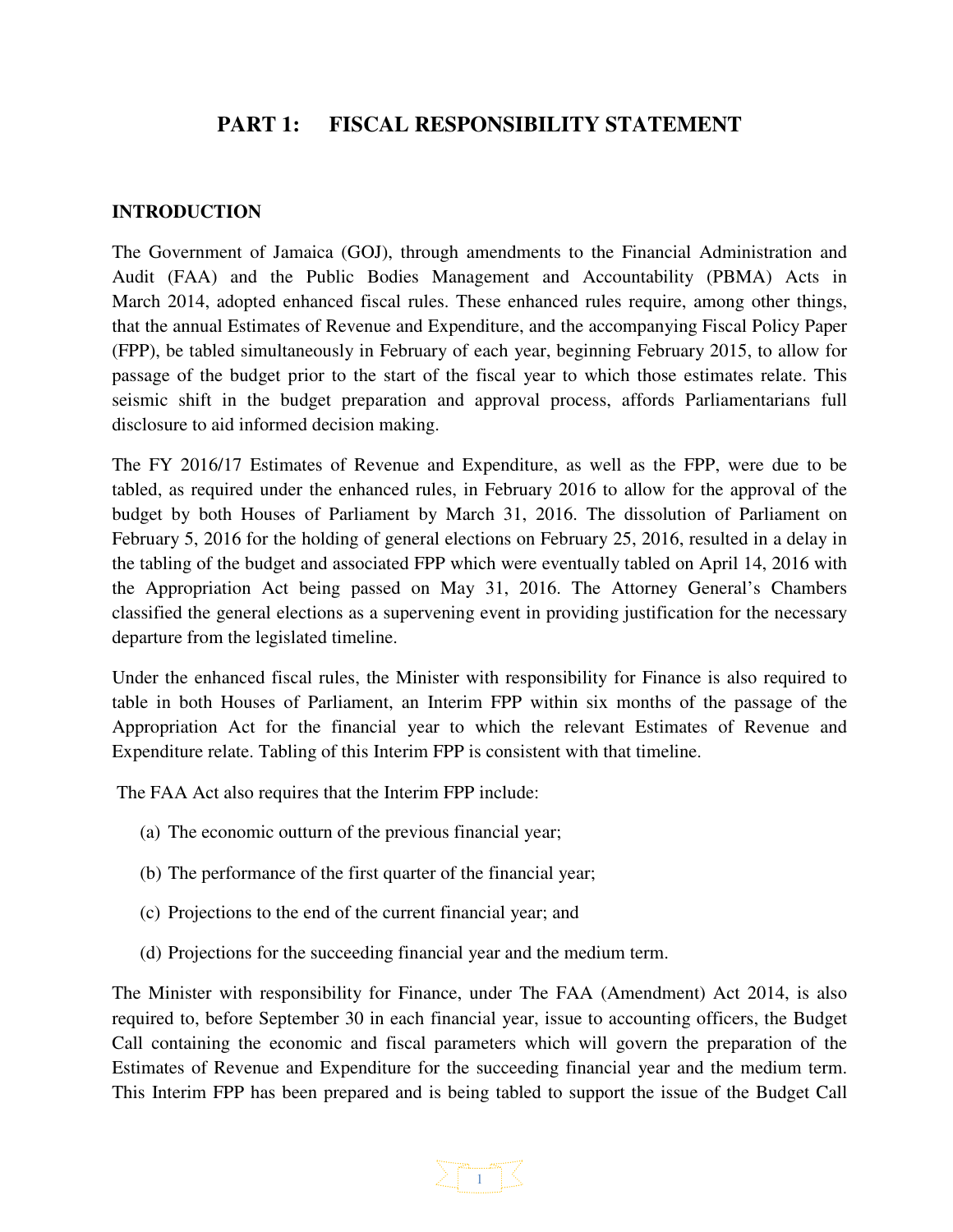# PART 1: FISCAL RESPONSIBILITY STATEMENT

## INTRODUCTION

The Government of Jamaica (GOJ), through amendments to the Financial Administration and Audit (FAA) and the Public Bodies Management and Accountability (PBMA) Acts in March 2014, adopted enhanced fiscal rules. These enhanced rules require, among other things, that the annual Estimates of Revenue and Expenditure, and the accompanying Fiscal Policy Paper (FPP), be tabled simultaneously in February of each year, beginning February 2015, to allow for passage of the budget prior to the start of the fiscal year to which those estimates relate. This seismic shift in the budget preparation and approval process, affords Parliamentarians full disclosure to aid informed decision making.

The FY 2016/17 Estimates of Revenue and Expenditure, as well as the FPP, were due to be tabled, as required under the enhanced rules, in February 2016 to allow for the approval of the budget by both Houses of Parliament by March 31, 2016. The dissolution of Parliament on February 5, 2016 for the holding of general elections on February 25, 2016, resulted in a delay in the tabling of the budget and associated FPP which were eventually tabled on April 14, 2016 with the Appropriation Act being passed on May 31, 2016. The Attorney General's Chambers classified the general elections as a supervening event in providing justification for the necessary departure from the legislated timeline.

Under the enhanced fiscal rules, the Minister with responsibility for Finance is also required to table in both Houses of Parliament, an Interim FPP within six months of the passage of the Appropriation Act for the financial year to which the relevant Estimates of Revenue and Expenditure relate. Tabling of this Interim FPP is consistent with that timeline.

The FAA Act also requires that the Interim FPP include:

(a) The economic outturn of the previous financial year;

(b) The performance of the first quarter of the financial year;

(c) Projections to the end of the current financial year; and

(d) Projections for the succeeding financial year and the medium term.

The Minister with responsibility for Finance, under The FAA (Amendment) Act 2014, is also required to, before September 30 in each financial year, issue to accounting officers, the Budget Call containing the economic and fiscal parameters which will govern the preparation of the Estimates of Revenue and Expenditure for the succeeding financial year and the medium term. This Interim FPP has been prepared and is being tabled to support the issue of the Budget Call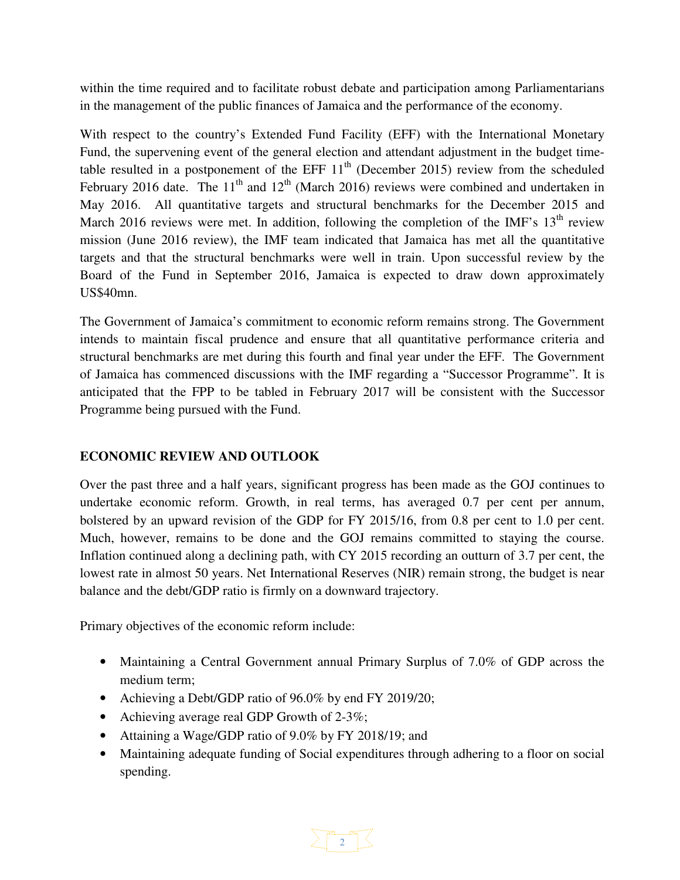within the time required and to facilitate robust debate and participation among Parliamentarians in the management of the public finances of Jamaica and the performance of the economy.

With respect to the country's Extended Fund Facility (EFF) with the International Monetary Fund, the supervening event of the general election and attendant adjustment in the budget time-table resulted in a postponement of the EFF 11th (December 2015) review from the scheduled February 2016 date. The 11th and 12th (March 2016) reviews were combined and undertaken in May 2016. All quantitative targets and structural benchmarks for the December 2015 and March 2016 reviews were met. In addition, following the completion of the IMF's 13th review mission (June 2016 review), the IMF team indicated that Jamaica has met all the quantitative targets and that the structural benchmarks were well in train. Upon successful review by the Board of the Fund in September 2016, Jamaica is expected to draw down approximately US$40mn.

The Government of Jamaica's commitment to economic reform remains strong. The Government intends to maintain fiscal prudence and ensure that all quantitative performance criteria and structural benchmarks are met during this fourth and final year under the EFF. The Government of Jamaica has commenced discussions with the IMF regarding a "Successor Programme". It is anticipated that the FPP to be tabled in February 2017 will be consistent with the Successor Programme being pursued with the Fund.

## ECONOMIC REVIEW AND OUTLOOK

Over the past three and a half years, significant progress has been made as the GOJ continues to undertake economic reform. Growth, in real terms, has averaged 0.7 per cent per annum, bolstered by an upward revision of the GDP for FY 2015/16, from 0.8 per cent to 1.0 per cent. Much, however, remains to be done and the GOJ remains committed to staying the course. Inflation continued along a declining path, with CY 2015 recording an outturn of 3.7 per cent, the lowest rate in almost 50 years. Net International Reserves (NIR) remain strong, the budget is near balance and the debt/GDP ratio is firmly on a downward trajectory.

Primary objectives of the economic reform include:

- Maintaining a Central Government annual Primary Surplus of 7.0% of GDP across the medium term;
- Achieving a Debt/GDP ratio of 96.0% by end FY 2019/20;
- Achieving average real GDP Growth of 2-3%;
- Attaining a Wage/GDP ratio of 9.0% by FY 2018/19; and
- Maintaining adequate funding of Social expenditures through adhering to a floor on social spending.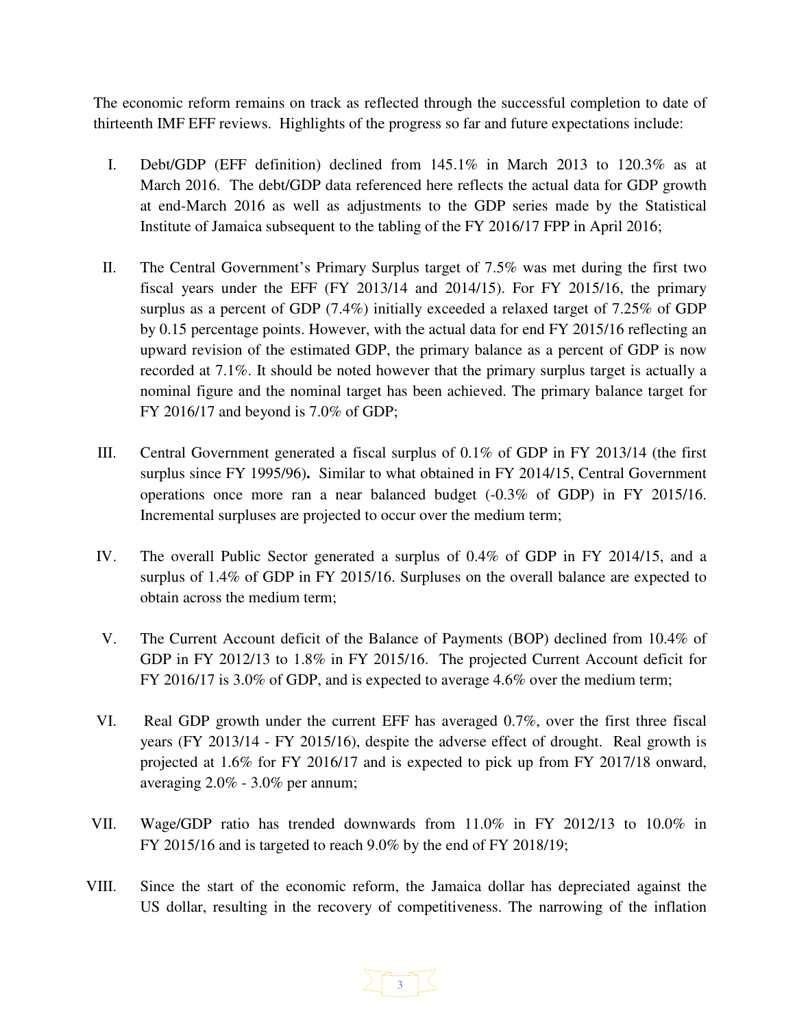The economic reform remains on track as reflected through the successful completion to date of thirteenth IMF EFF reviews. Highlights of the progress so far and future expectations include:

I. Debt/GDP (EFF definition) declined from 145.1% in March 2013 to 120.3% as at March 2016. The debt/GDP data referenced here reflects the actual data for GDP growth at end-March 2016 as well as adjustments to the GDP series made by the Statistical Institute of Jamaica subsequent to the tabling of the FY 2016/17 FPP in April 2016;

II. The Central Government's Primary Surplus target of 7.5% was met during the first two fiscal years under the EFF (FY 2013/14 and 2014/15). For FY 2015/16, the primary surplus as a percent of GDP (7.4%) initially exceeded a relaxed target of 7.25% of GDP by 0.15 percentage points. However, with the actual data for end FY 2015/16 reflecting an upward revision of the estimated GDP, the primary balance as a percent of GDP is now recorded at 7.1%. It should be noted however that the primary surplus target is actually a nominal figure and the nominal target has been achieved. The primary balance target for FY 2016/17 and beyond is 7.0% of GDP;

III. Central Government generated a fiscal surplus of 0.1% of GDP in FY 2013/14 (the first surplus since FY 1995/96)**.** Similar to what obtained in FY 2014/15, Central Government operations once more ran a near balanced budget (-0.3% of GDP) in FY 2015/16. Incremental surpluses are projected to occur over the medium term;

IV. The overall Public Sector generated a surplus of 0.4% of GDP in FY 2014/15, and a surplus of 1.4% of GDP in FY 2015/16. Surpluses on the overall balance are expected to obtain across the medium term;

V. The Current Account deficit of the Balance of Payments (BOP) declined from 10.4% of GDP in FY 2012/13 to 1.8% in FY 2015/16. The projected Current Account deficit for FY 2016/17 is 3.0% of GDP, and is expected to average 4.6% over the medium term;

VI. Real GDP growth under the current EFF has averaged 0.7%, over the first three fiscal years (FY 2013/14 - FY 2015/16), despite the adverse effect of drought. Real growth is projected at 1.6% for FY 2016/17 and is expected to pick up from FY 2017/18 onward, averaging 2.0% - 3.0% per annum;

VII. Wage/GDP ratio has trended downwards from 11.0% in FY 2012/13 to 10.0% in FY 2015/16 and is targeted to reach 9.0% by the end of FY 2018/19;

VIII. Since the start of the economic reform, the Jamaica dollar has depreciated against the US dollar, resulting in the recovery of competitiveness. The narrowing of the inflation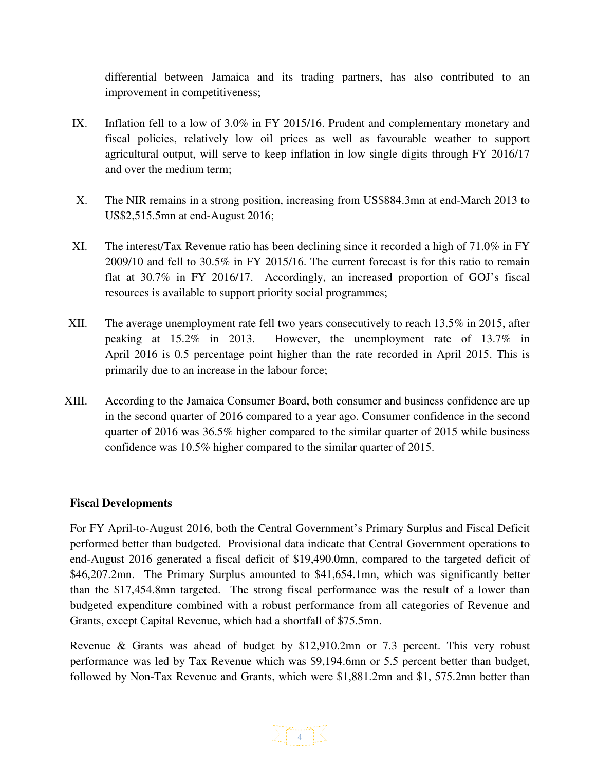differential between Jamaica and its trading partners, has also contributed to an improvement in competitiveness;

IX. Inflation fell to a low of 3.0% in FY 2015/16. Prudent and complementary monetary and fiscal policies, relatively low oil prices as well as favourable weather to support agricultural output, will serve to keep inflation in low single digits through FY 2016/17 and over the medium term;

X. The NIR remains in a strong position, increasing from US$884.3mn at end-March 2013 to US$2,515.5mn at end-August 2016;

XI. The interest/Tax Revenue ratio has been declining since it recorded a high of 71.0% in FY 2009/10 and fell to 30.5% in FY 2015/16. The current forecast is for this ratio to remain flat at 30.7% in FY 2016/17. Accordingly, an increased proportion of GOJ's fiscal resources is available to support priority social programmes;

XII. The average unemployment rate fell two years consecutively to reach 13.5% in 2015, after peaking at 15.2% in 2013. However, the unemployment rate of 13.7% in April 2016 is 0.5 percentage point higher than the rate recorded in April 2015. This is primarily due to an increase in the labour force;

XIII. According to the Jamaica Consumer Board, both consumer and business confidence are up in the second quarter of 2016 compared to a year ago. Consumer confidence in the second quarter of 2016 was 36.5% higher compared to the similar quarter of 2015 while business confidence was 10.5% higher compared to the similar quarter of 2015.

**Fiscal Developments**

For FY April-to-August 2016, both the Central Government's Primary Surplus and Fiscal Deficit performed better than budgeted. Provisional data indicate that Central Government operations to end-August 2016 generated a fiscal deficit of $19,490.0mn, compared to the targeted deficit of $46,207.2mn. The Primary Surplus amounted to $41,654.1mn, which was significantly better than the $17,454.8mn targeted. The strong fiscal performance was the result of a lower than budgeted expenditure combined with a robust performance from all categories of Revenue and Grants, except Capital Revenue, which had a shortfall of $75.5mn.

Revenue & Grants was ahead of budget by $12,910.2mn or 7.3 percent. This very robust performance was led by Tax Revenue which was $9,194.6mn or 5.5 percent better than budget, followed by Non-Tax Revenue and Grants, which were $1,881.2mn and $1, 575.2mn better than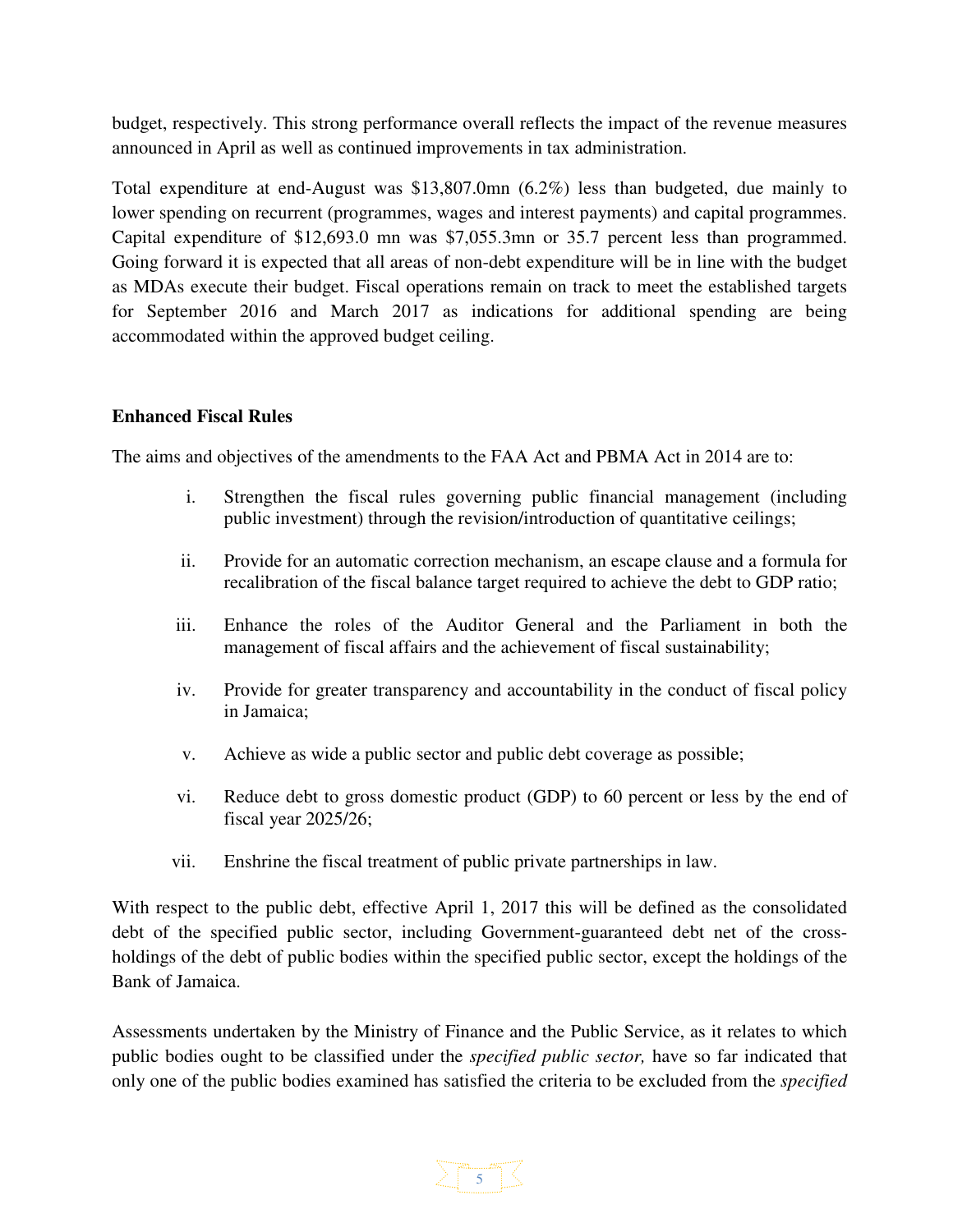budget, respectively. This strong performance overall reflects the impact of the revenue measures announced in April as well as continued improvements in tax administration.

Total expenditure at end-August was $13,807.0mn (6.2%) less than budgeted, due mainly to lower spending on recurrent (programmes, wages and interest payments) and capital programmes. Capital expenditure of $12,693.0 mn was $7,055.3mn or 35.7 percent less than programmed. Going forward it is expected that all areas of non-debt expenditure will be in line with the budget as MDAs execute their budget. Fiscal operations remain on track to meet the established targets for September 2016 and March 2017 as indications for additional spending are being accommodated within the approved budget ceiling.

**Enhanced Fiscal Rules**

The aims and objectives of the amendments to the FAA Act and PBMA Act in 2014 are to:

i. Strengthen the fiscal rules governing public financial management (including public investment) through the revision/introduction of quantitative ceilings;

ii. Provide for an automatic correction mechanism, an escape clause and a formula for recalibration of the fiscal balance target required to achieve the debt to GDP ratio;

iii. Enhance the roles of the Auditor General and the Parliament in both the management of fiscal affairs and the achievement of fiscal sustainability;

iv. Provide for greater transparency and accountability in the conduct of fiscal policy in Jamaica;

v. Achieve as wide a public sector and public debt coverage as possible;

vi. Reduce debt to gross domestic product (GDP) to 60 percent or less by the end of fiscal year 2025/26;

vii. Enshrine the fiscal treatment of public private partnerships in law.

With respect to the public debt, effective April 1, 2017 this will be defined as the consolidated debt of the specified public sector, including Government-guaranteed debt net of the cross-holdings of the debt of public bodies within the specified public sector, except the holdings of the Bank of Jamaica.

Assessments undertaken by the Ministry of Finance and the Public Service, as it relates to which public bodies ought to be classified under the *specified public sector,* have so far indicated that only one of the public bodies examined has satisfied the criteria to be excluded from the *specified*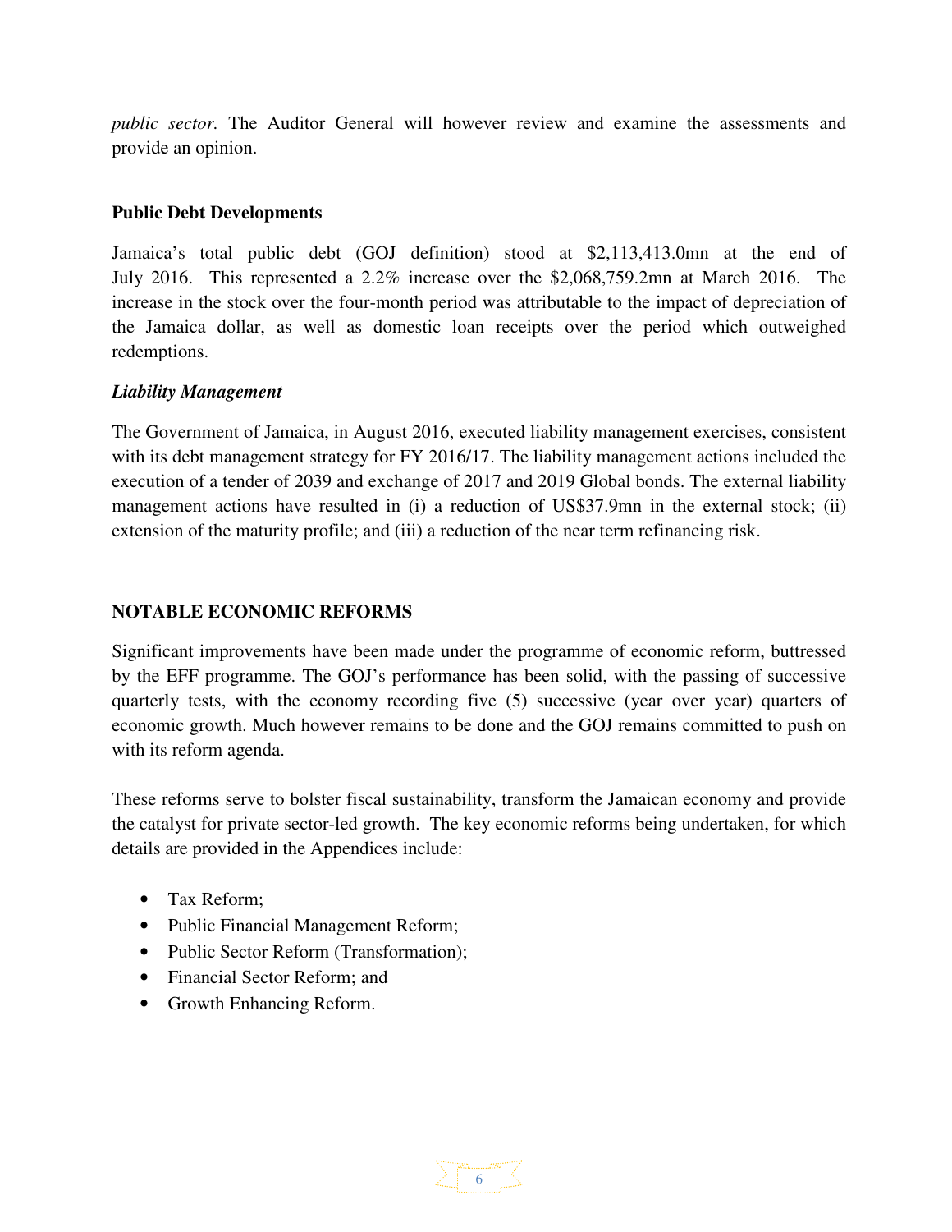*public sector.* The Auditor General will however review and examine the assessments and provide an opinion.

**Public Debt Developments**

Jamaica's total public debt (GOJ definition) stood at $2,113,413.0mn at the end of July 2016. This represented a 2.2% increase over the $2,068,759.2mn at March 2016. The increase in the stock over the four-month period was attributable to the impact of depreciation of the Jamaica dollar, as well as domestic loan receipts over the period which outweighed redemptions.

***Liability Management***

The Government of Jamaica, in August 2016, executed liability management exercises, consistent with its debt management strategy for FY 2016/17. The liability management actions included the execution of a tender of 2039 and exchange of 2017 and 2019 Global bonds. The external liability management actions have resulted in (i) a reduction of US$37.9mn in the external stock; (ii) extension of the maturity profile; and (iii) a reduction of the near term refinancing risk.

## NOTABLE ECONOMIC REFORMS

Significant improvements have been made under the programme of economic reform, buttressed by the EFF programme. The GOJ's performance has been solid, with the passing of successive quarterly tests, with the economy recording five (5) successive (year over year) quarters of economic growth. Much however remains to be done and the GOJ remains committed to push on with its reform agenda.

These reforms serve to bolster fiscal sustainability, transform the Jamaican economy and provide the catalyst for private sector-led growth. The key economic reforms being undertaken, for which details are provided in the Appendices include:

- Tax Reform;
- Public Financial Management Reform;
- Public Sector Reform (Transformation);
- Financial Sector Reform; and
- Growth Enhancing Reform.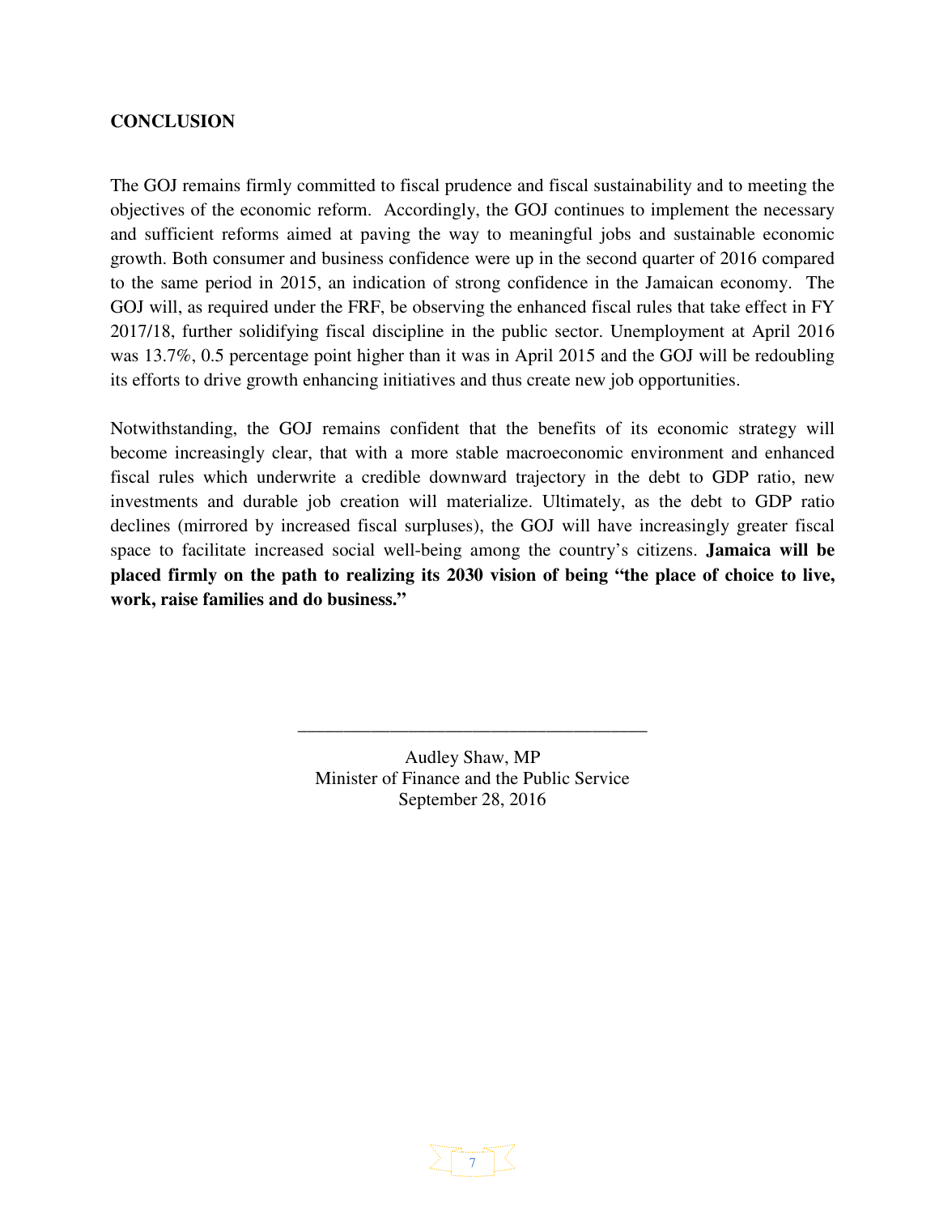## CONCLUSION

The GOJ remains firmly committed to fiscal prudence and fiscal sustainability and to meeting the objectives of the economic reform. Accordingly, the GOJ continues to implement the necessary and sufficient reforms aimed at paving the way to meaningful jobs and sustainable economic growth. Both consumer and business confidence were up in the second quarter of 2016 compared to the same period in 2015, an indication of strong confidence in the Jamaican economy. The GOJ will, as required under the FRF, be observing the enhanced fiscal rules that take effect in FY 2017/18, further solidifying fiscal discipline in the public sector. Unemployment at April 2016 was 13.7%, 0.5 percentage point higher than it was in April 2015 and the GOJ will be redoubling its efforts to drive growth enhancing initiatives and thus create new job opportunities.

Notwithstanding, the GOJ remains confident that the benefits of its economic strategy will become increasingly clear, that with a more stable macroeconomic environment and enhanced fiscal rules which underwrite a credible downward trajectory in the debt to GDP ratio, new investments and durable job creation will materialize. Ultimately, as the debt to GDP ratio declines (mirrored by increased fiscal surpluses), the GOJ will have increasingly greater fiscal space to facilitate increased social well-being among the country's citizens. **Jamaica will be placed firmly on the path to realizing its 2030 vision of being "the place of choice to live, work, raise families and do business."**

\_\_\_\_\_\_\_\_\_\_\_\_\_\_\_\_\_\_\_\_\_\_\_\_\_\_\_\_\_\_\_\_\_\_\_\_\_\_\_

Audley Shaw, MP  
Minister of Finance and the Public Service  
September 28, 2016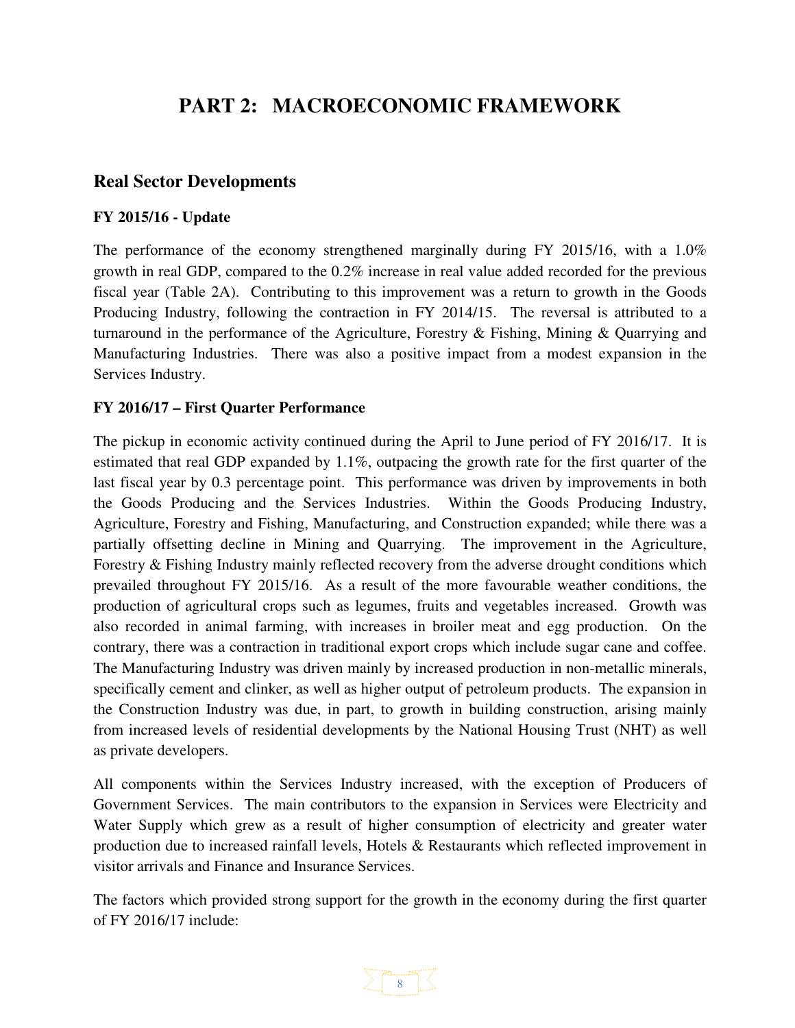# PART 2: MACROECONOMIC FRAMEWORK

## Real Sector Developments

### FY 2015/16 - Update

The performance of the economy strengthened marginally during FY 2015/16, with a 1.0% growth in real GDP, compared to the 0.2% increase in real value added recorded for the previous fiscal year (Table 2A). Contributing to this improvement was a return to growth in the Goods Producing Industry, following the contraction in FY 2014/15. The reversal is attributed to a turnaround in the performance of the Agriculture, Forestry & Fishing, Mining & Quarrying and Manufacturing Industries. There was also a positive impact from a modest expansion in the Services Industry.

### FY 2016/17 – First Quarter Performance

The pickup in economic activity continued during the April to June period of FY 2016/17. It is estimated that real GDP expanded by 1.1%, outpacing the growth rate for the first quarter of the last fiscal year by 0.3 percentage point. This performance was driven by improvements in both the Goods Producing and the Services Industries. Within the Goods Producing Industry, Agriculture, Forestry and Fishing, Manufacturing, and Construction expanded; while there was a partially offsetting decline in Mining and Quarrying. The improvement in the Agriculture, Forestry & Fishing Industry mainly reflected recovery from the adverse drought conditions which prevailed throughout FY 2015/16. As a result of the more favourable weather conditions, the production of agricultural crops such as legumes, fruits and vegetables increased. Growth was also recorded in animal farming, with increases in broiler meat and egg production. On the contrary, there was a contraction in traditional export crops which include sugar cane and coffee. The Manufacturing Industry was driven mainly by increased production in non-metallic minerals, specifically cement and clinker, as well as higher output of petroleum products. The expansion in the Construction Industry was due, in part, to growth in building construction, arising mainly from increased levels of residential developments by the National Housing Trust (NHT) as well as private developers.

All components within the Services Industry increased, with the exception of Producers of Government Services. The main contributors to the expansion in Services were Electricity and Water Supply which grew as a result of higher consumption of electricity and greater water production due to increased rainfall levels, Hotels & Restaurants which reflected improvement in visitor arrivals and Finance and Insurance Services.

The factors which provided strong support for the growth in the economy during the first quarter of FY 2016/17 include: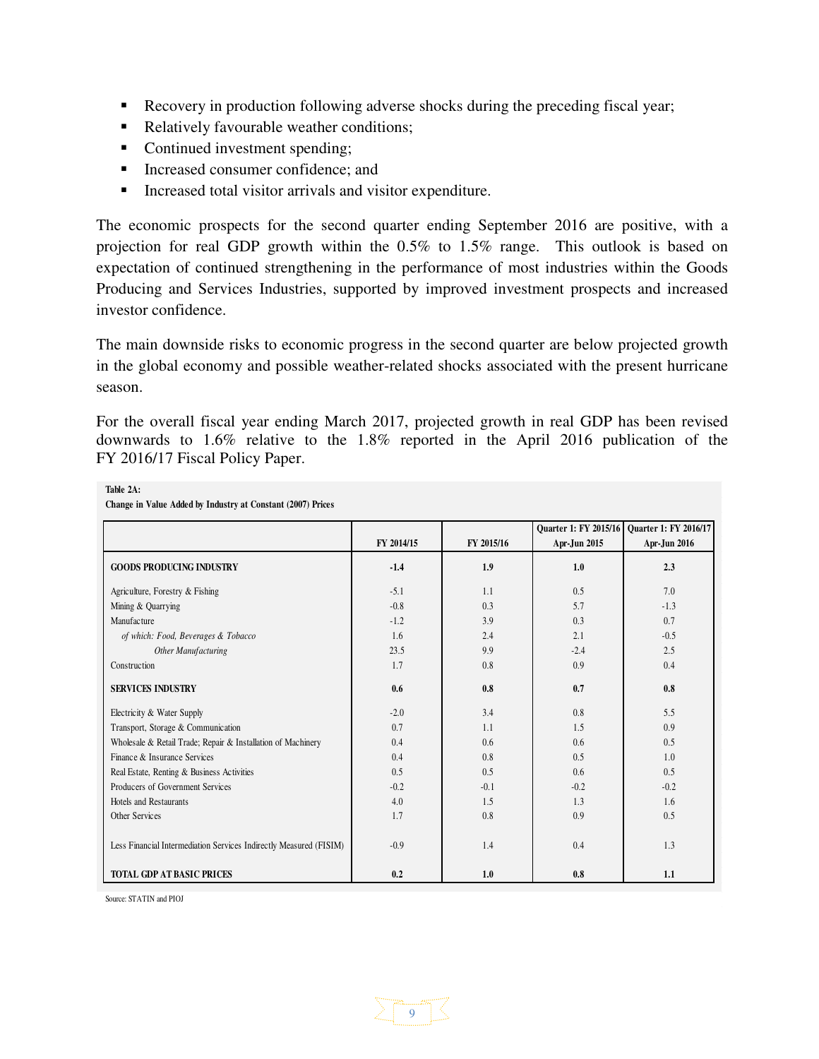- Recovery in production following adverse shocks during the preceding fiscal year;
- Relatively favourable weather conditions;
- Continued investment spending;
- Increased consumer confidence; and
- Increased total visitor arrivals and visitor expenditure.

The economic prospects for the second quarter ending September 2016 are positive, with a projection for real GDP growth within the 0.5% to 1.5% range. This outlook is based on expectation of continued strengthening in the performance of most industries within the Goods Producing and Services Industries, supported by improved investment prospects and increased investor confidence.

The main downside risks to economic progress in the second quarter are below projected growth in the global economy and possible weather-related shocks associated with the present hurricane season.

For the overall fiscal year ending March 2017, projected growth in real GDP has been revised downwards to 1.6% relative to the 1.8% reported in the April 2016 publication of the FY 2016/17 Fiscal Policy Paper.

**Table 2A:**
**Change in Value Added by Industry at Constant (2007) Prices**

| | FY 2014/15 | FY 2015/16 | Quarter 1: FY 2015/16 Apr-Jun 2015 | Quarter 1: FY 2016/17 Apr-Jun 2016 |
|---|---|---|---|---|
| **GOODS PRODUCING INDUSTRY** | **-1.4** | **1.9** | **1.0** | **2.3** |
| Agriculture, Forestry & Fishing | -5.1 | 1.1 | 0.5 | 7.0 |
| Mining & Quarrying | -0.8 | 0.3 | 5.7 | -1.3 |
| Manufacture | -1.2 | 3.9 | 0.3 | 0.7 |
| *of which: Food, Beverages & Tobacco* | 1.6 | 2.4 | 2.1 | -0.5 |
| *Other Manufacturing* | 23.5 | 9.9 | -2.4 | 2.5 |
| Construction | 1.7 | 0.8 | 0.9 | 0.4 |
| **SERVICES INDUSTRY** | **0.6** | **0.8** | **0.7** | **0.8** |
| Electricity & Water Supply | -2.0 | 3.4 | 0.8 | 5.5 |
| Transport, Storage & Communication | 0.7 | 1.1 | 1.5 | 0.9 |
| Wholesale & Retail Trade; Repair & Installation of Machinery | 0.4 | 0.6 | 0.6 | 0.5 |
| Finance & Insurance Services | 0.4 | 0.8 | 0.5 | 1.0 |
| Real Estate, Renting & Business Activities | 0.5 | 0.5 | 0.6 | 0.5 |
| Producers of Government Services | -0.2 | -0.1 | -0.2 | -0.2 |
| Hotels and Restaurants | 4.0 | 1.5 | 1.3 | 1.6 |
| Other Services | 1.7 | 0.8 | 0.9 | 0.5 |
| Less Financial Intermediation Services Indirectly Measured (FISIM) | -0.9 | 1.4 | 0.4 | 1.3 |
| **TOTAL GDP AT BASIC PRICES** | **0.2** | **1.0** | **0.8** | **1.1** |

Source: STATIN and PIOJ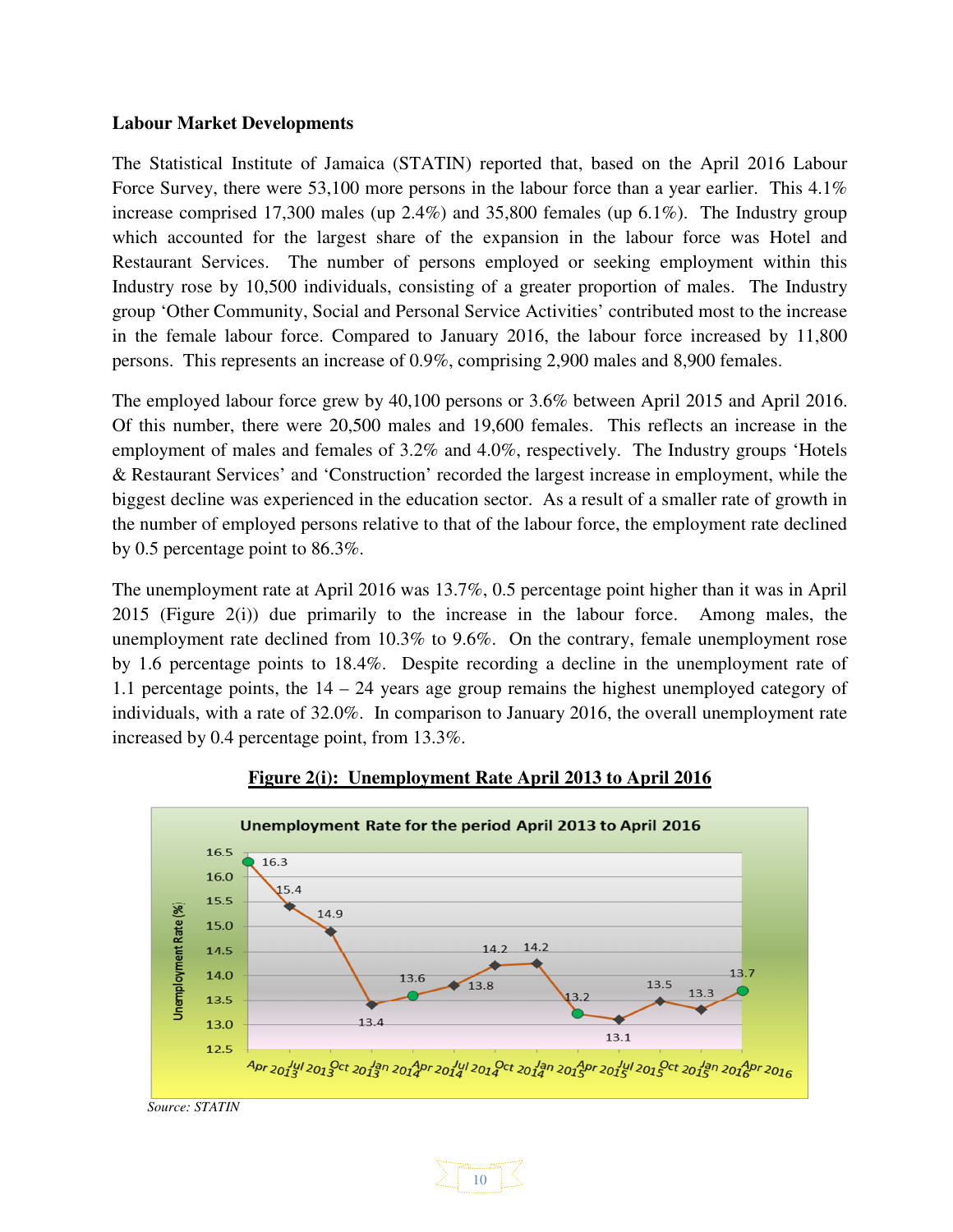**Labour Market Developments**

The Statistical Institute of Jamaica (STATIN) reported that, based on the April 2016 Labour Force Survey, there were 53,100 more persons in the labour force than a year earlier. This 4.1% increase comprised 17,300 males (up 2.4%) and 35,800 females (up 6.1%). The Industry group which accounted for the largest share of the expansion in the labour force was Hotel and Restaurant Services. The number of persons employed or seeking employment within this Industry rose by 10,500 individuals, consisting of a greater proportion of males. The Industry group 'Other Community, Social and Personal Service Activities' contributed most to the increase in the female labour force. Compared to January 2016, the labour force increased by 11,800 persons. This represents an increase of 0.9%, comprising 2,900 males and 8,900 females.

The employed labour force grew by 40,100 persons or 3.6% between April 2015 and April 2016. Of this number, there were 20,500 males and 19,600 females. This reflects an increase in the employment of males and females of 3.2% and 4.0%, respectively. The Industry groups 'Hotels & Restaurant Services' and 'Construction' recorded the largest increase in employment, while the biggest decline was experienced in the education sector. As a result of a smaller rate of growth in the number of employed persons relative to that of the labour force, the employment rate declined by 0.5 percentage point to 86.3%.

The unemployment rate at April 2016 was 13.7%, 0.5 percentage point higher than it was in April 2015 (Figure 2(i)) due primarily to the increase in the labour force. Among males, the unemployment rate declined from 10.3% to 9.6%. On the contrary, female unemployment rose by 1.6 percentage points to 18.4%. Despite recording a decline in the unemployment rate of 1.1 percentage points, the 14 – 24 years age group remains the highest unemployed category of individuals, with a rate of 32.0%. In comparison to January 2016, the overall unemployment rate increased by 0.4 percentage point, from 13.3%.

**Figure 2(i): Unemployment Rate April 2013 to April 2016**

Unemployment Rate for the period April 2013 to April 2016

| Period | Unemployment Rate (%) |
|---|---|
| Apr 2013 | 16.3 |
| Jul 2013 | 15.4 |
| Oct 2013 | 14.9 |
| Jan 2014 | 13.4 |
| Apr 2014 | 13.6 |
| Jul 2014 | 13.8 |
| Oct 2014 | 14.2 |
| Jan 2015 | 14.2 |
| Apr 2015 | 13.2 |
| Jul 2015 | 13.1 |
| Oct 2015 | 13.5 |
| Jan 2016 | 13.3 |
| Apr 2016 | 13.7 |

*Source: STATIN*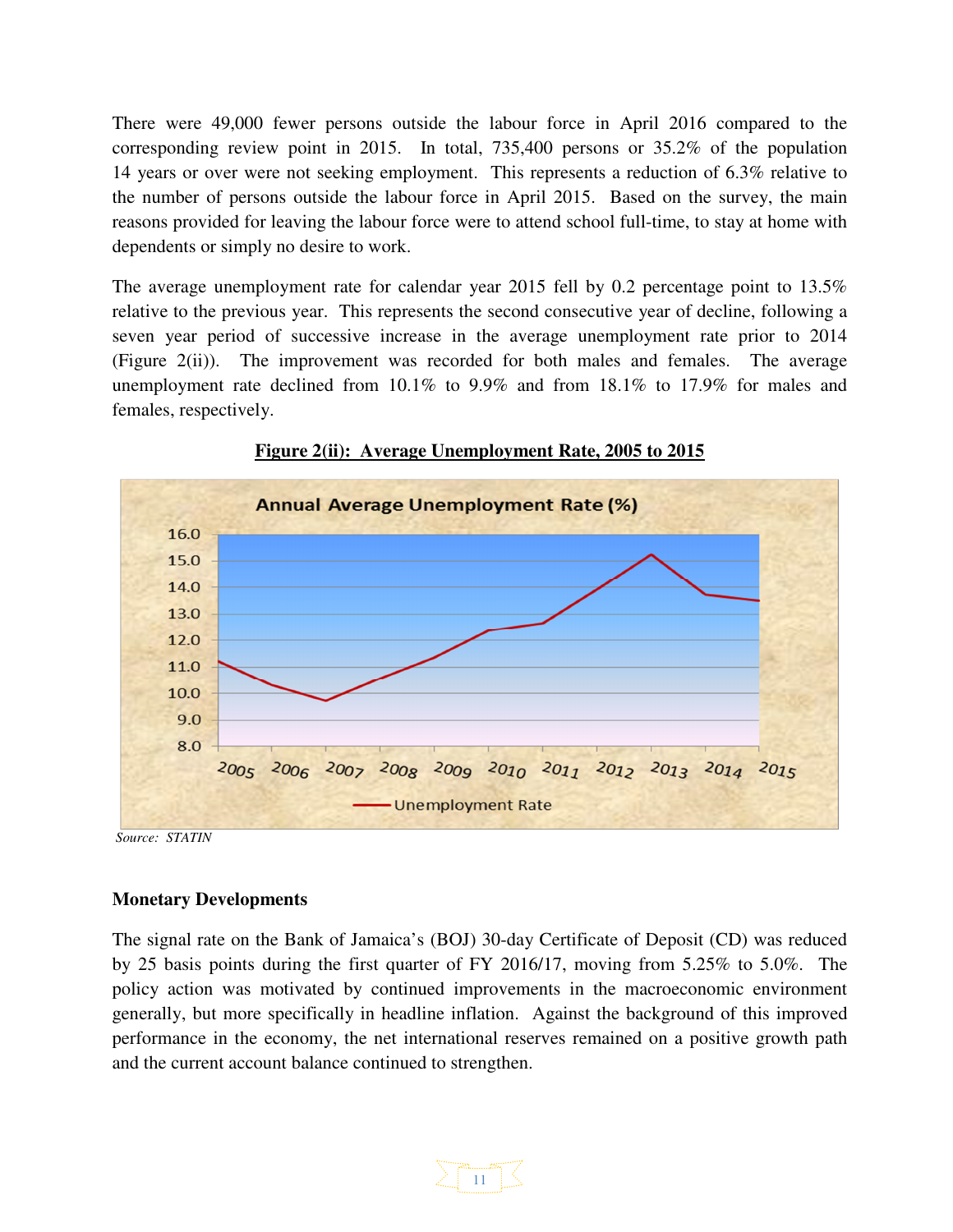There were 49,000 fewer persons outside the labour force in April 2016 compared to the corresponding review point in 2015. In total, 735,400 persons or 35.2% of the population 14 years or over were not seeking employment. This represents a reduction of 6.3% relative to the number of persons outside the labour force in April 2015. Based on the survey, the main reasons provided for leaving the labour force were to attend school full-time, to stay at home with dependents or simply no desire to work.

The average unemployment rate for calendar year 2015 fell by 0.2 percentage point to 13.5% relative to the previous year. This represents the second consecutive year of decline, following a seven year period of successive increase in the average unemployment rate prior to 2014 (Figure 2(ii)). The improvement was recorded for both males and females. The average unemployment rate declined from 10.1% to 9.9% and from 18.1% to 17.9% for males and females, respectively.

**Figure 2(ii): Average Unemployment Rate, 2005 to 2015**

*Source: STATIN*

## Monetary Developments

The signal rate on the Bank of Jamaica's (BOJ) 30-day Certificate of Deposit (CD) was reduced by 25 basis points during the first quarter of FY 2016/17, moving from 5.25% to 5.0%. The policy action was motivated by continued improvements in the macroeconomic environment generally, but more specifically in headline inflation. Against the background of this improved performance in the economy, the net international reserves remained on a positive growth path and the current account balance continued to strengthen.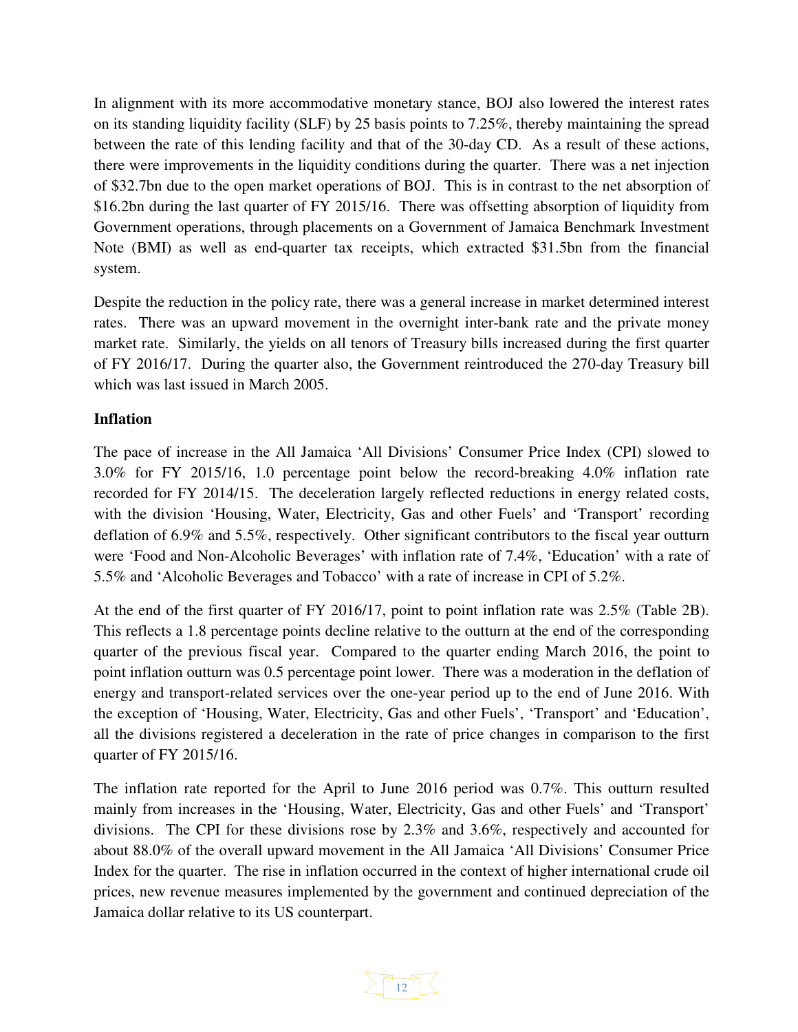In alignment with its more accommodative monetary stance, BOJ also lowered the interest rates on its standing liquidity facility (SLF) by 25 basis points to 7.25%, thereby maintaining the spread between the rate of this lending facility and that of the 30-day CD. As a result of these actions, there were improvements in the liquidity conditions during the quarter. There was a net injection of $32.7bn due to the open market operations of BOJ. This is in contrast to the net absorption of $16.2bn during the last quarter of FY 2015/16. There was offsetting absorption of liquidity from Government operations, through placements on a Government of Jamaica Benchmark Investment Note (BMI) as well as end-quarter tax receipts, which extracted $31.5bn from the financial system.

Despite the reduction in the policy rate, there was a general increase in market determined interest rates. There was an upward movement in the overnight inter-bank rate and the private money market rate. Similarly, the yields on all tenors of Treasury bills increased during the first quarter of FY 2016/17. During the quarter also, the Government reintroduced the 270-day Treasury bill which was last issued in March 2005.

**Inflation**

The pace of increase in the All Jamaica 'All Divisions' Consumer Price Index (CPI) slowed to 3.0% for FY 2015/16, 1.0 percentage point below the record-breaking 4.0% inflation rate recorded for FY 2014/15. The deceleration largely reflected reductions in energy related costs, with the division 'Housing, Water, Electricity, Gas and other Fuels' and 'Transport' recording deflation of 6.9% and 5.5%, respectively. Other significant contributors to the fiscal year outturn were 'Food and Non-Alcoholic Beverages' with inflation rate of 7.4%, 'Education' with a rate of 5.5% and 'Alcoholic Beverages and Tobacco' with a rate of increase in CPI of 5.2%.

At the end of the first quarter of FY 2016/17, point to point inflation rate was 2.5% (Table 2B). This reflects a 1.8 percentage points decline relative to the outturn at the end of the corresponding quarter of the previous fiscal year. Compared to the quarter ending March 2016, the point to point inflation outturn was 0.5 percentage point lower. There was a moderation in the deflation of energy and transport-related services over the one-year period up to the end of June 2016. With the exception of 'Housing, Water, Electricity, Gas and other Fuels', 'Transport' and 'Education', all the divisions registered a deceleration in the rate of price changes in comparison to the first quarter of FY 2015/16.

The inflation rate reported for the April to June 2016 period was 0.7%. This outturn resulted mainly from increases in the 'Housing, Water, Electricity, Gas and other Fuels' and 'Transport' divisions. The CPI for these divisions rose by 2.3% and 3.6%, respectively and accounted for about 88.0% of the overall upward movement in the All Jamaica 'All Divisions' Consumer Price Index for the quarter. The rise in inflation occurred in the context of higher international crude oil prices, new revenue measures implemented by the government and continued depreciation of the Jamaica dollar relative to its US counterpart.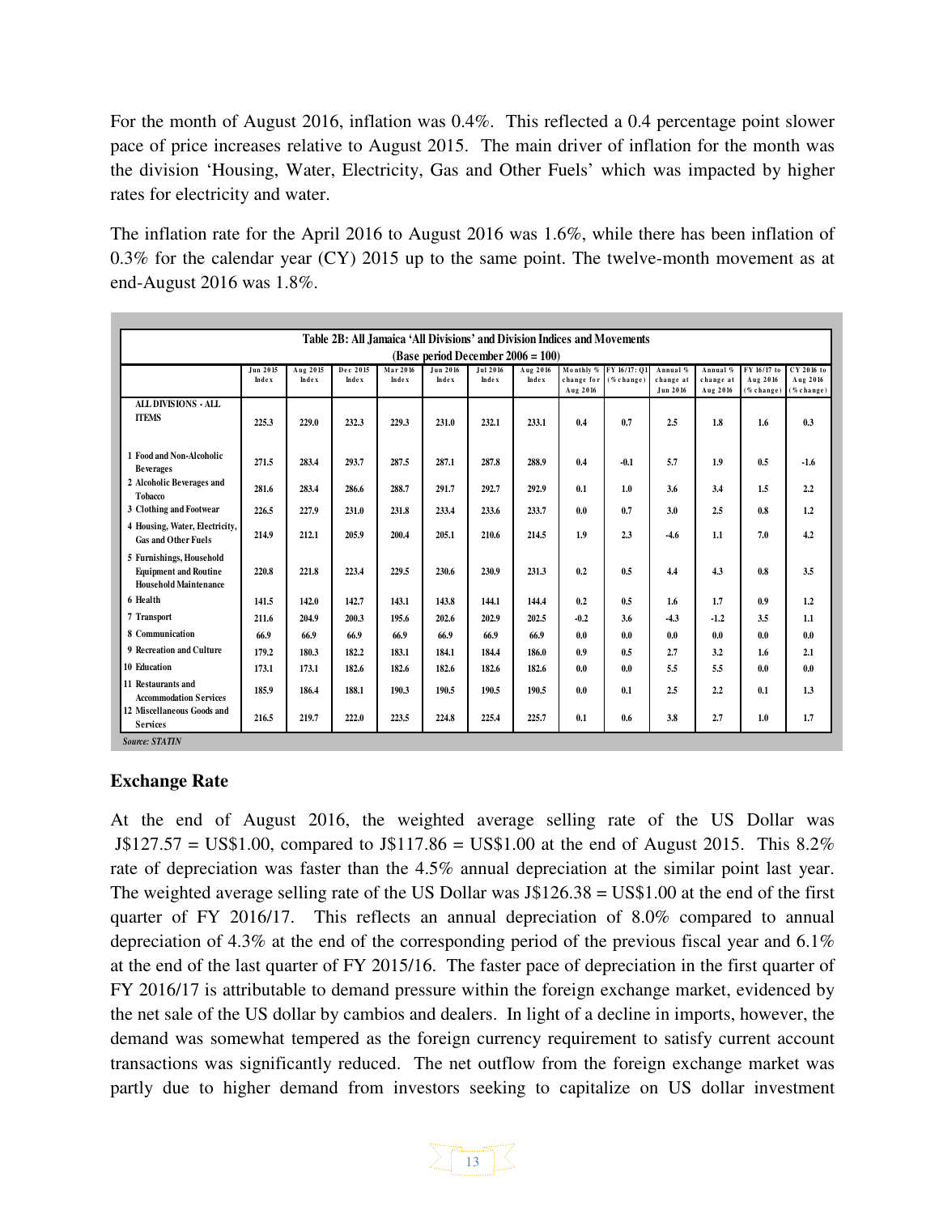For the month of August 2016, inflation was 0.4%. This reflected a 0.4 percentage point slower pace of price increases relative to August 2015. The main driver of inflation for the month was the division 'Housing, Water, Electricity, Gas and Other Fuels' which was impacted by higher rates for electricity and water.

The inflation rate for the April 2016 to August 2016 was 1.6%, while there has been inflation of 0.3% for the calendar year (CY) 2015 up to the same point. The twelve-month movement as at end-August 2016 was 1.8%.

**Table 2B: All Jamaica 'All Divisions' and Division Indices and Movements**
**(Base period December 2006 = 100)**

| | Jun 2015 Index | Aug 2015 Index | Dec 2015 Index | Mar 2016 Index | Jun 2016 Index | Jul 2016 Index | Aug 2016 Index | Monthly % change for Aug 2016 | FY 16/17: Q1 (% change) | Annual % change at Jun 2016 | Annual % change at Aug 2016 | FY 16/17 to Aug 2016 (% change) | CY 2016 to Aug 2016 (% change) |
|---|---|---|---|---|---|---|---|---|---|---|---|---|---|
| ALL DIVISIONS - ALL ITEMS | 225.3 | 229.0 | 232.3 | 229.3 | 231.0 | 232.1 | 233.1 | 0.4 | 0.7 | 2.5 | 1.8 | 1.6 | 0.3 |
| 1 Food and Non-Alcoholic Beverages | 271.5 | 283.4 | 293.7 | 287.5 | 287.1 | 287.8 | 288.9 | 0.4 | -0.1 | 5.7 | 1.9 | 0.5 | -1.6 |
| 2 Alcoholic Beverages and Tobacco | 281.6 | 283.4 | 286.6 | 288.7 | 291.7 | 292.7 | 292.9 | 0.1 | 1.0 | 3.6 | 3.4 | 1.5 | 2.2 |
| 3 Clothing and Footwear | 226.5 | 227.9 | 231.0 | 231.8 | 233.4 | 233.6 | 233.7 | 0.0 | 0.7 | 3.0 | 2.5 | 0.8 | 1.2 |
| 4 Housing, Water, Electricity, Gas and Other Fuels | 214.9 | 212.1 | 205.9 | 200.4 | 205.1 | 210.6 | 214.5 | 1.9 | 2.3 | -4.6 | 1.1 | 7.0 | 4.2 |
| 5 Furnishings, Household Equipment and Routine Household Maintenance | 220.8 | 221.8 | 223.4 | 229.5 | 230.6 | 230.9 | 231.3 | 0.2 | 0.5 | 4.4 | 4.3 | 0.8 | 3.5 |
| 6 Health | 141.5 | 142.0 | 142.7 | 143.1 | 143.8 | 144.1 | 144.4 | 0.2 | 0.5 | 1.6 | 1.7 | 0.9 | 1.2 |
| 7 Transport | 211.6 | 204.9 | 200.3 | 195.6 | 202.6 | 202.9 | 202.5 | -0.2 | 3.6 | -4.3 | -1.2 | 3.5 | 1.1 |
| 8 Communication | 66.9 | 66.9 | 66.9 | 66.9 | 66.9 | 66.9 | 66.9 | 0.0 | 0.0 | 0.0 | 0.0 | 0.0 | 0.0 |
| 9 Recreation and Culture | 179.2 | 180.3 | 182.2 | 183.1 | 184.1 | 184.4 | 186.0 | 0.9 | 0.5 | 2.7 | 3.2 | 1.6 | 2.1 |
| 10 Education | 173.1 | 173.1 | 182.6 | 182.6 | 182.6 | 182.6 | 182.6 | 0.0 | 0.0 | 5.5 | 5.5 | 0.0 | 0.0 |
| 11 Restaurants and Accommodation Services | 185.9 | 186.4 | 188.1 | 190.3 | 190.5 | 190.5 | 190.5 | 0.0 | 0.1 | 2.5 | 2.2 | 0.1 | 1.3 |
| 12 Miscellaneous Goods and Services | 216.5 | 219.7 | 222.0 | 223.5 | 224.8 | 225.4 | 225.7 | 0.1 | 0.6 | 3.8 | 2.7 | 1.0 | 1.7 |

*Source: STATIN*

## Exchange Rate

At the end of August 2016, the weighted average selling rate of the US Dollar was J$127.57 = US$1.00, compared to J$117.86 = US$1.00 at the end of August 2015. This 8.2% rate of depreciation was faster than the 4.5% annual depreciation at the similar point last year. The weighted average selling rate of the US Dollar was J$126.38 = US$1.00 at the end of the first quarter of FY 2016/17. This reflects an annual depreciation of 8.0% compared to annual depreciation of 4.3% at the end of the corresponding period of the previous fiscal year and 6.1% at the end of the last quarter of FY 2015/16. The faster pace of depreciation in the first quarter of FY 2016/17 is attributable to demand pressure within the foreign exchange market, evidenced by the net sale of the US dollar by cambios and dealers. In light of a decline in imports, however, the demand was somewhat tempered as the foreign currency requirement to satisfy current account transactions was significantly reduced. The net outflow from the foreign exchange market was partly due to higher demand from investors seeking to capitalize on US dollar investment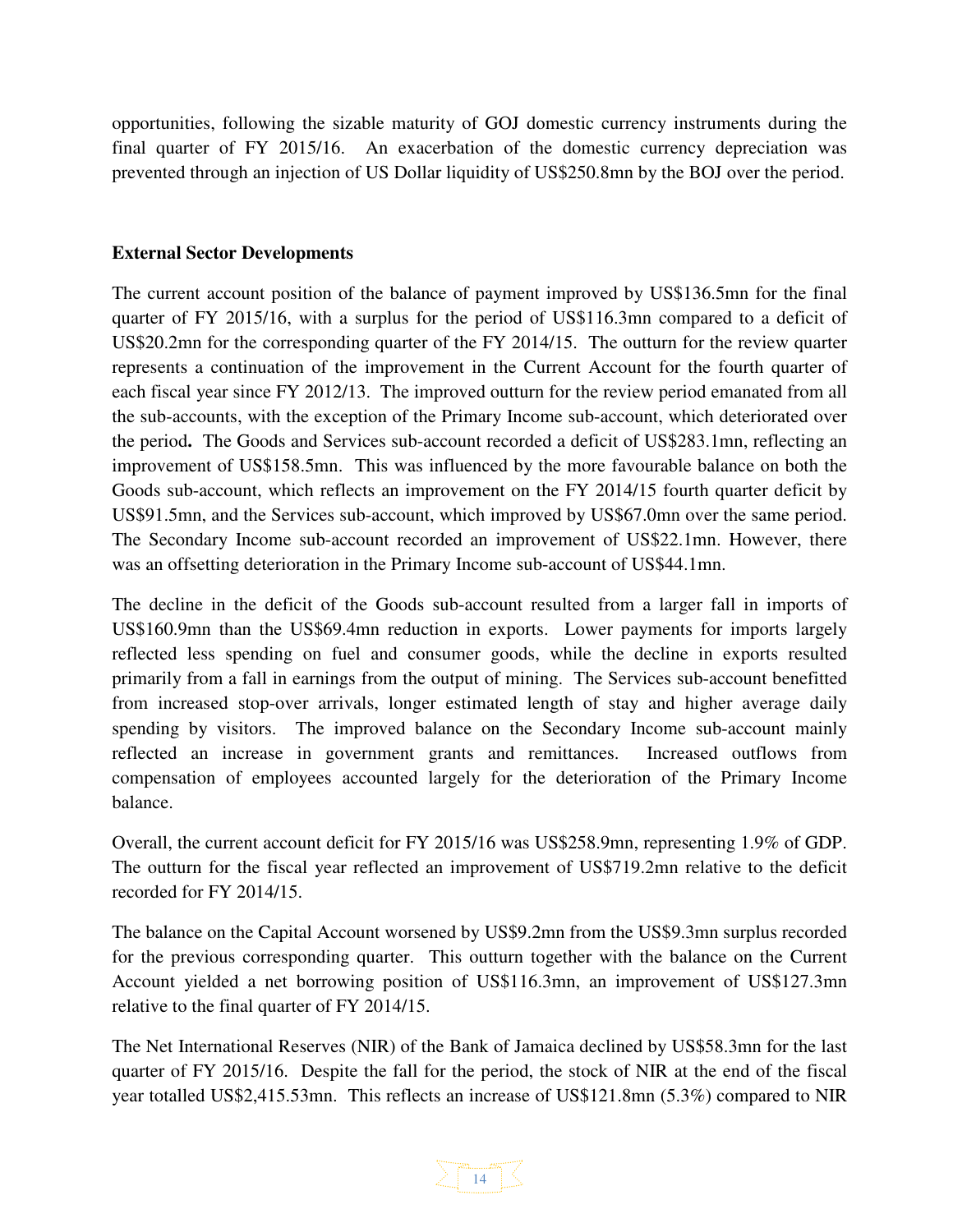opportunities, following the sizable maturity of GOJ domestic currency instruments during the final quarter of FY 2015/16. An exacerbation of the domestic currency depreciation was prevented through an injection of US Dollar liquidity of US$250.8mn by the BOJ over the period.

**External Sector Developments**

The current account position of the balance of payment improved by US$136.5mn for the final quarter of FY 2015/16, with a surplus for the period of US$116.3mn compared to a deficit of US$20.2mn for the corresponding quarter of the FY 2014/15. The outturn for the review quarter represents a continuation of the improvement in the Current Account for the fourth quarter of each fiscal year since FY 2012/13. The improved outturn for the review period emanated from all the sub-accounts, with the exception of the Primary Income sub-account, which deteriorated over the period**.** The Goods and Services sub-account recorded a deficit of US$283.1mn, reflecting an improvement of US$158.5mn. This was influenced by the more favourable balance on both the Goods sub-account, which reflects an improvement on the FY 2014/15 fourth quarter deficit by US$91.5mn, and the Services sub-account, which improved by US$67.0mn over the same period. The Secondary Income sub-account recorded an improvement of US$22.1mn. However, there was an offsetting deterioration in the Primary Income sub-account of US$44.1mn.

The decline in the deficit of the Goods sub-account resulted from a larger fall in imports of US$160.9mn than the US$69.4mn reduction in exports. Lower payments for imports largely reflected less spending on fuel and consumer goods, while the decline in exports resulted primarily from a fall in earnings from the output of mining. The Services sub-account benefitted from increased stop-over arrivals, longer estimated length of stay and higher average daily spending by visitors. The improved balance on the Secondary Income sub-account mainly reflected an increase in government grants and remittances. Increased outflows from compensation of employees accounted largely for the deterioration of the Primary Income balance.

Overall, the current account deficit for FY 2015/16 was US$258.9mn, representing 1.9% of GDP. The outturn for the fiscal year reflected an improvement of US$719.2mn relative to the deficit recorded for FY 2014/15.

The balance on the Capital Account worsened by US$9.2mn from the US$9.3mn surplus recorded for the previous corresponding quarter. This outturn together with the balance on the Current Account yielded a net borrowing position of US$116.3mn, an improvement of US$127.3mn relative to the final quarter of FY 2014/15.

The Net International Reserves (NIR) of the Bank of Jamaica declined by US$58.3mn for the last quarter of FY 2015/16. Despite the fall for the period, the stock of NIR at the end of the fiscal year totalled US$2,415.53mn. This reflects an increase of US$121.8mn (5.3%) compared to NIR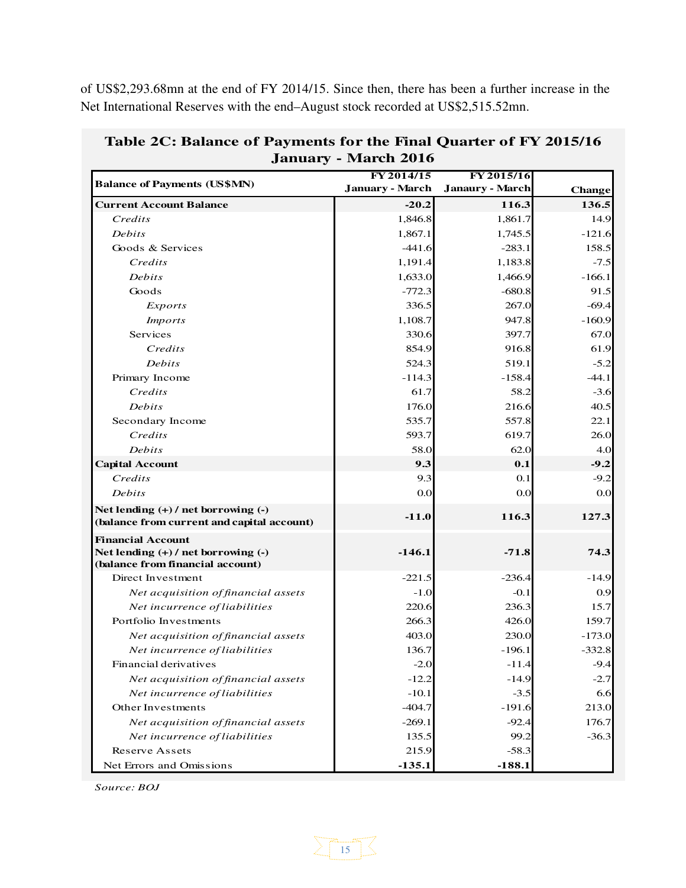of US$2,293.68mn at the end of FY 2014/15. Since then, there has been a further increase in the Net International Reserves with the end–August stock recorded at US$2,515.52mn.

**Table 2C: Balance of Payments for the Final Quarter of FY 2015/16 January - March 2016**

| Balance of Payments (US$MN) | FY 2014/15 January - March | FY 2015/16 Janaury - March | Change |
|---|---|---|---|
| **Current Account Balance** | **-20.2** | **116.3** | **136.5** |
| *Credits* | 1,846.8 | 1,861.7 | 14.9 |
| *Debits* | 1,867.1 | 1,745.5 | -121.6 |
| Goods & Services | -441.6 | -283.1 | 158.5 |
| *Credits* | 1,191.4 | 1,183.8 | -7.5 |
| *Debits* | 1,633.0 | 1,466.9 | -166.1 |
| Goods | -772.3 | -680.8 | 91.5 |
| *Exports* | 336.5 | 267.0 | -69.4 |
| *Imports* | 1,108.7 | 947.8 | -160.9 |
| Services | 330.6 | 397.7 | 67.0 |
| *Credits* | 854.9 | 916.8 | 61.9 |
| *Debits* | 524.3 | 519.1 | -5.2 |
| Primary Income | -114.3 | -158.4 | -44.1 |
| *Credits* | 61.7 | 58.2 | -3.6 |
| *Debits* | 176.0 | 216.6 | 40.5 |
| Secondary Income | 535.7 | 557.8 | 22.1 |
| *Credits* | 593.7 | 619.7 | 26.0 |
| *Debits* | 58.0 | 62.0 | 4.0 |
| **Capital Account** | **9.3** | **0.1** | **-9.2** |
| *Credits* | 9.3 | 0.1 | -9.2 |
| *Debits* | 0.0 | 0.0 | 0.0 |
| **Net lending (+) / net borrowing (-) (balance from current and capital account)** | **-11.0** | **116.3** | **127.3** |
| **Financial Account Net lending (+) / net borrowing (-) (balance from financial account)** | **-146.1** | **-71.8** | **74.3** |
| Direct Investment | -221.5 | -236.4 | -14.9 |
| *Net acquisition of financial assets* | -1.0 | -0.1 | 0.9 |
| *Net incurrence of liabilities* | 220.6 | 236.3 | 15.7 |
| Portfolio Investments | 266.3 | 426.0 | 159.7 |
| *Net acquisition of financial assets* | 403.0 | 230.0 | -173.0 |
| *Net incurrence of liabilities* | 136.7 | -196.1 | -332.8 |
| Financial derivatives | -2.0 | -11.4 | -9.4 |
| *Net acquisition of financial assets* | -12.2 | -14.9 | -2.7 |
| *Net incurrence of liabilities* | -10.1 | -3.5 | 6.6 |
| Other Investments | -404.7 | -191.6 | 213.0 |
| *Net acquisition of financial assets* | -269.1 | -92.4 | 176.7 |
| *Net incurrence of liabilities* | 135.5 | 99.2 | -36.3 |
| Reserve Assets | 215.9 | -58.3 | |
| Net Errors and Omissions | **-135.1** | **-188.1** | |

*Source: BOJ*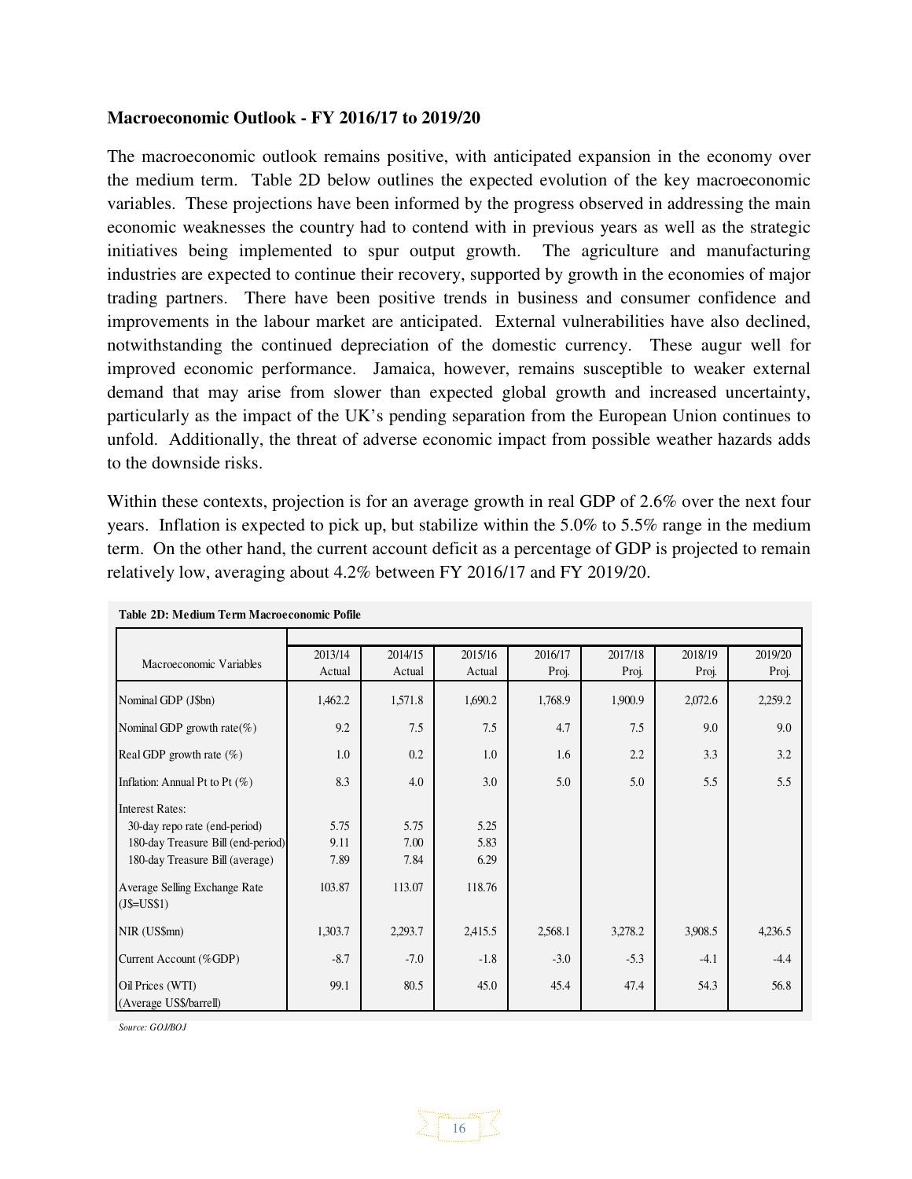**Macroeconomic Outlook - FY 2016/17 to 2019/20**

The macroeconomic outlook remains positive, with anticipated expansion in the economy over the medium term. Table 2D below outlines the expected evolution of the key macroeconomic variables. These projections have been informed by the progress observed in addressing the main economic weaknesses the country had to contend with in previous years as well as the strategic initiatives being implemented to spur output growth. The agriculture and manufacturing industries are expected to continue their recovery, supported by growth in the economies of major trading partners. There have been positive trends in business and consumer confidence and improvements in the labour market are anticipated. External vulnerabilities have also declined, notwithstanding the continued depreciation of the domestic currency. These augur well for improved economic performance. Jamaica, however, remains susceptible to weaker external demand that may arise from slower than expected global growth and increased uncertainty, particularly as the impact of the UK's pending separation from the European Union continues to unfold. Additionally, the threat of adverse economic impact from possible weather hazards adds to the downside risks.

Within these contexts, projection is for an average growth in real GDP of 2.6% over the next four years. Inflation is expected to pick up, but stabilize within the 5.0% to 5.5% range in the medium term. On the other hand, the current account deficit as a percentage of GDP is projected to remain relatively low, averaging about 4.2% between FY 2016/17 and FY 2019/20.

**Table 2D: Medium Term Macroeconomic Pofile**

| Macroeconomic Variables | 2013/14 Actual | 2014/15 Actual | 2015/16 Actual | 2016/17 Proj. | 2017/18 Proj. | 2018/19 Proj. | 2019/20 Proj. |
|---|---|---|---|---|---|---|---|
| Nominal GDP (J$bn) | 1,462.2 | 1,571.8 | 1,690.2 | 1,768.9 | 1,900.9 | 2,072.6 | 2,259.2 |
| Nominal GDP growth rate(%) | 9.2 | 7.5 | 7.5 | 4.7 | 7.5 | 9.0 | 9.0 |
| Real GDP growth rate (%) | 1.0 | 0.2 | 1.0 | 1.6 | 2.2 | 3.3 | 3.2 |
| Inflation: Annual Pt to Pt (%) | 8.3 | 4.0 | 3.0 | 5.0 | 5.0 | 5.5 | 5.5 |
| Interest Rates: | | | | | | | |
| 30-day repo rate (end-period) | 5.75 | 5.75 | 5.25 | | | | |
| 180-day Treasure Bill (end-period) | 9.11 | 7.00 | 5.83 | | | | |
| 180-day Treasure Bill (average) | 7.89 | 7.84 | 6.29 | | | | |
| Average Selling Exchange Rate (J$=US$1) | 103.87 | 113.07 | 118.76 | | | | |
| NIR (US$mn) | 1,303.7 | 2,293.7 | 2,415.5 | 2,568.1 | 3,278.2 | 3,908.5 | 4,236.5 |
| Current Account (%GDP) | -8.7 | -7.0 | -1.8 | -3.0 | -5.3 | -4.1 | -4.4 |
| Oil Prices (WTI) (Average US$/barrell) | 99.1 | 80.5 | 45.0 | 45.4 | 47.4 | 54.3 | 56.8 |

*Source: GOJ/BOJ*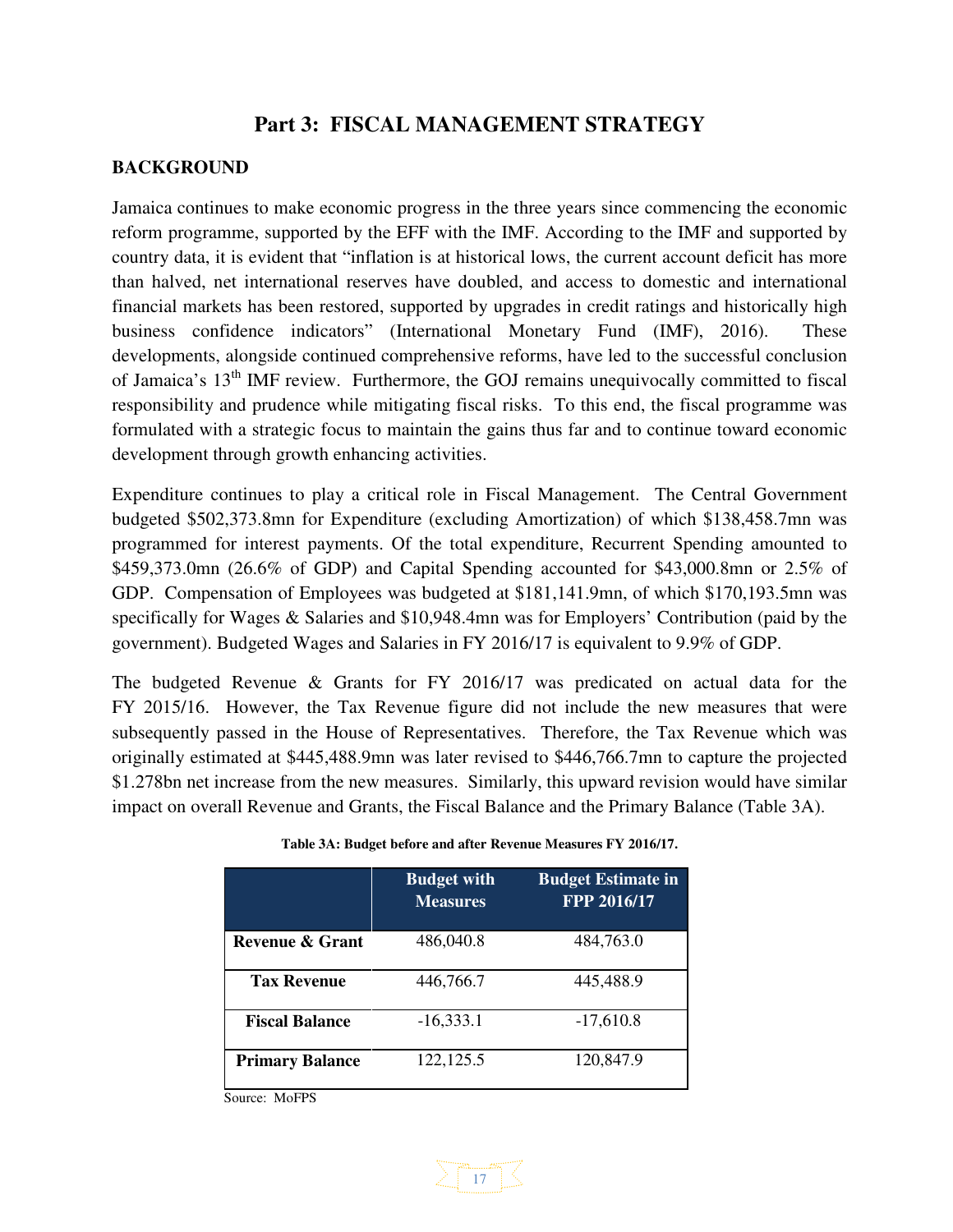# Part 3: FISCAL MANAGEMENT STRATEGY

## BACKGROUND

Jamaica continues to make economic progress in the three years since commencing the economic reform programme, supported by the EFF with the IMF. According to the IMF and supported by country data, it is evident that "inflation is at historical lows, the current account deficit has more than halved, net international reserves have doubled, and access to domestic and international financial markets has been restored, supported by upgrades in credit ratings and historically high business confidence indicators" (International Monetary Fund (IMF), 2016). These developments, alongside continued comprehensive reforms, have led to the successful conclusion of Jamaica's 13th IMF review. Furthermore, the GOJ remains unequivocally committed to fiscal responsibility and prudence while mitigating fiscal risks. To this end, the fiscal programme was formulated with a strategic focus to maintain the gains thus far and to continue toward economic development through growth enhancing activities.

Expenditure continues to play a critical role in Fiscal Management. The Central Government budgeted $502,373.8mn for Expenditure (excluding Amortization) of which $138,458.7mn was programmed for interest payments. Of the total expenditure, Recurrent Spending amounted to $459,373.0mn (26.6% of GDP) and Capital Spending accounted for $43,000.8mn or 2.5% of GDP. Compensation of Employees was budgeted at $181,141.9mn, of which $170,193.5mn was specifically for Wages & Salaries and $10,948.4mn was for Employers' Contribution (paid by the government). Budgeted Wages and Salaries in FY 2016/17 is equivalent to 9.9% of GDP.

The budgeted Revenue & Grants for FY 2016/17 was predicated on actual data for the FY 2015/16. However, the Tax Revenue figure did not include the new measures that were subsequently passed in the House of Representatives. Therefore, the Tax Revenue which was originally estimated at $445,488.9mn was later revised to $446,766.7mn to capture the projected $1.278bn net increase from the new measures. Similarly, this upward revision would have similar impact on overall Revenue and Grants, the Fiscal Balance and the Primary Balance (Table 3A).

**Table 3A: Budget before and after Revenue Measures FY 2016/17.**

| | Budget with Measures | Budget Estimate in FPP 2016/17 |
|---|---|---|
| **Revenue & Grant** | 486,040.8 | 484,763.0 |
| **Tax Revenue** | 446,766.7 | 445,488.9 |
| **Fiscal Balance** | -16,333.1 | -17,610.8 |
| **Primary Balance** | 122,125.5 | 120,847.9 |

Source: MoFPS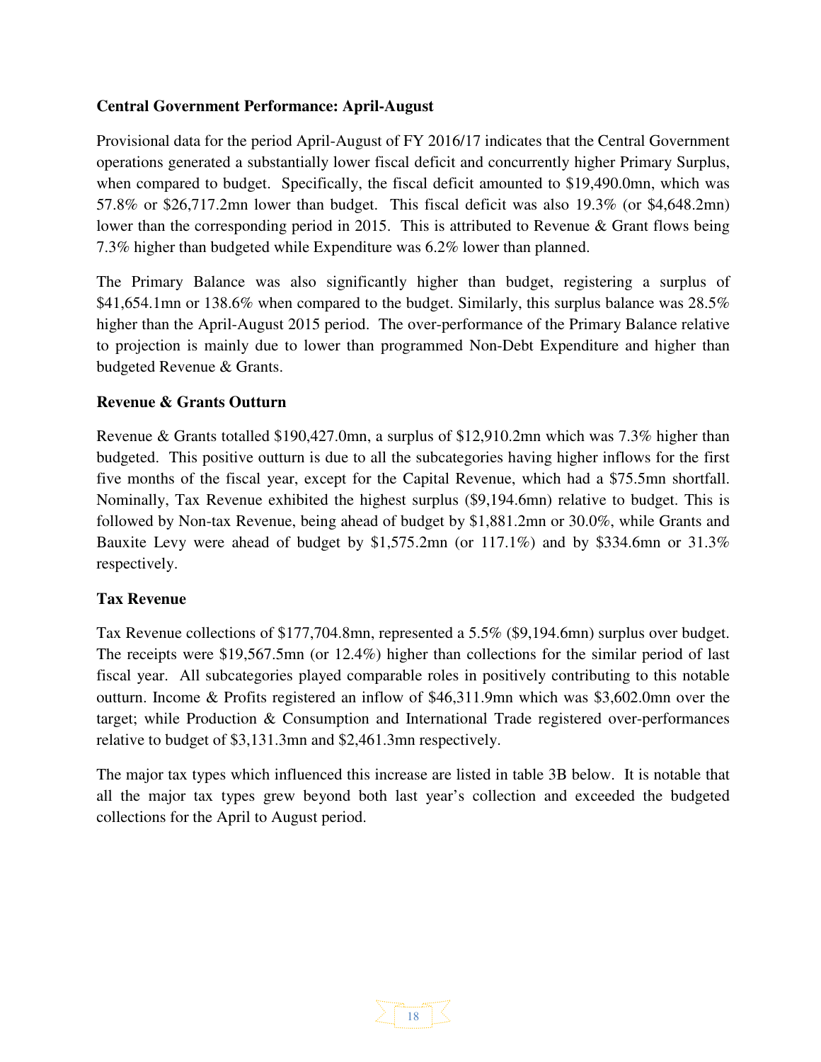**Central Government Performance: April-August**

Provisional data for the period April-August of FY 2016/17 indicates that the Central Government operations generated a substantially lower fiscal deficit and concurrently higher Primary Surplus, when compared to budget. Specifically, the fiscal deficit amounted to $19,490.0mn, which was 57.8% or $26,717.2mn lower than budget. This fiscal deficit was also 19.3% (or $4,648.2mn) lower than the corresponding period in 2015. This is attributed to Revenue & Grant flows being 7.3% higher than budgeted while Expenditure was 6.2% lower than planned.

The Primary Balance was also significantly higher than budget, registering a surplus of $41,654.1mn or 138.6% when compared to the budget. Similarly, this surplus balance was 28.5% higher than the April-August 2015 period. The over-performance of the Primary Balance relative to projection is mainly due to lower than programmed Non-Debt Expenditure and higher than budgeted Revenue & Grants.

**Revenue & Grants Outturn**

Revenue & Grants totalled $190,427.0mn, a surplus of $12,910.2mn which was 7.3% higher than budgeted. This positive outturn is due to all the subcategories having higher inflows for the first five months of the fiscal year, except for the Capital Revenue, which had a $75.5mn shortfall. Nominally, Tax Revenue exhibited the highest surplus ($9,194.6mn) relative to budget. This is followed by Non-tax Revenue, being ahead of budget by $1,881.2mn or 30.0%, while Grants and Bauxite Levy were ahead of budget by $1,575.2mn (or 117.1%) and by $334.6mn or 31.3% respectively.

**Tax Revenue**

Tax Revenue collections of $177,704.8mn, represented a 5.5% ($9,194.6mn) surplus over budget. The receipts were $19,567.5mn (or 12.4%) higher than collections for the similar period of last fiscal year. All subcategories played comparable roles in positively contributing to this notable outturn. Income & Profits registered an inflow of $46,311.9mn which was $3,602.0mn over the target; while Production & Consumption and International Trade registered over-performances relative to budget of $3,131.3mn and $2,461.3mn respectively.

The major tax types which influenced this increase are listed in table 3B below. It is notable that all the major tax types grew beyond both last year's collection and exceeded the budgeted collections for the April to August period.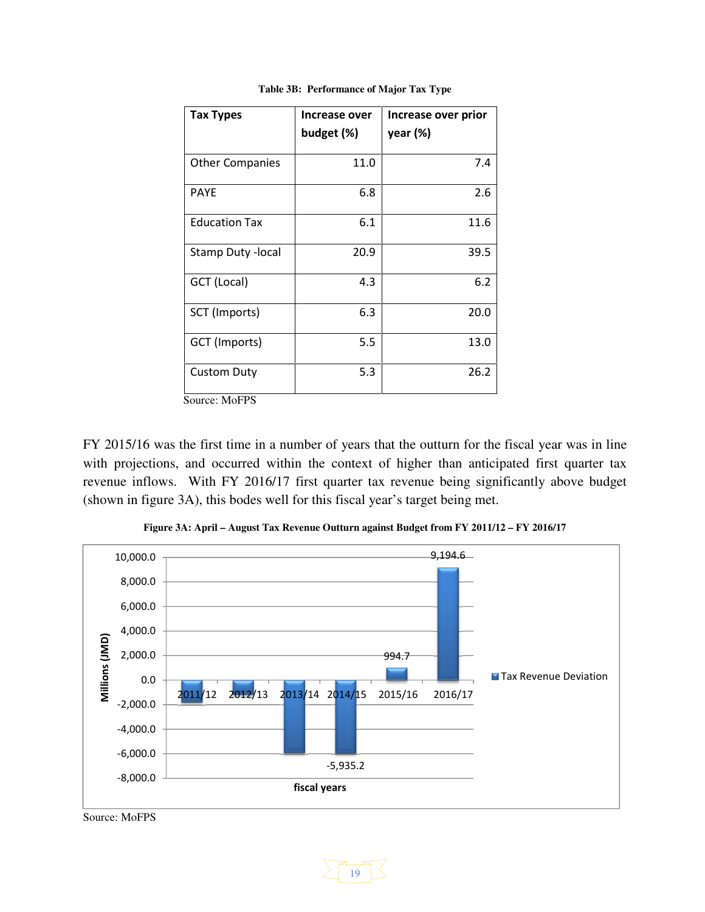**Table 3B: Performance of Major Tax Type**

| Tax Types | Increase over budget (%) | Increase over prior year (%) |
|---|---|---|
| Other Companies | 11.0 | 7.4 |
| PAYE | 6.8 | 2.6 |
| Education Tax | 6.1 | 11.6 |
| Stamp Duty -local | 20.9 | 39.5 |
| GCT (Local) | 4.3 | 6.2 |
| SCT (Imports) | 6.3 | 20.0 |
| GCT (Imports) | 5.5 | 13.0 |
| Custom Duty | 5.3 | 26.2 |

Source: MoFPS

FY 2015/16 was the first time in a number of years that the outturn for the fiscal year was in line with projections, and occurred within the context of higher than anticipated first quarter tax revenue inflows. With FY 2016/17 first quarter tax revenue being significantly above budget (shown in figure 3A), this bodes well for this fiscal year's target being met.

**Figure 3A: April – August Tax Revenue Outturn against Budget from FY 2011/12 – FY 2016/17**

Source: MoFPS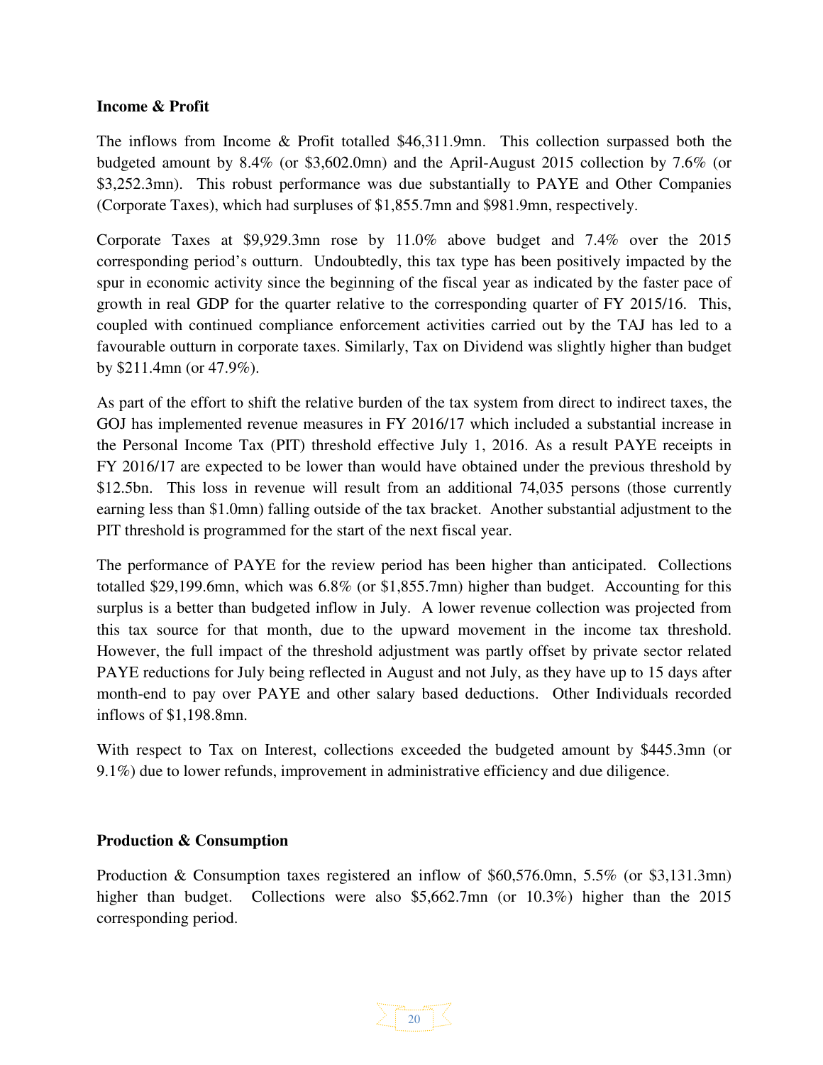**Income & Profit**

The inflows from Income & Profit totalled $46,311.9mn. This collection surpassed both the budgeted amount by 8.4% (or $3,602.0mn) and the April-August 2015 collection by 7.6% (or $3,252.3mn). This robust performance was due substantially to PAYE and Other Companies (Corporate Taxes), which had surpluses of $1,855.7mn and $981.9mn, respectively.

Corporate Taxes at $9,929.3mn rose by 11.0% above budget and 7.4% over the 2015 corresponding period's outturn. Undoubtedly, this tax type has been positively impacted by the spur in economic activity since the beginning of the fiscal year as indicated by the faster pace of growth in real GDP for the quarter relative to the corresponding quarter of FY 2015/16. This, coupled with continued compliance enforcement activities carried out by the TAJ has led to a favourable outturn in corporate taxes. Similarly, Tax on Dividend was slightly higher than budget by $211.4mn (or 47.9%).

As part of the effort to shift the relative burden of the tax system from direct to indirect taxes, the GOJ has implemented revenue measures in FY 2016/17 which included a substantial increase in the Personal Income Tax (PIT) threshold effective July 1, 2016. As a result PAYE receipts in FY 2016/17 are expected to be lower than would have obtained under the previous threshold by $12.5bn. This loss in revenue will result from an additional 74,035 persons (those currently earning less than $1.0mn) falling outside of the tax bracket. Another substantial adjustment to the PIT threshold is programmed for the start of the next fiscal year.

The performance of PAYE for the review period has been higher than anticipated. Collections totalled $29,199.6mn, which was 6.8% (or $1,855.7mn) higher than budget. Accounting for this surplus is a better than budgeted inflow in July. A lower revenue collection was projected from this tax source for that month, due to the upward movement in the income tax threshold. However, the full impact of the threshold adjustment was partly offset by private sector related PAYE reductions for July being reflected in August and not July, as they have up to 15 days after month-end to pay over PAYE and other salary based deductions. Other Individuals recorded inflows of $1,198.8mn.

With respect to Tax on Interest, collections exceeded the budgeted amount by $445.3mn (or 9.1%) due to lower refunds, improvement in administrative efficiency and due diligence.

**Production & Consumption**

Production & Consumption taxes registered an inflow of $60,576.0mn, 5.5% (or $3,131.3mn) higher than budget. Collections were also $5,662.7mn (or 10.3%) higher than the 2015 corresponding period.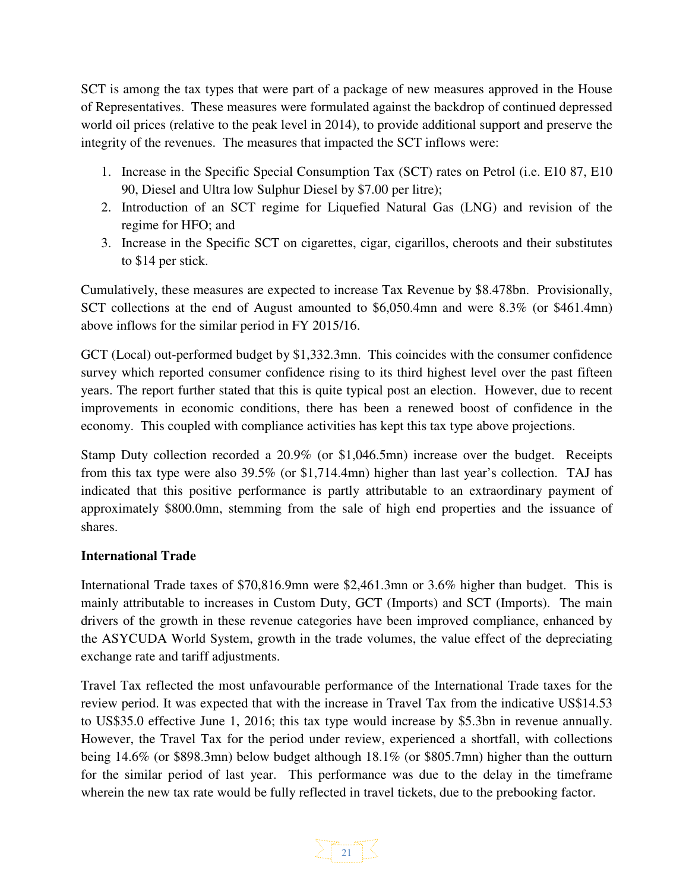SCT is among the tax types that were part of a package of new measures approved in the House of Representatives. These measures were formulated against the backdrop of continued depressed world oil prices (relative to the peak level in 2014), to provide additional support and preserve the integrity of the revenues. The measures that impacted the SCT inflows were:

1. Increase in the Specific Special Consumption Tax (SCT) rates on Petrol (i.e. E10 87, E10 90, Diesel and Ultra low Sulphur Diesel by $7.00 per litre);
2. Introduction of an SCT regime for Liquefied Natural Gas (LNG) and revision of the regime for HFO; and
3. Increase in the Specific SCT on cigarettes, cigar, cigarillos, cheroots and their substitutes to $14 per stick.

Cumulatively, these measures are expected to increase Tax Revenue by $8.478bn. Provisionally, SCT collections at the end of August amounted to $6,050.4mn and were 8.3% (or $461.4mn) above inflows for the similar period in FY 2015/16.

GCT (Local) out-performed budget by $1,332.3mn. This coincides with the consumer confidence survey which reported consumer confidence rising to its third highest level over the past fifteen years. The report further stated that this is quite typical post an election. However, due to recent improvements in economic conditions, there has been a renewed boost of confidence in the economy. This coupled with compliance activities has kept this tax type above projections.

Stamp Duty collection recorded a 20.9% (or $1,046.5mn) increase over the budget. Receipts from this tax type were also 39.5% (or $1,714.4mn) higher than last year's collection. TAJ has indicated that this positive performance is partly attributable to an extraordinary payment of approximately $800.0mn, stemming from the sale of high end properties and the issuance of shares.

**International Trade**

International Trade taxes of $70,816.9mn were $2,461.3mn or 3.6% higher than budget. This is mainly attributable to increases in Custom Duty, GCT (Imports) and SCT (Imports). The main drivers of the growth in these revenue categories have been improved compliance, enhanced by the ASYCUDA World System, growth in the trade volumes, the value effect of the depreciating exchange rate and tariff adjustments.

Travel Tax reflected the most unfavourable performance of the International Trade taxes for the review period. It was expected that with the increase in Travel Tax from the indicative US$14.53 to US$35.0 effective June 1, 2016; this tax type would increase by $5.3bn in revenue annually. However, the Travel Tax for the period under review, experienced a shortfall, with collections being 14.6% (or $898.3mn) below budget although 18.1% (or $805.7mn) higher than the outturn for the similar period of last year. This performance was due to the delay in the timeframe wherein the new tax rate would be fully reflected in travel tickets, due to the prebooking factor.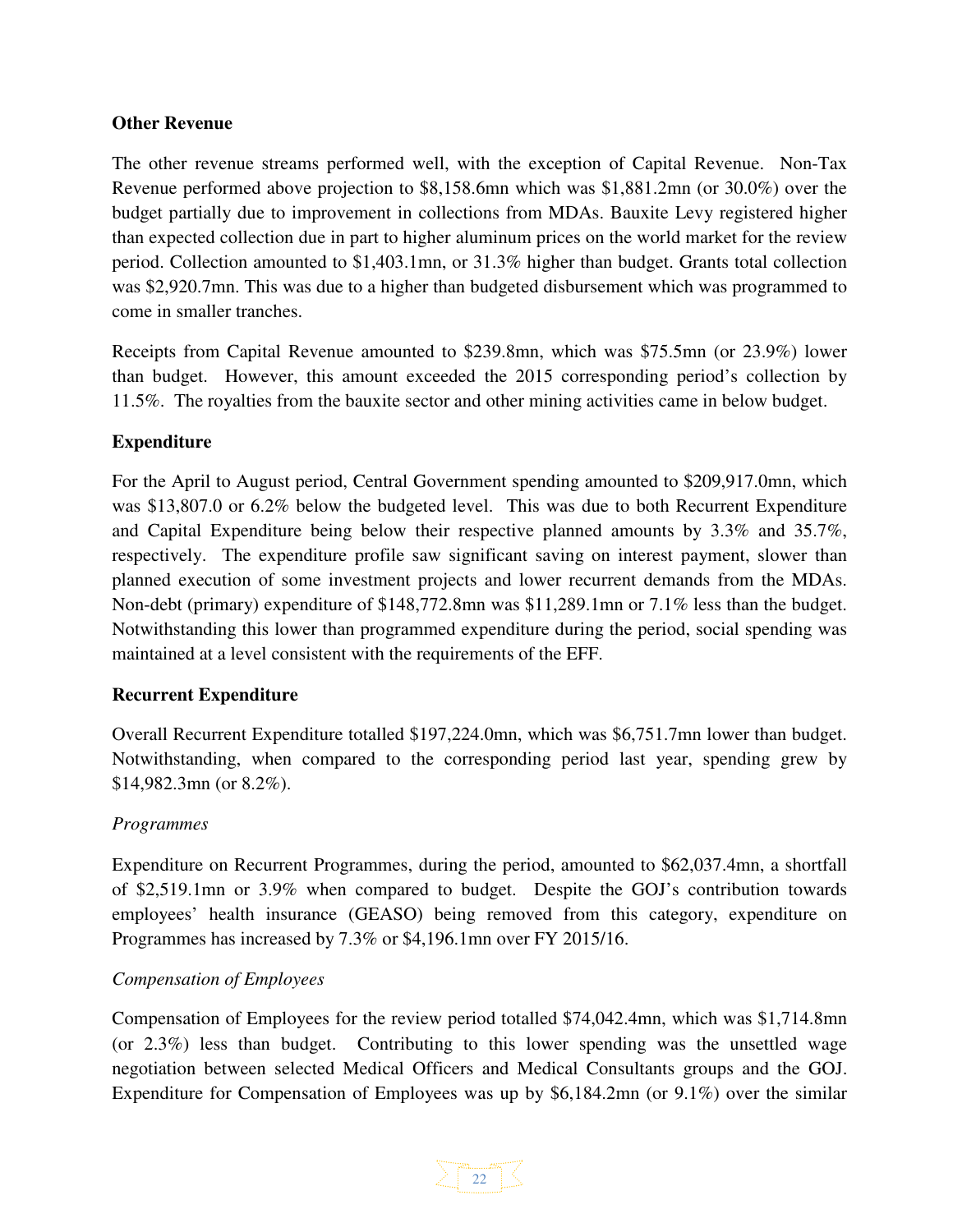**Other Revenue**

The other revenue streams performed well, with the exception of Capital Revenue. Non-Tax Revenue performed above projection to $8,158.6mn which was $1,881.2mn (or 30.0%) over the budget partially due to improvement in collections from MDAs. Bauxite Levy registered higher than expected collection due in part to higher aluminum prices on the world market for the review period. Collection amounted to $1,403.1mn, or 31.3% higher than budget. Grants total collection was $2,920.7mn. This was due to a higher than budgeted disbursement which was programmed to come in smaller tranches.

Receipts from Capital Revenue amounted to $239.8mn, which was $75.5mn (or 23.9%) lower than budget. However, this amount exceeded the 2015 corresponding period's collection by 11.5%. The royalties from the bauxite sector and other mining activities came in below budget.

**Expenditure**

For the April to August period, Central Government spending amounted to $209,917.0mn, which was $13,807.0 or 6.2% below the budgeted level. This was due to both Recurrent Expenditure and Capital Expenditure being below their respective planned amounts by 3.3% and 35.7%, respectively. The expenditure profile saw significant saving on interest payment, slower than planned execution of some investment projects and lower recurrent demands from the MDAs. Non-debt (primary) expenditure of $148,772.8mn was $11,289.1mn or 7.1% less than the budget. Notwithstanding this lower than programmed expenditure during the period, social spending was maintained at a level consistent with the requirements of the EFF.

**Recurrent Expenditure**

Overall Recurrent Expenditure totalled $197,224.0mn, which was $6,751.7mn lower than budget. Notwithstanding, when compared to the corresponding period last year, spending grew by $14,982.3mn (or 8.2%).

*Programmes*

Expenditure on Recurrent Programmes, during the period, amounted to $62,037.4mn, a shortfall of $2,519.1mn or 3.9% when compared to budget. Despite the GOJ's contribution towards employees' health insurance (GEASO) being removed from this category, expenditure on Programmes has increased by 7.3% or $4,196.1mn over FY 2015/16.

*Compensation of Employees*

Compensation of Employees for the review period totalled $74,042.4mn, which was $1,714.8mn (or 2.3%) less than budget. Contributing to this lower spending was the unsettled wage negotiation between selected Medical Officers and Medical Consultants groups and the GOJ. Expenditure for Compensation of Employees was up by $6,184.2mn (or 9.1%) over the similar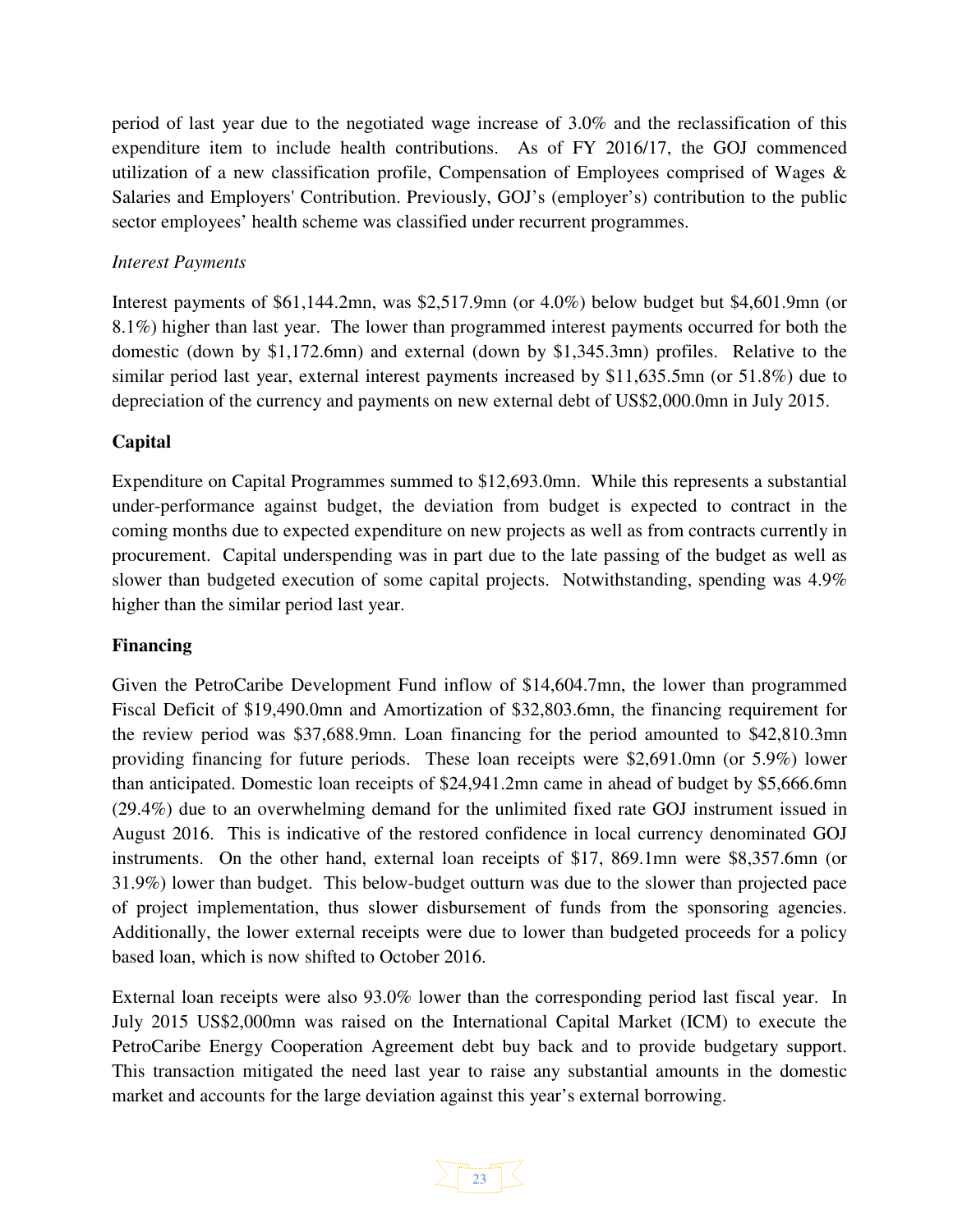period of last year due to the negotiated wage increase of 3.0% and the reclassification of this expenditure item to include health contributions. As of FY 2016/17, the GOJ commenced utilization of a new classification profile, Compensation of Employees comprised of Wages & Salaries and Employers' Contribution. Previously, GOJ's (employer's) contribution to the public sector employees' health scheme was classified under recurrent programmes.

*Interest Payments*

Interest payments of $61,144.2mn, was $2,517.9mn (or 4.0%) below budget but $4,601.9mn (or 8.1%) higher than last year. The lower than programmed interest payments occurred for both the domestic (down by $1,172.6mn) and external (down by $1,345.3mn) profiles. Relative to the similar period last year, external interest payments increased by $11,635.5mn (or 51.8%) due to depreciation of the currency and payments on new external debt of US$2,000.0mn in July 2015.

**Capital**

Expenditure on Capital Programmes summed to $12,693.0mn. While this represents a substantial under-performance against budget, the deviation from budget is expected to contract in the coming months due to expected expenditure on new projects as well as from contracts currently in procurement. Capital underspending was in part due to the late passing of the budget as well as slower than budgeted execution of some capital projects. Notwithstanding, spending was 4.9% higher than the similar period last year.

**Financing**

Given the PetroCaribe Development Fund inflow of $14,604.7mn, the lower than programmed Fiscal Deficit of $19,490.0mn and Amortization of $32,803.6mn, the financing requirement for the review period was $37,688.9mn. Loan financing for the period amounted to $42,810.3mn providing financing for future periods. These loan receipts were $2,691.0mn (or 5.9%) lower than anticipated. Domestic loan receipts of $24,941.2mn came in ahead of budget by $5,666.6mn (29.4%) due to an overwhelming demand for the unlimited fixed rate GOJ instrument issued in August 2016. This is indicative of the restored confidence in local currency denominated GOJ instruments. On the other hand, external loan receipts of $17, 869.1mn were $8,357.6mn (or 31.9%) lower than budget. This below-budget outturn was due to the slower than projected pace of project implementation, thus slower disbursement of funds from the sponsoring agencies. Additionally, the lower external receipts were due to lower than budgeted proceeds for a policy based loan, which is now shifted to October 2016.

External loan receipts were also 93.0% lower than the corresponding period last fiscal year. In July 2015 US$2,000mn was raised on the International Capital Market (ICM) to execute the PetroCaribe Energy Cooperation Agreement debt buy back and to provide budgetary support. This transaction mitigated the need last year to raise any substantial amounts in the domestic market and accounts for the large deviation against this year's external borrowing.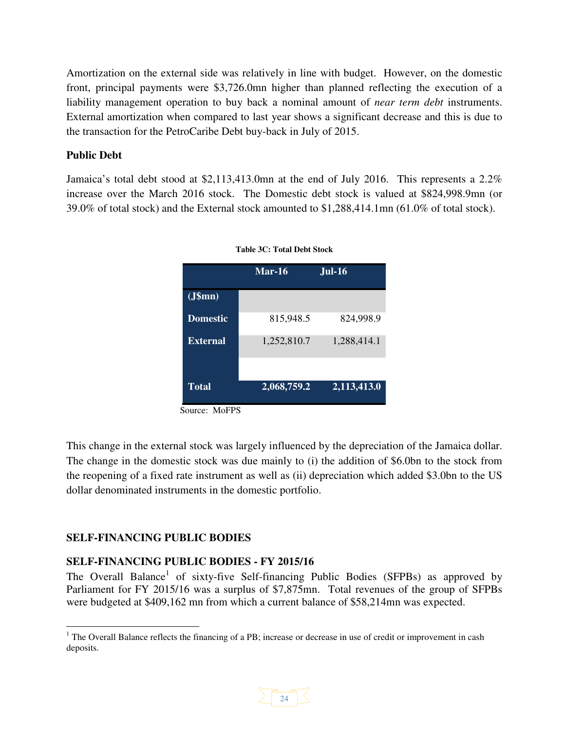Amortization on the external side was relatively in line with budget. However, on the domestic front, principal payments were $3,726.0mn higher than planned reflecting the execution of a liability management operation to buy back a nominal amount of *near term debt* instruments. External amortization when compared to last year shows a significant decrease and this is due to the transaction for the PetroCaribe Debt buy-back in July of 2015.

**Public Debt**

Jamaica's total debt stood at $2,113,413.0mn at the end of July 2016. This represents a 2.2% increase over the March 2016 stock. The Domestic debt stock is valued at $824,998.9mn (or 39.0% of total stock) and the External stock amounted to $1,288,414.1mn (61.0% of total stock).

**Table 3C: Total Debt Stock**

| | Mar-16 | Jul-16 |
|---|---|---|
| (J$mn) | | |
| Domestic | 815,948.5 | 824,998.9 |
| External | 1,252,810.7 | 1,288,414.1 |
| | | |
| **Total** | **2,068,759.2** | **2,113,413.0** |

Source: MoFPS

This change in the external stock was largely influenced by the depreciation of the Jamaica dollar. The change in the domestic stock was due mainly to (i) the addition of $6.0bn to the stock from the reopening of a fixed rate instrument as well as (ii) depreciation which added $3.0bn to the US dollar denominated instruments in the domestic portfolio.

## SELF-FINANCING PUBLIC BODIES

### SELF-FINANCING PUBLIC BODIES - FY 2015/16

The Overall Balance[1] of sixty-five Self-financing Public Bodies (SFPBs) as approved by Parliament for FY 2015/16 was a surplus of $7,875mn. Total revenues of the group of SFPBs were budgeted at $409,162 mn from which a current balance of $58,214mn was expected.

[1] The Overall Balance reflects the financing of a PB; increase or decrease in use of credit or improvement in cash deposits.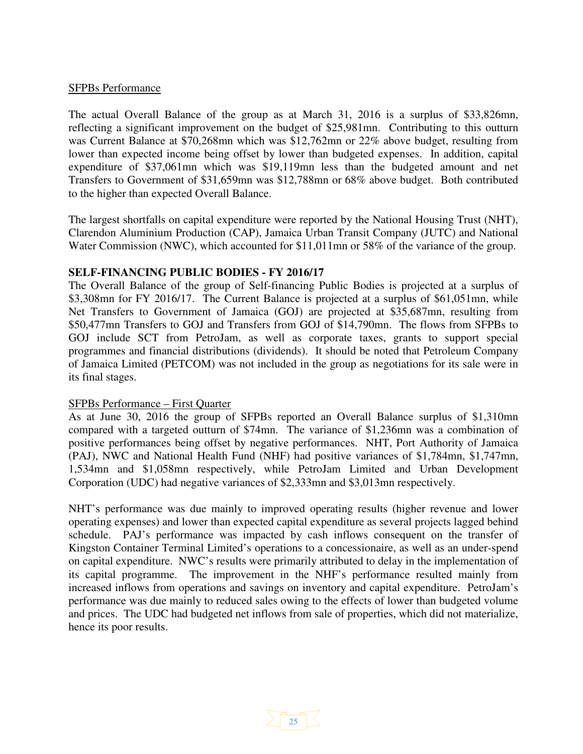SFPBs Performance

The actual Overall Balance of the group as at March 31, 2016 is a surplus of $33,826mn, reflecting a significant improvement on the budget of $25,981mn. Contributing to this outturn was Current Balance at $70,268mn which was $12,762mn or 22% above budget, resulting from lower than expected income being offset by lower than budgeted expenses. In addition, capital expenditure of $37,061mn which was $19,119mn less than the budgeted amount and net Transfers to Government of $31,659mn was $12,788mn or 68% above budget. Both contributed to the higher than expected Overall Balance.

The largest shortfalls on capital expenditure were reported by the National Housing Trust (NHT), Clarendon Aluminium Production (CAP), Jamaica Urban Transit Company (JUTC) and National Water Commission (NWC), which accounted for $11,011mn or 58% of the variance of the group.

## SELF-FINANCING PUBLIC BODIES - FY 2016/17

The Overall Balance of the group of Self-financing Public Bodies is projected at a surplus of $3,308mn for FY 2016/17. The Current Balance is projected at a surplus of $61,051mn, while Net Transfers to Government of Jamaica (GOJ) are projected at $35,687mn, resulting from $50,477mn Transfers to GOJ and Transfers from GOJ of $14,790mn. The flows from SFPBs to GOJ include SCT from PetroJam, as well as corporate taxes, grants to support special programmes and financial distributions (dividends). It should be noted that Petroleum Company of Jamaica Limited (PETCOM) was not included in the group as negotiations for its sale were in its final stages.

SFPBs Performance – First Quarter

As at June 30, 2016 the group of SFPBs reported an Overall Balance surplus of $1,310mn compared with a targeted outturn of $74mn. The variance of $1,236mn was a combination of positive performances being offset by negative performances. NHT, Port Authority of Jamaica (PAJ), NWC and National Health Fund (NHF) had positive variances of $1,784mn, $1,747mn, 1,534mn and $1,058mn respectively, while PetroJam Limited and Urban Development Corporation (UDC) had negative variances of $2,333mn and $3,013mn respectively.

NHT's performance was due mainly to improved operating results (higher revenue and lower operating expenses) and lower than expected capital expenditure as several projects lagged behind schedule. PAJ's performance was impacted by cash inflows consequent on the transfer of Kingston Container Terminal Limited's operations to a concessionaire, as well as an under-spend on capital expenditure. NWC's results were primarily attributed to delay in the implementation of its capital programme. The improvement in the NHF's performance resulted mainly from increased inflows from operations and savings on inventory and capital expenditure. PetroJam's performance was due mainly to reduced sales owing to the effects of lower than budgeted volume and prices. The UDC had budgeted net inflows from sale of properties, which did not materialize, hence its poor results.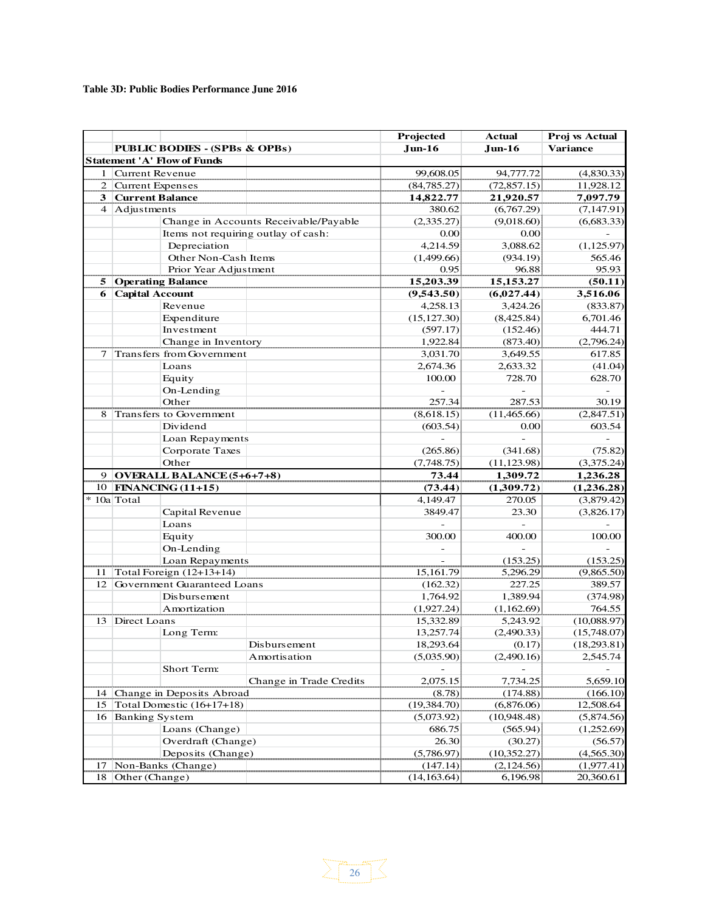**Table 3D: Public Bodies Performance June 2016**

| | PUBLIC BODIES - (SPBs & OPBs) | | | Projected Jun-16 | Actual Jun-16 | Proj vs Actual Variance |
|---|---|---|---|---|---|---|
| **Statement 'A' Flow of Funds** | | | | | | |
| 1 | Current Revenue | | | 99,608.05 | 94,777.72 | (4,830.33) |
| 2 | Current Expenses | | | (84,785.27) | (72,857.15) | 11,928.12 |
| **3** | **Current Balance** | | | **14,822.77** | **21,920.57** | **7,097.79** |
| 4 | Adjustments | | | 380.62 | (6,767.29) | (7,147.91) |
| | | Change in Accounts Receivable/Payable | | (2,335.27) | (9,018.60) | (6,683.33) |
| | | Items not requiring outlay of cash: | | 0.00 | 0.00 | - |
| | | Depreciation | | 4,214.59 | 3,088.62 | (1,125.97) |
| | | Other Non-Cash Items | | (1,499.66) | (934.19) | 565.46 |
| | | Prior Year Adjustment | | 0.95 | 96.88 | 95.93 |
| **5** | **Operating Balance** | | | **15,203.39** | **15,153.27** | **(50.11)** |
| **6** | **Capital Account** | | | **(9,543.50)** | **(6,027.44)** | **3,516.06** |
| | | Revenue | | 4,258.13 | 3,424.26 | (833.87) |
| | | Expenditure | | (15,127.30) | (8,425.84) | 6,701.46 |
| | | Investment | | (597.17) | (152.46) | 444.71 |
| | | Change in Inventory | | 1,922.84 | (873.40) | (2,796.24) |
| 7 | Transfers from Government | | | 3,031.70 | 3,649.55 | 617.85 |
| | | Loans | | 2,674.36 | 2,633.32 | (41.04) |
| | | Equity | | 100.00 | 728.70 | 628.70 |
| | | On-Lending | | - | - | - |
| | | Other | | 257.34 | 287.53 | 30.19 |
| 8 | Transfers to Government | | | (8,618.15) | (11,465.66) | (2,847.51) |
| | | Dividend | | (603.54) | 0.00 | 603.54 |
| | | Loan Repayments | | - | - | - |
| | | Corporate Taxes | | (265.86) | (341.68) | (75.82) |
| | | Other | | (7,748.75) | (11,123.98) | (3,375.24) |
| 9 | **OVERALL BALANCE (5+6+7+8)** | | | **73.44** | **1,309.72** | **1,236.28** |
| 10 | **FINANCING (11+15)** | | | **(73.44)** | **(1,309.72)** | **(1,236.28)** |
| * 10a | Total | | | 4,149.47 | 270.05 | (3,879.42) |
| | | Capital Revenue | | 3849.47 | 23.30 | (3,826.17) |
| | | Loans | | - | - | - |
| | | Equity | | 300.00 | 400.00 | 100.00 |
| | | On-Lending | | - | - | - |
| | | Loan Repayments | | - | (153.25) | (153.25) |
| 11 | Total Foreign (12+13+14) | | | 15,161.79 | 5,296.29 | (9,865.50) |
| 12 | Government Guaranteed Loans | | | (162.32) | 227.25 | 389.57 |
| | | Disbursement | | 1,764.92 | 1,389.94 | (374.98) |
| | | Amortization | | (1,927.24) | (1,162.69) | 764.55 |
| 13 | Direct Loans | | | 15,332.89 | 5,243.92 | (10,088.97) |
| | | Long Term: | | 13,257.74 | (2,490.33) | (15,748.07) |
| | | | Disbursement | 18,293.64 | (0.17) | (18,293.81) |
| | | | Amortisation | (5,035.90) | (2,490.16) | 2,545.74 |
| | | Short Term: | | - | - | - |
| | | | Change in Trade Credits | 2,075.15 | 7,734.25 | 5,659.10 |
| 14 | Change in Deposits Abroad | | | (8.78) | (174.88) | (166.10) |
| 15 | Total Domestic (16+17+18) | | | (19,384.70) | (6,876.06) | 12,508.64 |
| 16 | Banking System | | | (5,073.92) | (10,948.48) | (5,874.56) |
| | | Loans (Change) | | 686.75 | (565.94) | (1,252.69) |
| | | Overdraft (Change) | | 26.30 | (30.27) | (56.57) |
| | | Deposits (Change) | | (5,786.97) | (10,352.27) | (4,565.30) |
| 17 | Non-Banks (Change) | | | (147.14) | (2,124.56) | (1,977.41) |
| 18 | Other (Change) | | | (14,163.64) | 6,196.98 | 20,360.61 |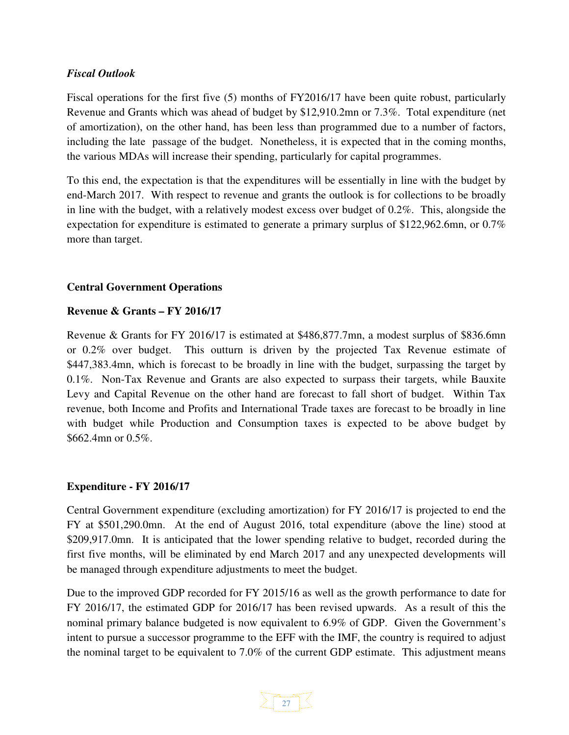***Fiscal Outlook***

Fiscal operations for the first five (5) months of FY2016/17 have been quite robust, particularly Revenue and Grants which was ahead of budget by $12,910.2mn or 7.3%. Total expenditure (net of amortization), on the other hand, has been less than programmed due to a number of factors, including the late passage of the budget. Nonetheless, it is expected that in the coming months, the various MDAs will increase their spending, particularly for capital programmes.

To this end, the expectation is that the expenditures will be essentially in line with the budget by end-March 2017. With respect to revenue and grants the outlook is for collections to be broadly in line with the budget, with a relatively modest excess over budget of 0.2%. This, alongside the expectation for expenditure is estimated to generate a primary surplus of $122,962.6mn, or 0.7% more than target.

**Central Government Operations**

**Revenue & Grants – FY 2016/17**

Revenue & Grants for FY 2016/17 is estimated at $486,877.7mn, a modest surplus of $836.6mn or 0.2% over budget. This outturn is driven by the projected Tax Revenue estimate of $447,383.4mn, which is forecast to be broadly in line with the budget, surpassing the target by 0.1%. Non-Tax Revenue and Grants are also expected to surpass their targets, while Bauxite Levy and Capital Revenue on the other hand are forecast to fall short of budget. Within Tax revenue, both Income and Profits and International Trade taxes are forecast to be broadly in line with budget while Production and Consumption taxes is expected to be above budget by $662.4mn or 0.5%.

**Expenditure - FY 2016/17**

Central Government expenditure (excluding amortization) for FY 2016/17 is projected to end the FY at $501,290.0mn. At the end of August 2016, total expenditure (above the line) stood at $209,917.0mn. It is anticipated that the lower spending relative to budget, recorded during the first five months, will be eliminated by end March 2017 and any unexpected developments will be managed through expenditure adjustments to meet the budget.

Due to the improved GDP recorded for FY 2015/16 as well as the growth performance to date for FY 2016/17, the estimated GDP for 2016/17 has been revised upwards. As a result of this the nominal primary balance budgeted is now equivalent to 6.9% of GDP. Given the Government's intent to pursue a successor programme to the EFF with the IMF, the country is required to adjust the nominal target to be equivalent to 7.0% of the current GDP estimate. This adjustment means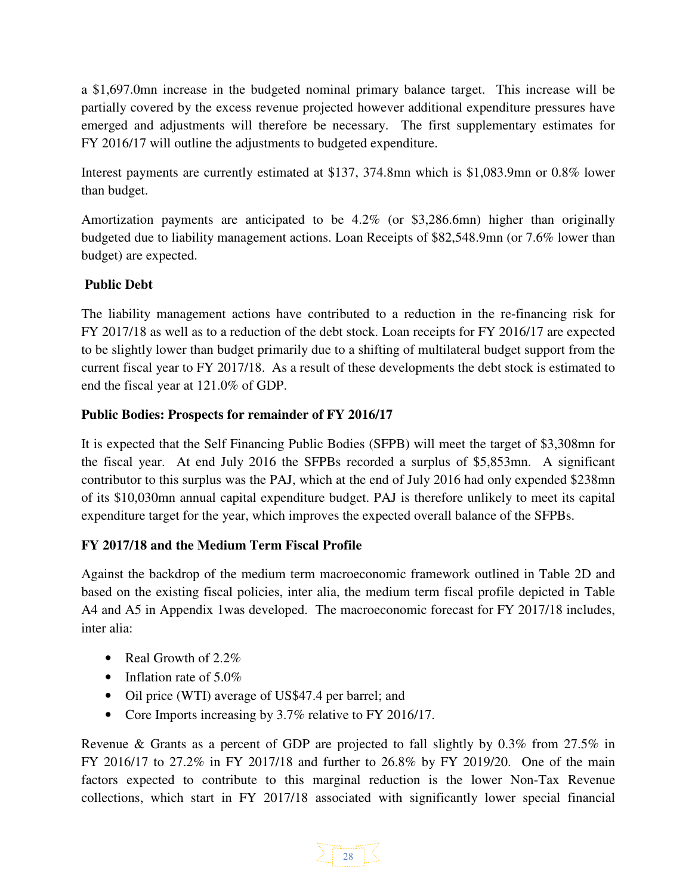a $1,697.0mn increase in the budgeted nominal primary balance target. This increase will be partially covered by the excess revenue projected however additional expenditure pressures have emerged and adjustments will therefore be necessary. The first supplementary estimates for FY 2016/17 will outline the adjustments to budgeted expenditure.

Interest payments are currently estimated at $137, 374.8mn which is $1,083.9mn or 0.8% lower than budget.

Amortization payments are anticipated to be 4.2% (or $3,286.6mn) higher than originally budgeted due to liability management actions. Loan Receipts of $82,548.9mn (or 7.6% lower than budget) are expected.

**Public Debt**

The liability management actions have contributed to a reduction in the re-financing risk for FY 2017/18 as well as to a reduction of the debt stock. Loan receipts for FY 2016/17 are expected to be slightly lower than budget primarily due to a shifting of multilateral budget support from the current fiscal year to FY 2017/18. As a result of these developments the debt stock is estimated to end the fiscal year at 121.0% of GDP.

**Public Bodies: Prospects for remainder of FY 2016/17**

It is expected that the Self Financing Public Bodies (SFPB) will meet the target of $3,308mn for the fiscal year. At end July 2016 the SFPBs recorded a surplus of $5,853mn. A significant contributor to this surplus was the PAJ, which at the end of July 2016 had only expended $238mn of its $10,030mn annual capital expenditure budget. PAJ is therefore unlikely to meet its capital expenditure target for the year, which improves the expected overall balance of the SFPBs.

**FY 2017/18 and the Medium Term Fiscal Profile**

Against the backdrop of the medium term macroeconomic framework outlined in Table 2D and based on the existing fiscal policies, inter alia, the medium term fiscal profile depicted in Table A4 and A5 in Appendix 1was developed. The macroeconomic forecast for FY 2017/18 includes, inter alia:

- Real Growth of 2.2%
- Inflation rate of 5.0%
- Oil price (WTI) average of US$47.4 per barrel; and
- Core Imports increasing by 3.7% relative to FY 2016/17.

Revenue & Grants as a percent of GDP are projected to fall slightly by 0.3% from 27.5% in FY 2016/17 to 27.2% in FY 2017/18 and further to 26.8% by FY 2019/20. One of the main factors expected to contribute to this marginal reduction is the lower Non-Tax Revenue collections, which start in FY 2017/18 associated with significantly lower special financial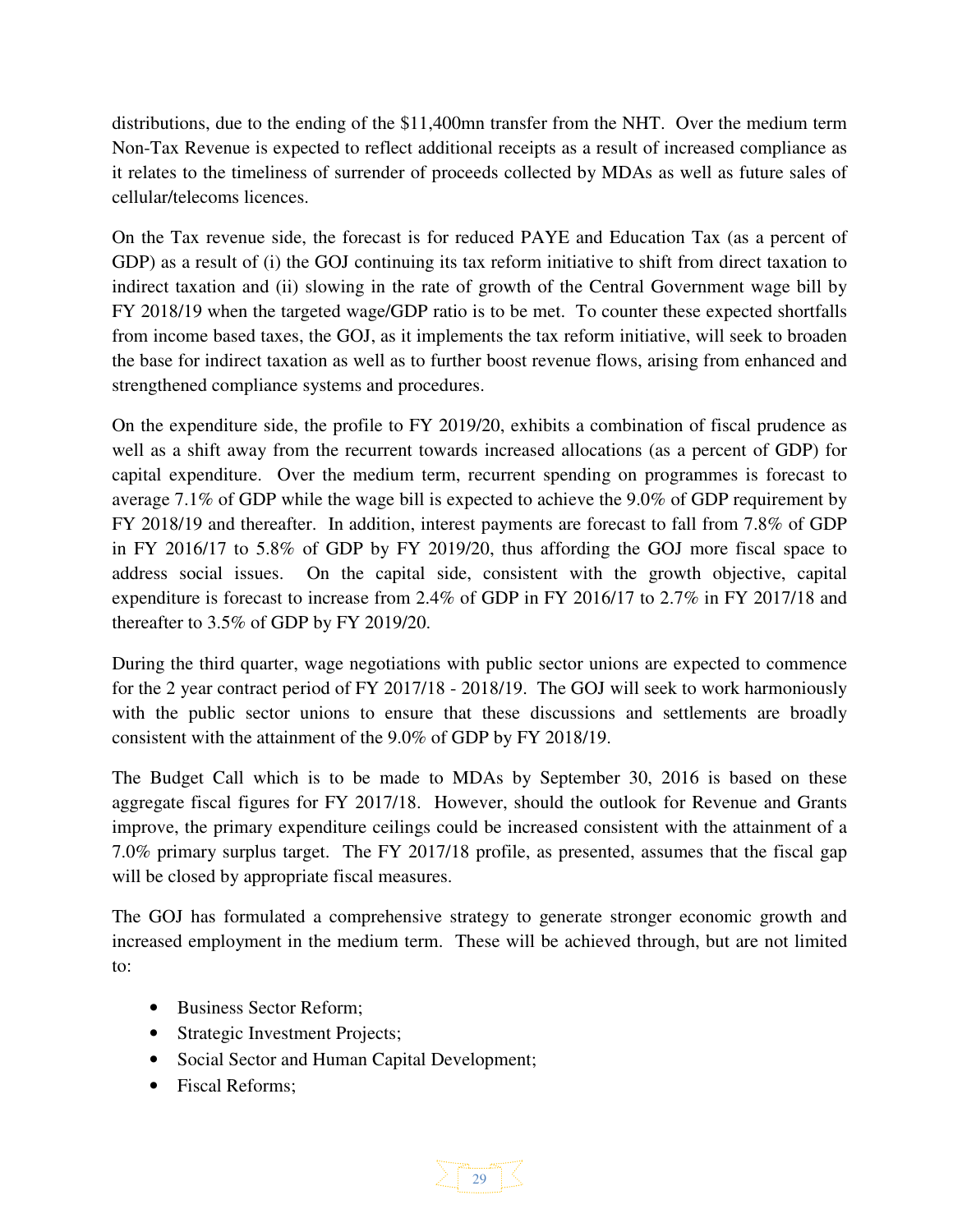distributions, due to the ending of the $11,400mn transfer from the NHT. Over the medium term Non-Tax Revenue is expected to reflect additional receipts as a result of increased compliance as it relates to the timeliness of surrender of proceeds collected by MDAs as well as future sales of cellular/telecoms licences.

On the Tax revenue side, the forecast is for reduced PAYE and Education Tax (as a percent of GDP) as a result of (i) the GOJ continuing its tax reform initiative to shift from direct taxation to indirect taxation and (ii) slowing in the rate of growth of the Central Government wage bill by FY 2018/19 when the targeted wage/GDP ratio is to be met. To counter these expected shortfalls from income based taxes, the GOJ, as it implements the tax reform initiative, will seek to broaden the base for indirect taxation as well as to further boost revenue flows, arising from enhanced and strengthened compliance systems and procedures.

On the expenditure side, the profile to FY 2019/20, exhibits a combination of fiscal prudence as well as a shift away from the recurrent towards increased allocations (as a percent of GDP) for capital expenditure. Over the medium term, recurrent spending on programmes is forecast to average 7.1% of GDP while the wage bill is expected to achieve the 9.0% of GDP requirement by FY 2018/19 and thereafter. In addition, interest payments are forecast to fall from 7.8% of GDP in FY 2016/17 to 5.8% of GDP by FY 2019/20, thus affording the GOJ more fiscal space to address social issues. On the capital side, consistent with the growth objective, capital expenditure is forecast to increase from 2.4% of GDP in FY 2016/17 to 2.7% in FY 2017/18 and thereafter to 3.5% of GDP by FY 2019/20.

During the third quarter, wage negotiations with public sector unions are expected to commence for the 2 year contract period of FY 2017/18 - 2018/19. The GOJ will seek to work harmoniously with the public sector unions to ensure that these discussions and settlements are broadly consistent with the attainment of the 9.0% of GDP by FY 2018/19.

The Budget Call which is to be made to MDAs by September 30, 2016 is based on these aggregate fiscal figures for FY 2017/18. However, should the outlook for Revenue and Grants improve, the primary expenditure ceilings could be increased consistent with the attainment of a 7.0% primary surplus target. The FY 2017/18 profile, as presented, assumes that the fiscal gap will be closed by appropriate fiscal measures.

The GOJ has formulated a comprehensive strategy to generate stronger economic growth and increased employment in the medium term. These will be achieved through, but are not limited to:

- Business Sector Reform;
- Strategic Investment Projects;
- Social Sector and Human Capital Development;
- Fiscal Reforms;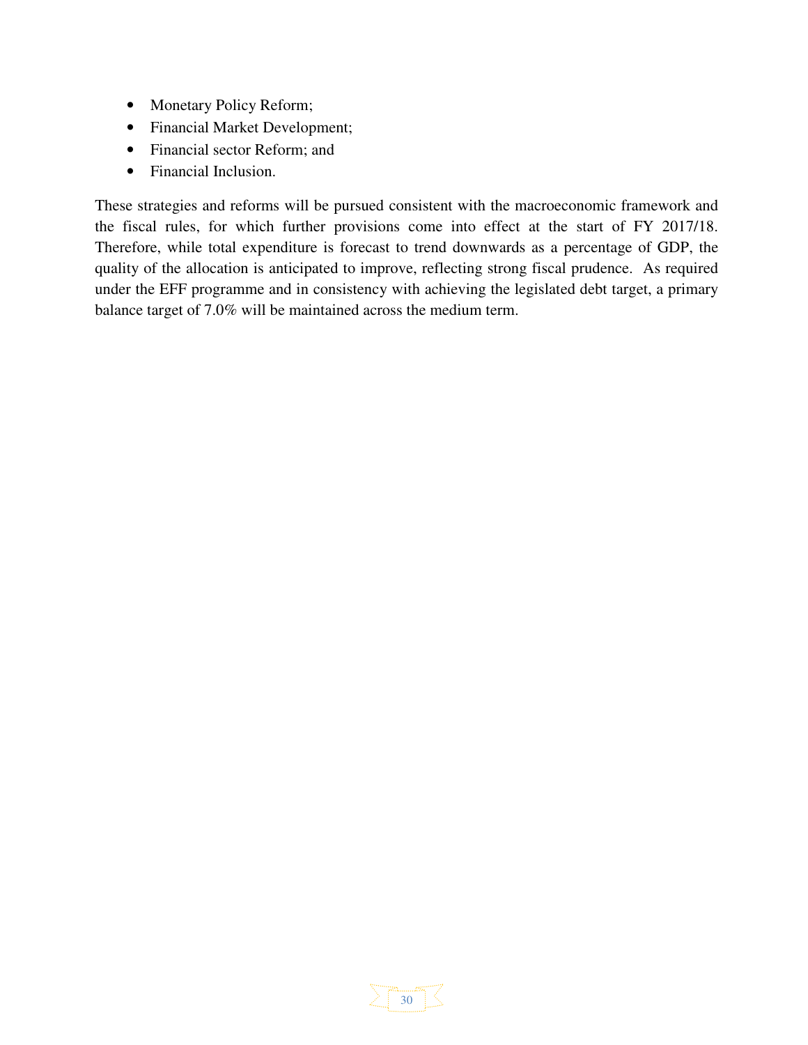- Monetary Policy Reform;
- Financial Market Development;
- Financial sector Reform; and
- Financial Inclusion.

These strategies and reforms will be pursued consistent with the macroeconomic framework and the fiscal rules, for which further provisions come into effect at the start of FY 2017/18. Therefore, while total expenditure is forecast to trend downwards as a percentage of GDP, the quality of the allocation is anticipated to improve, reflecting strong fiscal prudence. As required under the EFF programme and in consistency with achieving the legislated debt target, a primary balance target of 7.0% will be maintained across the medium term.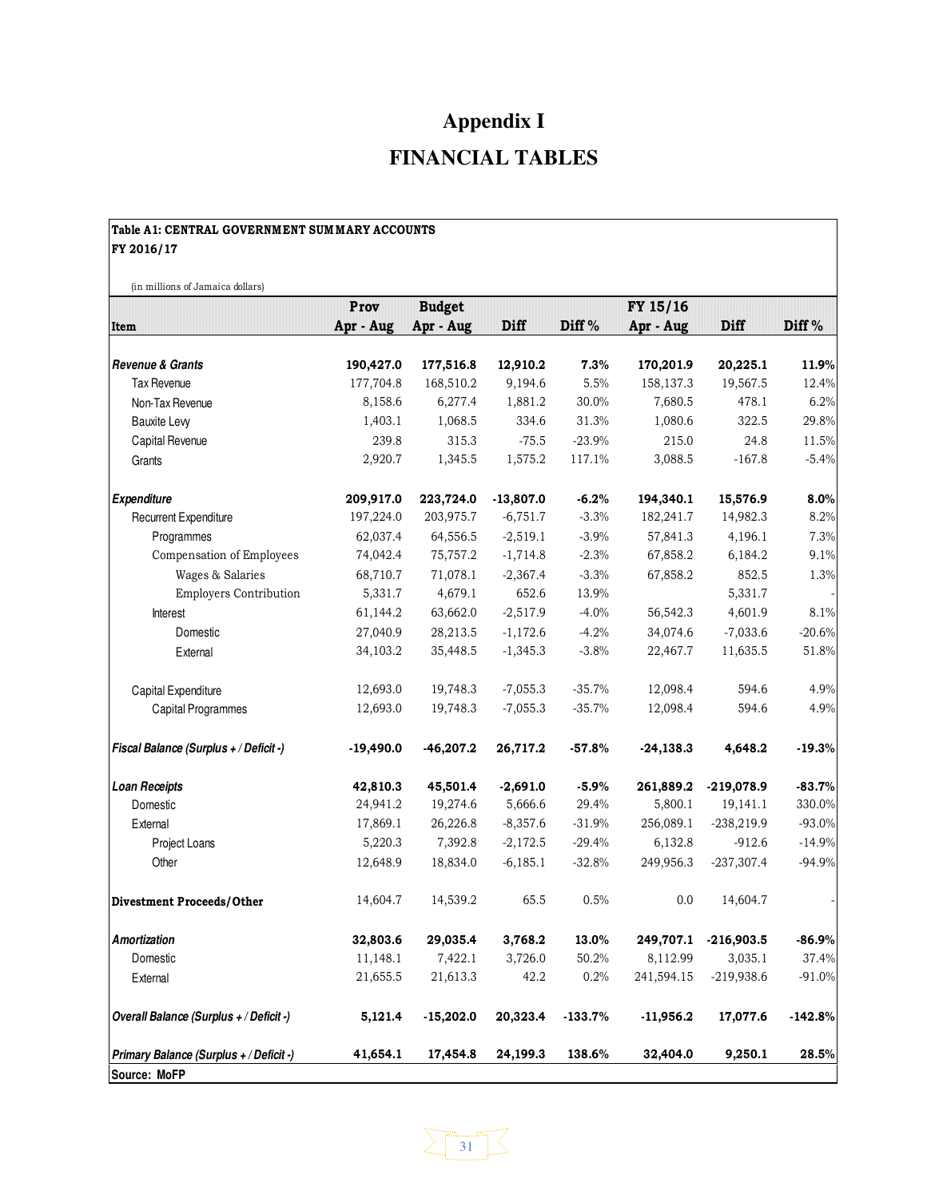# Appendix I

# FINANCIAL TABLES

**Table A1: CENTRAL GOVERNMENT SUMMARY ACCOUNTS**
**FY 2016/17**

(in millions of Jamaica dollars)

| Item | Prov Apr - Aug | Budget Apr - Aug | Diff | Diff % | FY 15/16 Apr - Aug | Diff | Diff % |
|---|---|---|---|---|---|---|---|
| ***Revenue & Grants*** | **190,427.0** | **177,516.8** | **12,910.2** | **7.3%** | **170,201.9** | **20,225.1** | **11.9%** |
| Tax Revenue | 177,704.8 | 168,510.2 | 9,194.6 | 5.5% | 158,137.3 | 19,567.5 | 12.4% |
| Non-Tax Revenue | 8,158.6 | 6,277.4 | 1,881.2 | 30.0% | 7,680.5 | 478.1 | 6.2% |
| Bauxite Levy | 1,403.1 | 1,068.5 | 334.6 | 31.3% | 1,080.6 | 322.5 | 29.8% |
| Capital Revenue | 239.8 | 315.3 | -75.5 | -23.9% | 215.0 | 24.8 | 11.5% |
| Grants | 2,920.7 | 1,345.5 | 1,575.2 | 117.1% | 3,088.5 | -167.8 | -5.4% |
| ***Expenditure*** | **209,917.0** | **223,724.0** | **-13,807.0** | **-6.2%** | **194,340.1** | **15,576.9** | **8.0%** |
| Recurrent Expenditure | 197,224.0 | 203,975.7 | -6,751.7 | -3.3% | 182,241.7 | 14,982.3 | 8.2% |
| Programmes | 62,037.4 | 64,556.5 | -2,519.1 | -3.9% | 57,841.3 | 4,196.1 | 7.3% |
| Compensation of Employees | 74,042.4 | 75,757.2 | -1,714.8 | -2.3% | 67,858.2 | 6,184.2 | 9.1% |
| Wages & Salaries | 68,710.7 | 71,078.1 | -2,367.4 | -3.3% | 67,858.2 | 852.5 | 1.3% |
| Employers Contribution | 5,331.7 | 4,679.1 | 652.6 | 13.9% | | 5,331.7 | - |
| Interest | 61,144.2 | 63,662.0 | -2,517.9 | -4.0% | 56,542.3 | 4,601.9 | 8.1% |
| Domestic | 27,040.9 | 28,213.5 | -1,172.6 | -4.2% | 34,074.6 | -7,033.6 | -20.6% |
| External | 34,103.2 | 35,448.5 | -1,345.3 | -3.8% | 22,467.7 | 11,635.5 | 51.8% |
| Capital Expenditure | 12,693.0 | 19,748.3 | -7,055.3 | -35.7% | 12,098.4 | 594.6 | 4.9% |
| Capital Programmes | 12,693.0 | 19,748.3 | -7,055.3 | -35.7% | 12,098.4 | 594.6 | 4.9% |
| ***Fiscal Balance (Surplus + / Deficit -)*** | **-19,490.0** | **-46,207.2** | **26,717.2** | **-57.8%** | **-24,138.3** | **4,648.2** | **-19.3%** |
| ***Loan Receipts*** | **42,810.3** | **45,501.4** | **-2,691.0** | **-5.9%** | **261,889.2** | **-219,078.9** | **-83.7%** |
| Domestic | 24,941.2 | 19,274.6 | 5,666.6 | 29.4% | 5,800.1 | 19,141.1 | 330.0% |
| External | 17,869.1 | 26,226.8 | -8,357.6 | -31.9% | 256,089.1 | -238,219.9 | -93.0% |
| Project Loans | 5,220.3 | 7,392.8 | -2,172.5 | -29.4% | 6,132.8 | -912.6 | -14.9% |
| Other | 12,648.9 | 18,834.0 | -6,185.1 | -32.8% | 249,956.3 | -237,307.4 | -94.9% |
| **Divestment Proceeds/Other** | 14,604.7 | 14,539.2 | 65.5 | 0.5% | 0.0 | 14,604.7 | - |
| ***Amortization*** | **32,803.6** | **29,035.4** | **3,768.2** | **13.0%** | **249,707.1** | **-216,903.5** | **-86.9%** |
| Domestic | 11,148.1 | 7,422.1 | 3,726.0 | 50.2% | 8,112.99 | 3,035.1 | 37.4% |
| External | 21,655.5 | 21,613.3 | 42.2 | 0.2% | 241,594.15 | -219,938.6 | -91.0% |
| ***Overall Balance (Surplus + / Deficit -)*** | **5,121.4** | **-15,202.0** | **20,323.4** | **-133.7%** | **-11,956.2** | **17,077.6** | **-142.8%** |
| ***Primary Balance (Surplus + / Deficit -)*** | **41,654.1** | **17,454.8** | **24,199.3** | **138.6%** | **32,404.0** | **9,250.1** | **28.5%** |

**Source: MoFP**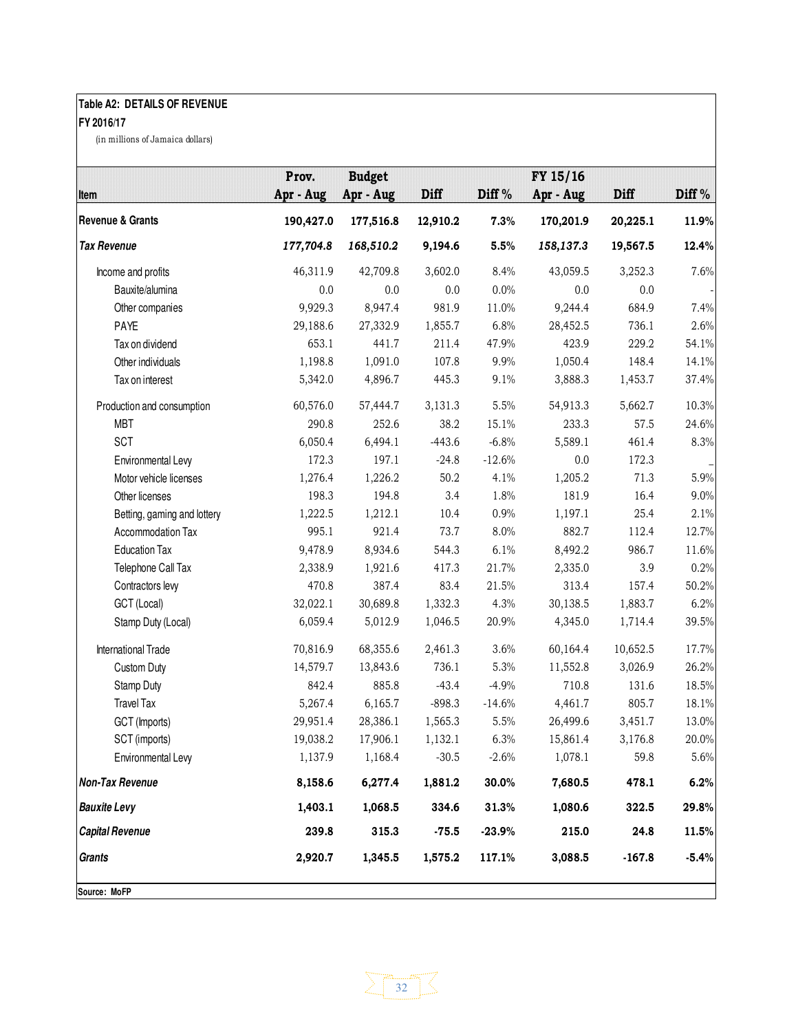**Table A2: DETAILS OF REVENUE**

**FY 2016/17**

(in millions of Jamaica dollars)

| Item | Prov. Apr - Aug | Budget Apr - Aug | Diff | Diff % | FY 15/16 Apr - Aug | Diff | Diff % |
|---|---|---|---|---|---|---|---|
| **Revenue & Grants** | **190,427.0** | **177,516.8** | **12,910.2** | **7.3%** | **170,201.9** | **20,225.1** | **11.9%** |
| ***Tax Revenue*** | ***177,704.8*** | ***168,510.2*** | **9,194.6** | **5.5%** | ***158,137.3*** | **19,567.5** | **12.4%** |
| Income and profits | 46,311.9 | 42,709.8 | 3,602.0 | 8.4% | 43,059.5 | 3,252.3 | 7.6% |
| Bauxite/alumina | 0.0 | 0.0 | 0.0 | 0.0% | 0.0 | 0.0 | - |
| Other companies | 9,929.3 | 8,947.4 | 981.9 | 11.0% | 9,244.4 | 684.9 | 7.4% |
| PAYE | 29,188.6 | 27,332.9 | 1,855.7 | 6.8% | 28,452.5 | 736.1 | 2.6% |
| Tax on dividend | 653.1 | 441.7 | 211.4 | 47.9% | 423.9 | 229.2 | 54.1% |
| Other individuals | 1,198.8 | 1,091.0 | 107.8 | 9.9% | 1,050.4 | 148.4 | 14.1% |
| Tax on interest | 5,342.0 | 4,896.7 | 445.3 | 9.1% | 3,888.3 | 1,453.7 | 37.4% |
| Production and consumption | 60,576.0 | 57,444.7 | 3,131.3 | 5.5% | 54,913.3 | 5,662.7 | 10.3% |
| MBT | 290.8 | 252.6 | 38.2 | 15.1% | 233.3 | 57.5 | 24.6% |
| SCT | 6,050.4 | 6,494.1 | -443.6 | -6.8% | 5,589.1 | 461.4 | 8.3% |
| Environmental Levy | 172.3 | 197.1 | -24.8 | -12.6% | 0.0 | 172.3 | _ |
| Motor vehicle licenses | 1,276.4 | 1,226.2 | 50.2 | 4.1% | 1,205.2 | 71.3 | 5.9% |
| Other licenses | 198.3 | 194.8 | 3.4 | 1.8% | 181.9 | 16.4 | 9.0% |
| Betting, gaming and lottery | 1,222.5 | 1,212.1 | 10.4 | 0.9% | 1,197.1 | 25.4 | 2.1% |
| Accommodation Tax | 995.1 | 921.4 | 73.7 | 8.0% | 882.7 | 112.4 | 12.7% |
| Education Tax | 9,478.9 | 8,934.6 | 544.3 | 6.1% | 8,492.2 | 986.7 | 11.6% |
| Telephone Call Tax | 2,338.9 | 1,921.6 | 417.3 | 21.7% | 2,335.0 | 3.9 | 0.2% |
| Contractors levy | 470.8 | 387.4 | 83.4 | 21.5% | 313.4 | 157.4 | 50.2% |
| GCT (Local) | 32,022.1 | 30,689.8 | 1,332.3 | 4.3% | 30,138.5 | 1,883.7 | 6.2% |
| Stamp Duty (Local) | 6,059.4 | 5,012.9 | 1,046.5 | 20.9% | 4,345.0 | 1,714.4 | 39.5% |
| International Trade | 70,816.9 | 68,355.6 | 2,461.3 | 3.6% | 60,164.4 | 10,652.5 | 17.7% |
| Custom Duty | 14,579.7 | 13,843.6 | 736.1 | 5.3% | 11,552.8 | 3,026.9 | 26.2% |
| Stamp Duty | 842.4 | 885.8 | -43.4 | -4.9% | 710.8 | 131.6 | 18.5% |
| Travel Tax | 5,267.4 | 6,165.7 | -898.3 | -14.6% | 4,461.7 | 805.7 | 18.1% |
| GCT (Imports) | 29,951.4 | 28,386.1 | 1,565.3 | 5.5% | 26,499.6 | 3,451.7 | 13.0% |
| SCT (imports) | 19,038.2 | 17,906.1 | 1,132.1 | 6.3% | 15,861.4 | 3,176.8 | 20.0% |
| Environmental Levy | 1,137.9 | 1,168.4 | -30.5 | -2.6% | 1,078.1 | 59.8 | 5.6% |
| ***Non-Tax Revenue*** | **8,158.6** | **6,277.4** | **1,881.2** | **30.0%** | **7,680.5** | **478.1** | **6.2%** |
| ***Bauxite Levy*** | **1,403.1** | **1,068.5** | **334.6** | **31.3%** | **1,080.6** | **322.5** | **29.8%** |
| ***Capital Revenue*** | **239.8** | **315.3** | **-75.5** | **-23.9%** | **215.0** | **24.8** | **11.5%** |
| ***Grants*** | **2,920.7** | **1,345.5** | **1,575.2** | **117.1%** | **3,088.5** | **-167.8** | **-5.4%** |

**Source: MoFP**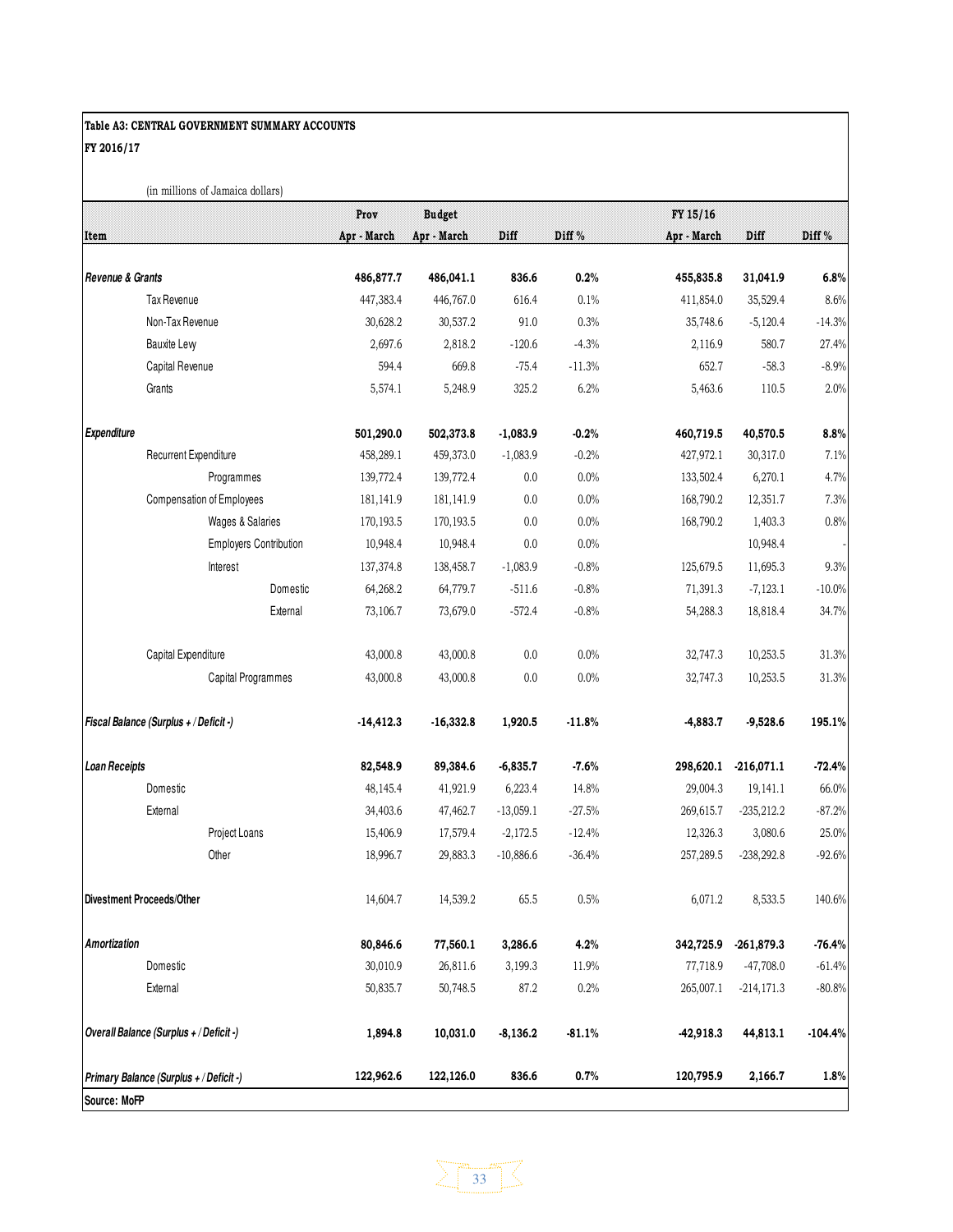**Table A3: CENTRAL GOVERNMENT SUMMARY ACCOUNTS**

**FY 2016/17**

(in millions of Jamaica dollars)

| Item | Prov Apr - March | Budget Apr - March | Diff | Diff % | FY 15/16 Apr - March | Diff | Diff % |
|---|---|---|---|---|---|---|---|
| ***Revenue & Grants*** | **486,877.7** | **486,041.1** | **836.6** | **0.2%** | **455,835.8** | **31,041.9** | **6.8%** |
| Tax Revenue | 447,383.4 | 446,767.0 | 616.4 | 0.1% | 411,854.0 | 35,529.4 | 8.6% |
| Non-Tax Revenue | 30,628.2 | 30,537.2 | 91.0 | 0.3% | 35,748.6 | -5,120.4 | -14.3% |
| Bauxite Levy | 2,697.6 | 2,818.2 | -120.6 | -4.3% | 2,116.9 | 580.7 | 27.4% |
| Capital Revenue | 594.4 | 669.8 | -75.4 | -11.3% | 652.7 | -58.3 | -8.9% |
| Grants | 5,574.1 | 5,248.9 | 325.2 | 6.2% | 5,463.6 | 110.5 | 2.0% |
| ***Expenditure*** | **501,290.0** | **502,373.8** | **-1,083.9** | **-0.2%** | **460,719.5** | **40,570.5** | **8.8%** |
| Recurrent Expenditure | 458,289.1 | 459,373.0 | -1,083.9 | -0.2% | 427,972.1 | 30,317.0 | 7.1% |
| Programmes | 139,772.4 | 139,772.4 | 0.0 | 0.0% | 133,502.4 | 6,270.1 | 4.7% |
| Compensation of Employees | 181,141.9 | 181,141.9 | 0.0 | 0.0% | 168,790.2 | 12,351.7 | 7.3% |
| Wages & Salaries | 170,193.5 | 170,193.5 | 0.0 | 0.0% | 168,790.2 | 1,403.3 | 0.8% |
| Employers Contribution | 10,948.4 | 10,948.4 | 0.0 | 0.0% | | 10,948.4 | - |
| Interest | 137,374.8 | 138,458.7 | -1,083.9 | -0.8% | 125,679.5 | 11,695.3 | 9.3% |
| Domestic | 64,268.2 | 64,779.7 | -511.6 | -0.8% | 71,391.3 | -7,123.1 | -10.0% |
| External | 73,106.7 | 73,679.0 | -572.4 | -0.8% | 54,288.3 | 18,818.4 | 34.7% |
| Capital Expenditure | 43,000.8 | 43,000.8 | 0.0 | 0.0% | 32,747.3 | 10,253.5 | 31.3% |
| Capital Programmes | 43,000.8 | 43,000.8 | 0.0 | 0.0% | 32,747.3 | 10,253.5 | 31.3% |
| ***Fiscal Balance (Surplus + / Deficit -)*** | **-14,412.3** | **-16,332.8** | **1,920.5** | **-11.8%** | **-4,883.7** | **-9,528.6** | **195.1%** |
| ***Loan Receipts*** | **82,548.9** | **89,384.6** | **-6,835.7** | **-7.6%** | **298,620.1** | **-216,071.1** | **-72.4%** |
| Domestic | 48,145.4 | 41,921.9 | 6,223.4 | 14.8% | 29,004.3 | 19,141.1 | 66.0% |
| External | 34,403.6 | 47,462.7 | -13,059.1 | -27.5% | 269,615.7 | -235,212.2 | -87.2% |
| Project Loans | 15,406.9 | 17,579.4 | -2,172.5 | -12.4% | 12,326.3 | 3,080.6 | 25.0% |
| Other | 18,996.7 | 29,883.3 | -10,886.6 | -36.4% | 257,289.5 | -238,292.8 | -92.6% |
| **Divestment Proceeds/Other** | 14,604.7 | 14,539.2 | 65.5 | 0.5% | 6,071.2 | 8,533.5 | 140.6% |
| ***Amortization*** | **80,846.6** | **77,560.1** | **3,286.6** | **4.2%** | **342,725.9** | **-261,879.3** | **-76.4%** |
| Domestic | 30,010.9 | 26,811.6 | 3,199.3 | 11.9% | 77,718.9 | -47,708.0 | -61.4% |
| External | 50,835.7 | 50,748.5 | 87.2 | 0.2% | 265,007.1 | -214,171.3 | -80.8% |
| ***Overall Balance (Surplus + / Deficit -)*** | **1,894.8** | **10,031.0** | **-8,136.2** | **-81.1%** | **-42,918.3** | **44,813.1** | **-104.4%** |
| ***Primary Balance (Surplus + / Deficit -)*** | **122,962.6** | **122,126.0** | **836.6** | **0.7%** | **120,795.9** | **2,166.7** | **1.8%** |

**Source: MoFP**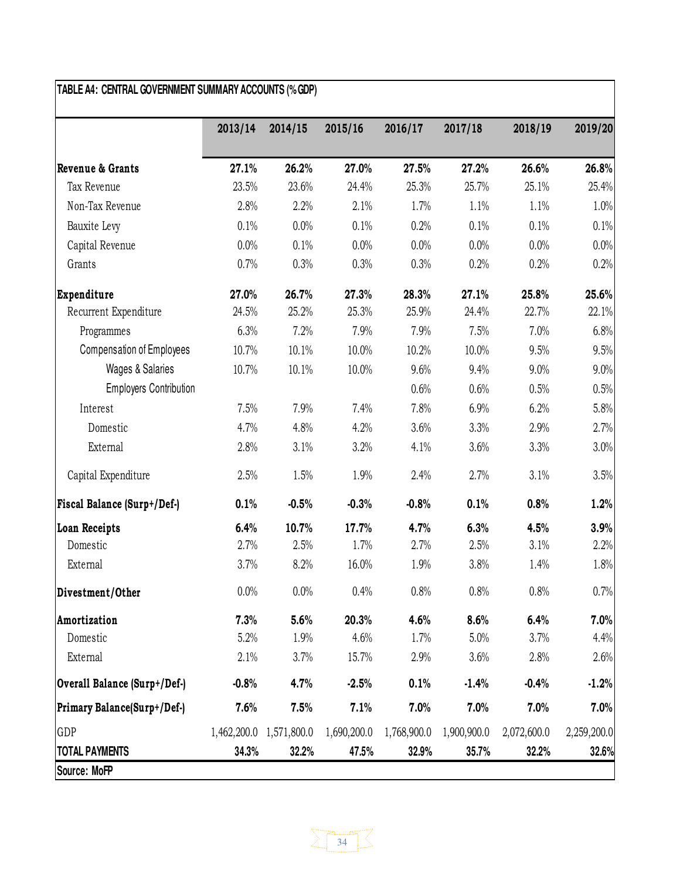| TABLE A4: CENTRAL GOVERNMENT SUMMARY ACCOUNTS (% GDP) | | | | | | | |
|---|---|---|---|---|---|---|---|
| | 2013/14 | 2014/15 | 2015/16 | 2016/17 | 2017/18 | 2018/19 | 2019/20 |
| **Revenue & Grants** | **27.1%** | **26.2%** | **27.0%** | **27.5%** | **27.2%** | **26.6%** | **26.8%** |
| Tax Revenue | 23.5% | 23.6% | 24.4% | 25.3% | 25.7% | 25.1% | 25.4% |
| Non-Tax Revenue | 2.8% | 2.2% | 2.1% | 1.7% | 1.1% | 1.1% | 1.0% |
| Bauxite Levy | 0.1% | 0.0% | 0.1% | 0.2% | 0.1% | 0.1% | 0.1% |
| Capital Revenue | 0.0% | 0.1% | 0.0% | 0.0% | 0.0% | 0.0% | 0.0% |
| Grants | 0.7% | 0.3% | 0.3% | 0.3% | 0.2% | 0.2% | 0.2% |
| **Expenditure** | **27.0%** | **26.7%** | **27.3%** | **28.3%** | **27.1%** | **25.8%** | **25.6%** |
| Recurrent Expenditure | 24.5% | 25.2% | 25.3% | 25.9% | 24.4% | 22.7% | 22.1% |
| Programmes | 6.3% | 7.2% | 7.9% | 7.9% | 7.5% | 7.0% | 6.8% |
| Compensation of Employees | 10.7% | 10.1% | 10.0% | 10.2% | 10.0% | 9.5% | 9.5% |
| Wages & Salaries | 10.7% | 10.1% | 10.0% | 9.6% | 9.4% | 9.0% | 9.0% |
| Employers Contribution | | | | 0.6% | 0.6% | 0.5% | 0.5% |
| Interest | 7.5% | 7.9% | 7.4% | 7.8% | 6.9% | 6.2% | 5.8% |
| Domestic | 4.7% | 4.8% | 4.2% | 3.6% | 3.3% | 2.9% | 2.7% |
| External | 2.8% | 3.1% | 3.2% | 4.1% | 3.6% | 3.3% | 3.0% |
| Capital Expenditure | 2.5% | 1.5% | 1.9% | 2.4% | 2.7% | 3.1% | 3.5% |
| **Fiscal Balance (Surp+/Def-)** | **0.1%** | **-0.5%** | **-0.3%** | **-0.8%** | **0.1%** | **0.8%** | **1.2%** |
| **Loan Receipts** | **6.4%** | **10.7%** | **17.7%** | **4.7%** | **6.3%** | **4.5%** | **3.9%** |
| Domestic | 2.7% | 2.5% | 1.7% | 2.7% | 2.5% | 3.1% | 2.2% |
| External | 3.7% | 8.2% | 16.0% | 1.9% | 3.8% | 1.4% | 1.8% |
| **Divestment/Other** | 0.0% | 0.0% | 0.4% | 0.8% | 0.8% | 0.8% | 0.7% |
| **Amortization** | **7.3%** | **5.6%** | **20.3%** | **4.6%** | **8.6%** | **6.4%** | **7.0%** |
| Domestic | 5.2% | 1.9% | 4.6% | 1.7% | 5.0% | 3.7% | 4.4% |
| External | 2.1% | 3.7% | 15.7% | 2.9% | 3.6% | 2.8% | 2.6% |
| **Overall Balance (Surp+/Def-)** | **-0.8%** | **4.7%** | **-2.5%** | **0.1%** | **-1.4%** | **-0.4%** | **-1.2%** |
| **Primary Balance(Surp+/Def-)** | **7.6%** | **7.5%** | **7.1%** | **7.0%** | **7.0%** | **7.0%** | **7.0%** |
| GDP | 1,462,200.0 | 1,571,800.0 | 1,690,200.0 | 1,768,900.0 | 1,900,900.0 | 2,072,600.0 | 2,259,200.0 |
| **TOTAL PAYMENTS** | **34.3%** | **32.2%** | **47.5%** | **32.9%** | **35.7%** | **32.2%** | **32.6%** |

Source: MoFP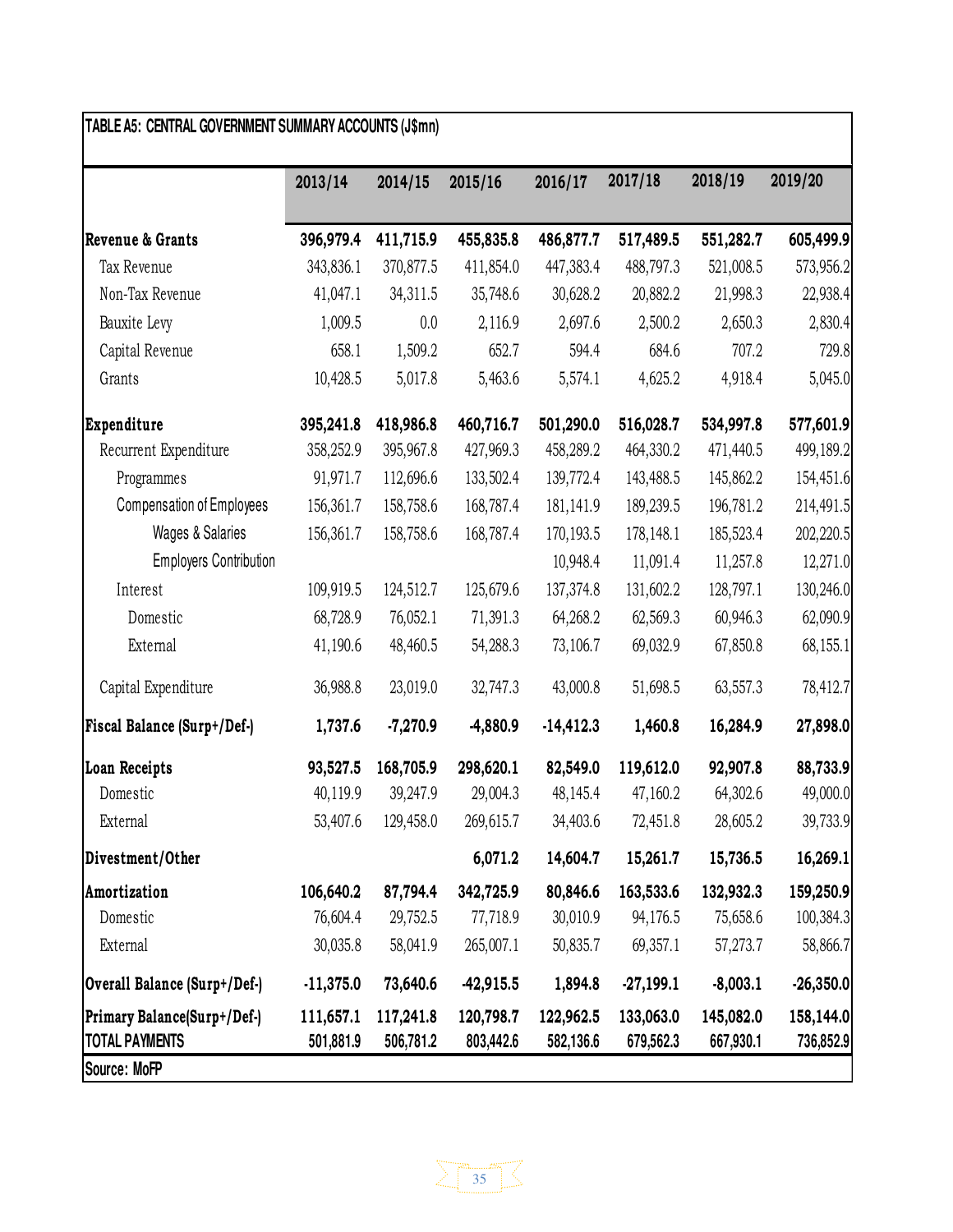| TABLE A5: CENTRAL GOVERNMENT SUMMARY ACCOUNTS (J$mn) | | | | | | | |
|---|---|---|---|---|---|---|---|
| | 2013/14 | 2014/15 | 2015/16 | 2016/17 | 2017/18 | 2018/19 | 2019/20 |
| **Revenue & Grants** | **396,979.4** | **411,715.9** | **455,835.8** | **486,877.7** | **517,489.5** | **551,282.7** | **605,499.9** |
| Tax Revenue | 343,836.1 | 370,877.5 | 411,854.0 | 447,383.4 | 488,797.3 | 521,008.5 | 573,956.2 |
| Non-Tax Revenue | 41,047.1 | 34,311.5 | 35,748.6 | 30,628.2 | 20,882.2 | 21,998.3 | 22,938.4 |
| Bauxite Levy | 1,009.5 | 0.0 | 2,116.9 | 2,697.6 | 2,500.2 | 2,650.3 | 2,830.4 |
| Capital Revenue | 658.1 | 1,509.2 | 652.7 | 594.4 | 684.6 | 707.2 | 729.8 |
| Grants | 10,428.5 | 5,017.8 | 5,463.6 | 5,574.1 | 4,625.2 | 4,918.4 | 5,045.0 |
| **Expenditure** | **395,241.8** | **418,986.8** | **460,716.7** | **501,290.0** | **516,028.7** | **534,997.8** | **577,601.9** |
| Recurrent Expenditure | 358,252.9 | 395,967.8 | 427,969.3 | 458,289.2 | 464,330.2 | 471,440.5 | 499,189.2 |
| Programmes | 91,971.7 | 112,696.6 | 133,502.4 | 139,772.4 | 143,488.5 | 145,862.2 | 154,451.6 |
| Compensation of Employees | 156,361.7 | 158,758.6 | 168,787.4 | 181,141.9 | 189,239.5 | 196,781.2 | 214,491.5 |
| Wages & Salaries | 156,361.7 | 158,758.6 | 168,787.4 | 170,193.5 | 178,148.1 | 185,523.4 | 202,220.5 |
| Employers Contribution | | | | 10,948.4 | 11,091.4 | 11,257.8 | 12,271.0 |
| Interest | 109,919.5 | 124,512.7 | 125,679.6 | 137,374.8 | 131,602.2 | 128,797.1 | 130,246.0 |
| Domestic | 68,728.9 | 76,052.1 | 71,391.3 | 64,268.2 | 62,569.3 | 60,946.3 | 62,090.9 |
| External | 41,190.6 | 48,460.5 | 54,288.3 | 73,106.7 | 69,032.9 | 67,850.8 | 68,155.1 |
| Capital Expenditure | 36,988.8 | 23,019.0 | 32,747.3 | 43,000.8 | 51,698.5 | 63,557.3 | 78,412.7 |
| **Fiscal Balance (Surp+/Def-)** | **1,737.6** | **-7,270.9** | **-4,880.9** | **-14,412.3** | **1,460.8** | **16,284.9** | **27,898.0** |
| **Loan Receipts** | **93,527.5** | **168,705.9** | **298,620.1** | **82,549.0** | **119,612.0** | **92,907.8** | **88,733.9** |
| Domestic | 40,119.9 | 39,247.9 | 29,004.3 | 48,145.4 | 47,160.2 | 64,302.6 | 49,000.0 |
| External | 53,407.6 | 129,458.0 | 269,615.7 | 34,403.6 | 72,451.8 | 28,605.2 | 39,733.9 |
| **Divestment/Other** | | | **6,071.2** | **14,604.7** | **15,261.7** | **15,736.5** | **16,269.1** |
| **Amortization** | **106,640.2** | **87,794.4** | **342,725.9** | **80,846.6** | **163,533.6** | **132,932.3** | **159,250.9** |
| Domestic | 76,604.4 | 29,752.5 | 77,718.9 | 30,010.9 | 94,176.5 | 75,658.6 | 100,384.3 |
| External | 30,035.8 | 58,041.9 | 265,007.1 | 50,835.7 | 69,357.1 | 57,273.7 | 58,866.7 |
| **Overall Balance (Surp+/Def-)** | **-11,375.0** | **73,640.6** | **-42,915.5** | **1,894.8** | **-27,199.1** | **-8,003.1** | **-26,350.0** |
| **Primary Balance(Surp+/Def-)** | **111,657.1** | **117,241.8** | **120,798.7** | **122,962.5** | **133,063.0** | **145,082.0** | **158,144.0** |
| **TOTAL PAYMENTS** | 501,881.9 | 506,781.2 | 803,442.6 | 582,136.6 | 679,562.3 | 667,930.1 | 736,852.9 |

Source: MoFP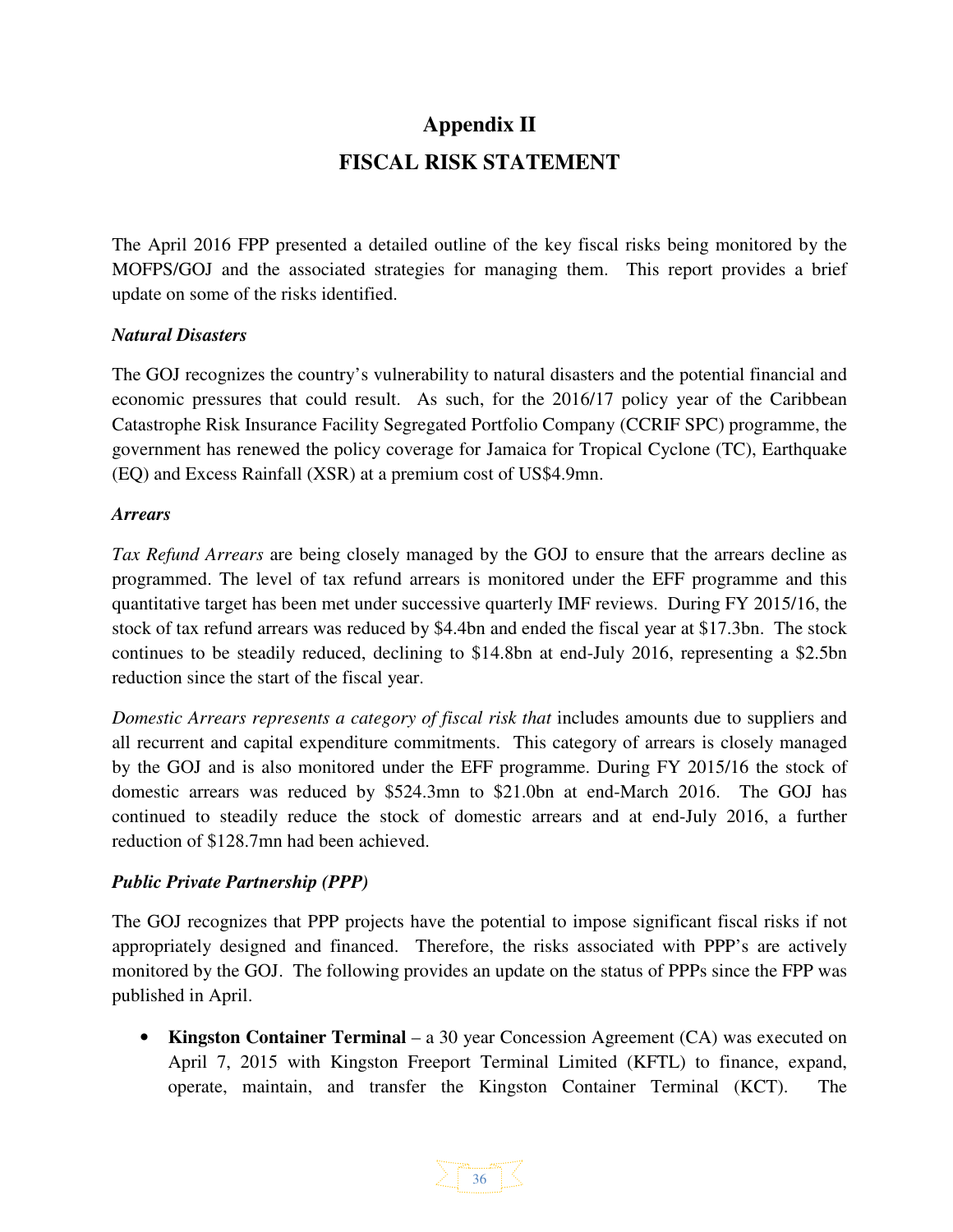# Appendix II

# FISCAL RISK STATEMENT

The April 2016 FPP presented a detailed outline of the key fiscal risks being monitored by the MOFPS/GOJ and the associated strategies for managing them. This report provides a brief update on some of the risks identified.

***Natural Disasters***

The GOJ recognizes the country's vulnerability to natural disasters and the potential financial and economic pressures that could result. As such, for the 2016/17 policy year of the Caribbean Catastrophe Risk Insurance Facility Segregated Portfolio Company (CCRIF SPC) programme, the government has renewed the policy coverage for Jamaica for Tropical Cyclone (TC), Earthquake (EQ) and Excess Rainfall (XSR) at a premium cost of US$4.9mn.

***Arrears***

*Tax Refund Arrears* are being closely managed by the GOJ to ensure that the arrears decline as programmed. The level of tax refund arrears is monitored under the EFF programme and this quantitative target has been met under successive quarterly IMF reviews. During FY 2015/16, the stock of tax refund arrears was reduced by $4.4bn and ended the fiscal year at $17.3bn. The stock continues to be steadily reduced, declining to $14.8bn at end-July 2016, representing a $2.5bn reduction since the start of the fiscal year.

*Domestic Arrears represents a category of fiscal risk that* includes amounts due to suppliers and all recurrent and capital expenditure commitments. This category of arrears is closely managed by the GOJ and is also monitored under the EFF programme. During FY 2015/16 the stock of domestic arrears was reduced by $524.3mn to $21.0bn at end-March 2016. The GOJ has continued to steadily reduce the stock of domestic arrears and at end-July 2016, a further reduction of $128.7mn had been achieved.

***Public Private Partnership (PPP)***

The GOJ recognizes that PPP projects have the potential to impose significant fiscal risks if not appropriately designed and financed. Therefore, the risks associated with PPP's are actively monitored by the GOJ. The following provides an update on the status of PPPs since the FPP was published in April.

- **Kingston Container Terminal** – a 30 year Concession Agreement (CA) was executed on April 7, 2015 with Kingston Freeport Terminal Limited (KFTL) to finance, expand, operate, maintain, and transfer the Kingston Container Terminal (KCT). The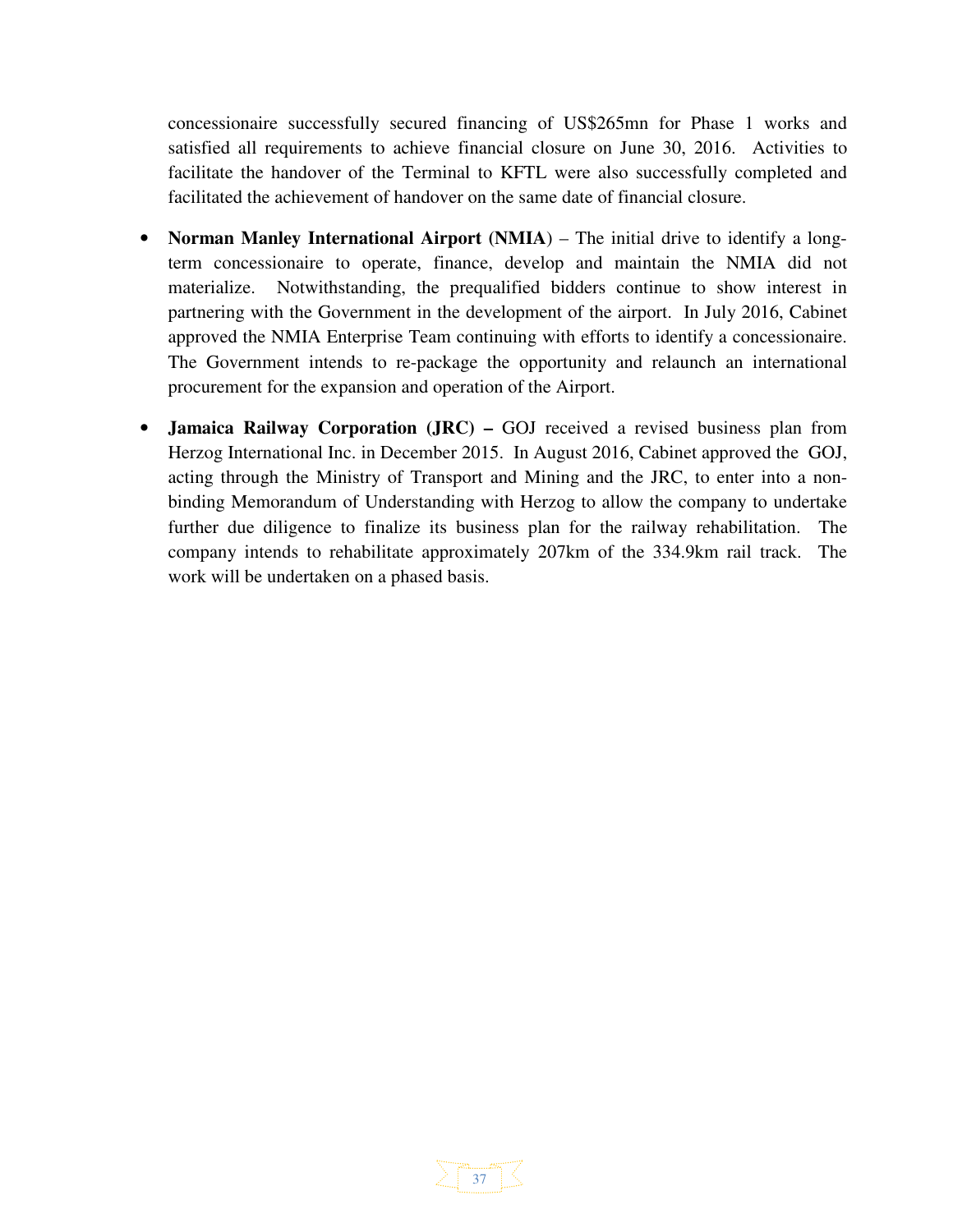concessionaire successfully secured financing of US$265mn for Phase 1 works and satisfied all requirements to achieve financial closure on June 30, 2016. Activities to facilitate the handover of the Terminal to KFTL were also successfully completed and facilitated the achievement of handover on the same date of financial closure.

- **Norman Manley International Airport (NMIA)** – The initial drive to identify a long-term concessionaire to operate, finance, develop and maintain the NMIA did not materialize. Notwithstanding, the prequalified bidders continue to show interest in partnering with the Government in the development of the airport. In July 2016, Cabinet approved the NMIA Enterprise Team continuing with efforts to identify a concessionaire. The Government intends to re-package the opportunity and relaunch an international procurement for the expansion and operation of the Airport.

- **Jamaica Railway Corporation (JRC) –** GOJ received a revised business plan from Herzog International Inc. in December 2015. In August 2016, Cabinet approved the GOJ, acting through the Ministry of Transport and Mining and the JRC, to enter into a non-binding Memorandum of Understanding with Herzog to allow the company to undertake further due diligence to finalize its business plan for the railway rehabilitation. The company intends to rehabilitate approximately 207km of the 334.9km rail track. The work will be undertaken on a phased basis.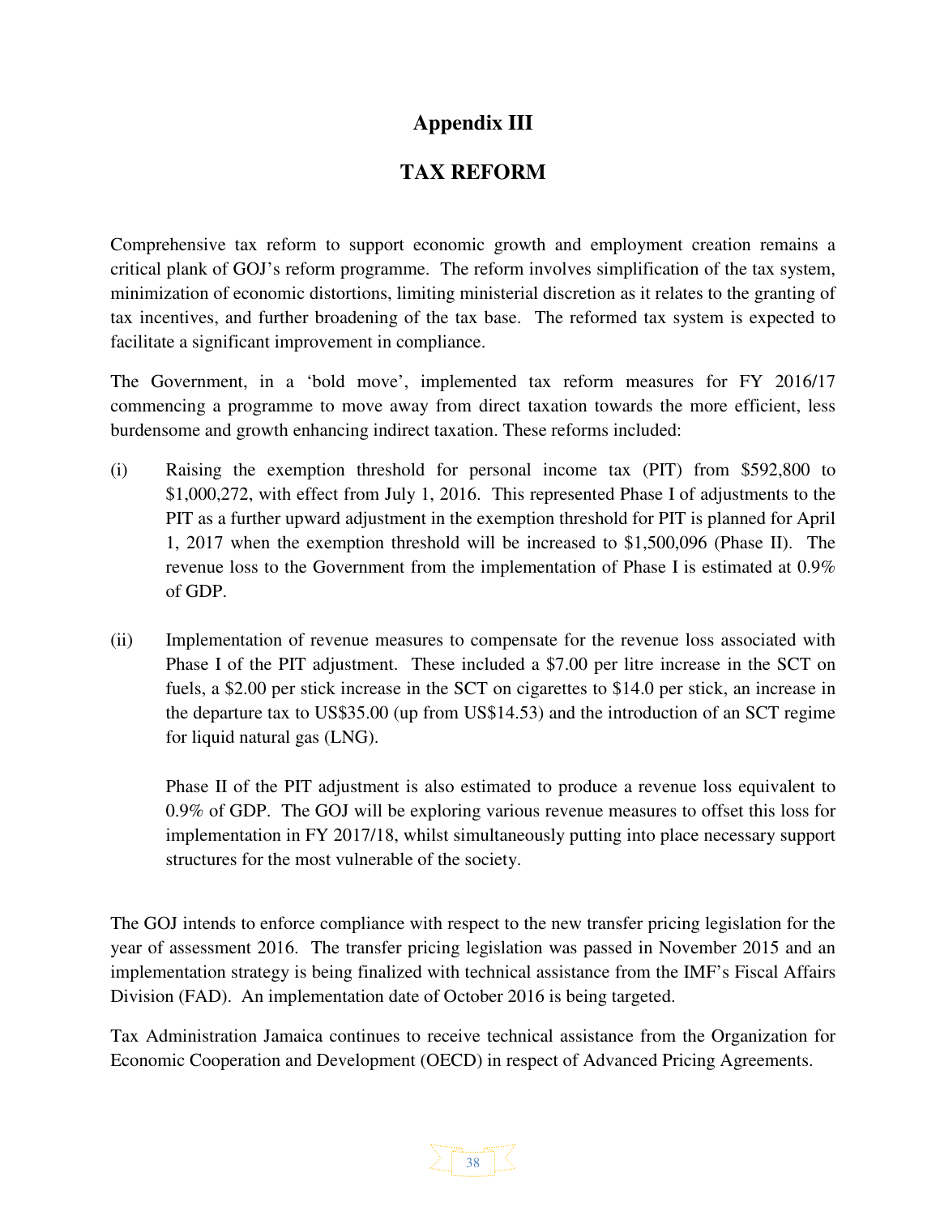# Appendix III

## TAX REFORM

Comprehensive tax reform to support economic growth and employment creation remains a critical plank of GOJ's reform programme. The reform involves simplification of the tax system, minimization of economic distortions, limiting ministerial discretion as it relates to the granting of tax incentives, and further broadening of the tax base. The reformed tax system is expected to facilitate a significant improvement in compliance.

The Government, in a 'bold move', implemented tax reform measures for FY 2016/17 commencing a programme to move away from direct taxation towards the more efficient, less burdensome and growth enhancing indirect taxation. These reforms included:

(i) Raising the exemption threshold for personal income tax (PIT) from $592,800 to $1,000,272, with effect from July 1, 2016. This represented Phase I of adjustments to the PIT as a further upward adjustment in the exemption threshold for PIT is planned for April 1, 2017 when the exemption threshold will be increased to $1,500,096 (Phase II). The revenue loss to the Government from the implementation of Phase I is estimated at 0.9% of GDP.

(ii) Implementation of revenue measures to compensate for the revenue loss associated with Phase I of the PIT adjustment. These included a $7.00 per litre increase in the SCT on fuels, a $2.00 per stick increase in the SCT on cigarettes to $14.0 per stick, an increase in the departure tax to US$35.00 (up from US$14.53) and the introduction of an SCT regime for liquid natural gas (LNG).

    Phase II of the PIT adjustment is also estimated to produce a revenue loss equivalent to 0.9% of GDP. The GOJ will be exploring various revenue measures to offset this loss for implementation in FY 2017/18, whilst simultaneously putting into place necessary support structures for the most vulnerable of the society.

The GOJ intends to enforce compliance with respect to the new transfer pricing legislation for the year of assessment 2016. The transfer pricing legislation was passed in November 2015 and an implementation strategy is being finalized with technical assistance from the IMF's Fiscal Affairs Division (FAD). An implementation date of October 2016 is being targeted.

Tax Administration Jamaica continues to receive technical assistance from the Organization for Economic Cooperation and Development (OECD) in respect of Advanced Pricing Agreements.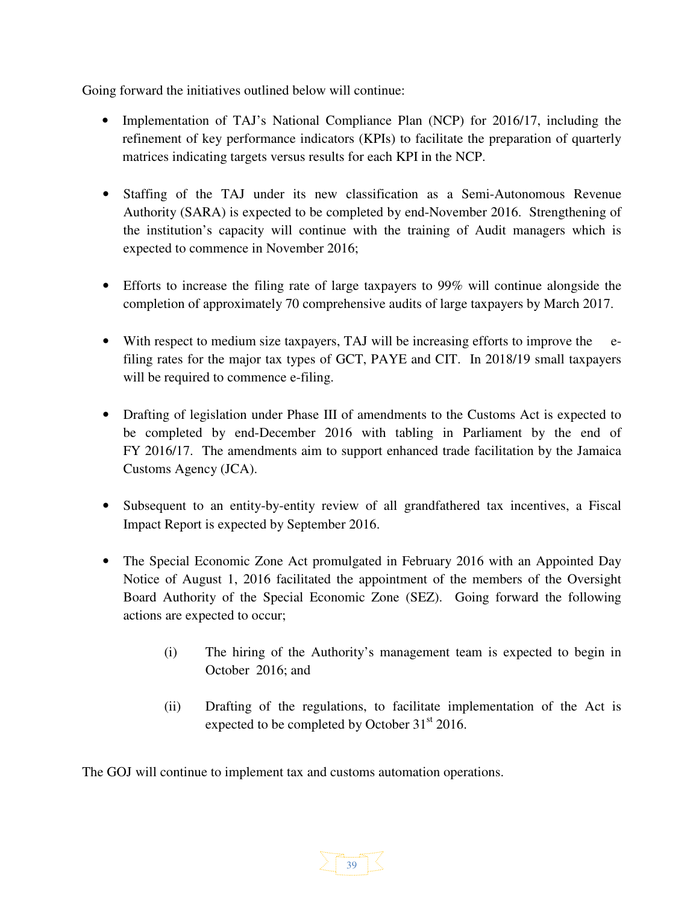Going forward the initiatives outlined below will continue:

- Implementation of TAJ's National Compliance Plan (NCP) for 2016/17, including the refinement of key performance indicators (KPIs) to facilitate the preparation of quarterly matrices indicating targets versus results for each KPI in the NCP.

- Staffing of the TAJ under its new classification as a Semi-Autonomous Revenue Authority (SARA) is expected to be completed by end-November 2016. Strengthening of the institution's capacity will continue with the training of Audit managers which is expected to commence in November 2016;

- Efforts to increase the filing rate of large taxpayers to 99% will continue alongside the completion of approximately 70 comprehensive audits of large taxpayers by March 2017.

- With respect to medium size taxpayers, TAJ will be increasing efforts to improve the e-filing rates for the major tax types of GCT, PAYE and CIT. In 2018/19 small taxpayers will be required to commence e-filing.

- Drafting of legislation under Phase III of amendments to the Customs Act is expected to be completed by end-December 2016 with tabling in Parliament by the end of FY 2016/17. The amendments aim to support enhanced trade facilitation by the Jamaica Customs Agency (JCA).

- Subsequent to an entity-by-entity review of all grandfathered tax incentives, a Fiscal Impact Report is expected by September 2016.

- The Special Economic Zone Act promulgated in February 2016 with an Appointed Day Notice of August 1, 2016 facilitated the appointment of the members of the Oversight Board Authority of the Special Economic Zone (SEZ). Going forward the following actions are expected to occur;

  (i) The hiring of the Authority's management team is expected to begin in October 2016; and

  (ii) Drafting of the regulations, to facilitate implementation of the Act is expected to be completed by October 31st 2016.

The GOJ will continue to implement tax and customs automation operations.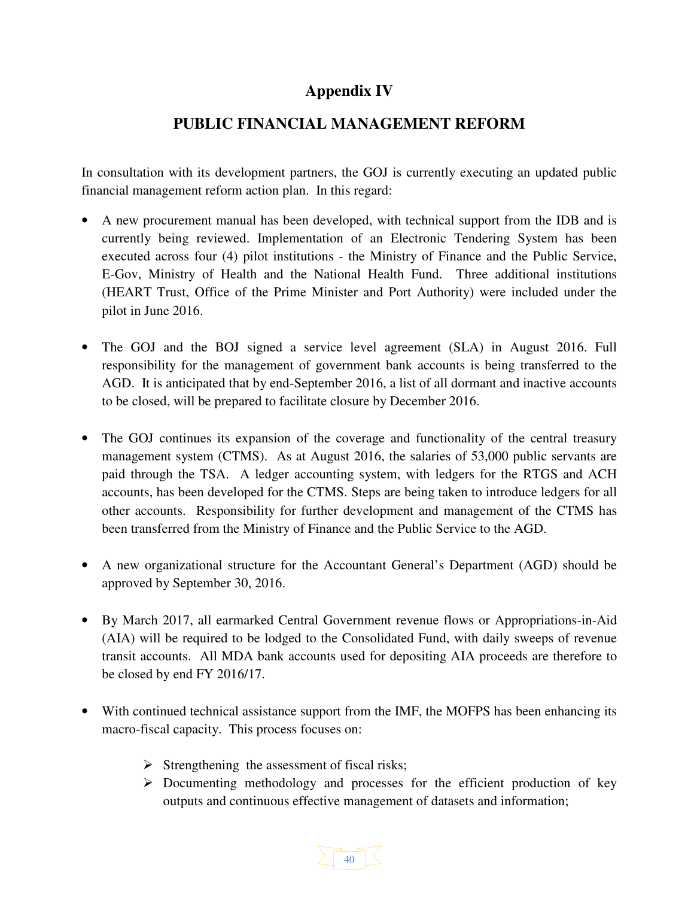# Appendix IV

## PUBLIC FINANCIAL MANAGEMENT REFORM

In consultation with its development partners, the GOJ is currently executing an updated public financial management reform action plan. In this regard:

- A new procurement manual has been developed, with technical support from the IDB and is currently being reviewed. Implementation of an Electronic Tendering System has been executed across four (4) pilot institutions - the Ministry of Finance and the Public Service, E-Gov, Ministry of Health and the National Health Fund. Three additional institutions (HEART Trust, Office of the Prime Minister and Port Authority) were included under the pilot in June 2016.

- The GOJ and the BOJ signed a service level agreement (SLA) in August 2016. Full responsibility for the management of government bank accounts is being transferred to the AGD. It is anticipated that by end-September 2016, a list of all dormant and inactive accounts to be closed, will be prepared to facilitate closure by December 2016.

- The GOJ continues its expansion of the coverage and functionality of the central treasury management system (CTMS). As at August 2016, the salaries of 53,000 public servants are paid through the TSA. A ledger accounting system, with ledgers for the RTGS and ACH accounts, has been developed for the CTMS. Steps are being taken to introduce ledgers for all other accounts. Responsibility for further development and management of the CTMS has been transferred from the Ministry of Finance and the Public Service to the AGD.

- A new organizational structure for the Accountant General's Department (AGD) should be approved by September 30, 2016.

- By March 2017, all earmarked Central Government revenue flows or Appropriations-in-Aid (AIA) will be required to be lodged to the Consolidated Fund, with daily sweeps of revenue transit accounts. All MDA bank accounts used for depositing AIA proceeds are therefore to be closed by end FY 2016/17.

- With continued technical assistance support from the IMF, the MOFPS has been enhancing its macro-fiscal capacity. This process focuses on:
  - Strengthening the assessment of fiscal risks;
  - Documenting methodology and processes for the efficient production of key outputs and continuous effective management of datasets and information;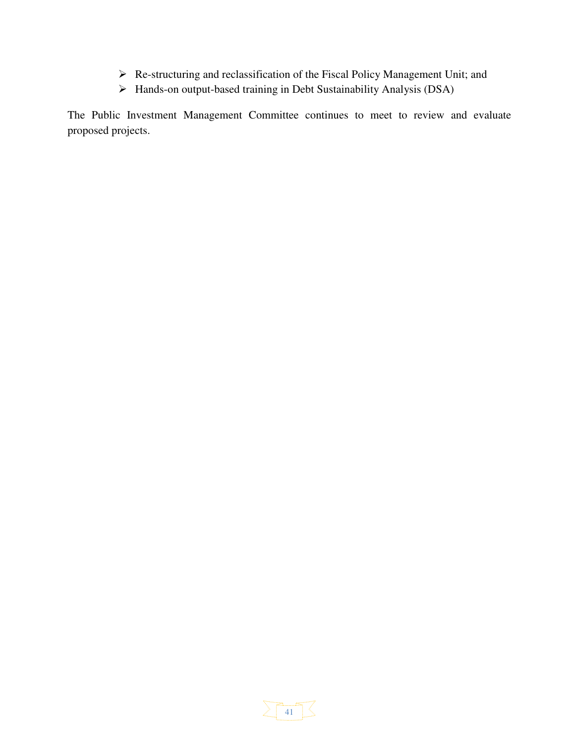- Re-structuring and reclassification of the Fiscal Policy Management Unit; and
- Hands-on output-based training in Debt Sustainability Analysis (DSA)

The Public Investment Management Committee continues to meet to review and evaluate proposed projects.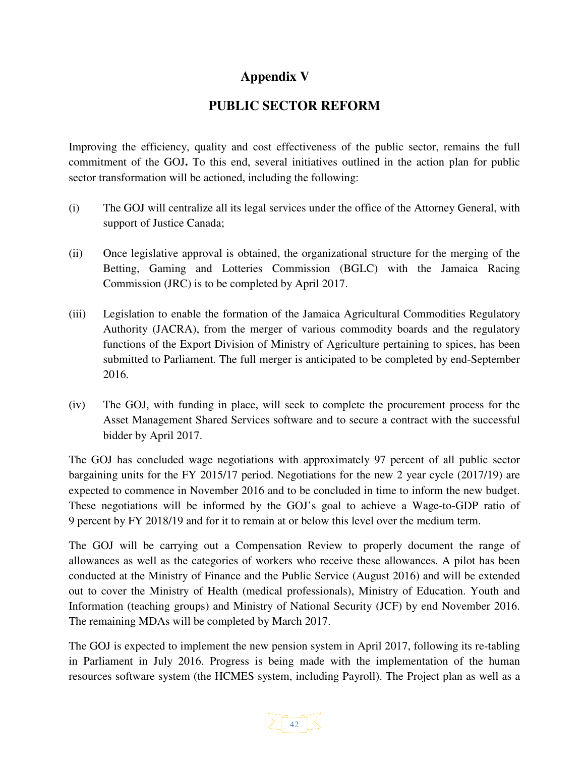# Appendix V

## PUBLIC SECTOR REFORM

Improving the efficiency, quality and cost effectiveness of the public sector, remains the full commitment of the GOJ**.** To this end, several initiatives outlined in the action plan for public sector transformation will be actioned, including the following:

(i) The GOJ will centralize all its legal services under the office of the Attorney General, with support of Justice Canada;

(ii) Once legislative approval is obtained, the organizational structure for the merging of the Betting, Gaming and Lotteries Commission (BGLC) with the Jamaica Racing Commission (JRC) is to be completed by April 2017.

(iii) Legislation to enable the formation of the Jamaica Agricultural Commodities Regulatory Authority (JACRA), from the merger of various commodity boards and the regulatory functions of the Export Division of Ministry of Agriculture pertaining to spices, has been submitted to Parliament. The full merger is anticipated to be completed by end-September 2016.

(iv) The GOJ, with funding in place, will seek to complete the procurement process for the Asset Management Shared Services software and to secure a contract with the successful bidder by April 2017.

The GOJ has concluded wage negotiations with approximately 97 percent of all public sector bargaining units for the FY 2015/17 period. Negotiations for the new 2 year cycle (2017/19) are expected to commence in November 2016 and to be concluded in time to inform the new budget. These negotiations will be informed by the GOJ's goal to achieve a Wage-to-GDP ratio of 9 percent by FY 2018/19 and for it to remain at or below this level over the medium term.

The GOJ will be carrying out a Compensation Review to properly document the range of allowances as well as the categories of workers who receive these allowances. A pilot has been conducted at the Ministry of Finance and the Public Service (August 2016) and will be extended out to cover the Ministry of Health (medical professionals), Ministry of Education. Youth and Information (teaching groups) and Ministry of National Security (JCF) by end November 2016. The remaining MDAs will be completed by March 2017.

The GOJ is expected to implement the new pension system in April 2017, following its re-tabling in Parliament in July 2016. Progress is being made with the implementation of the human resources software system (the HCMES system, including Payroll). The Project plan as well as a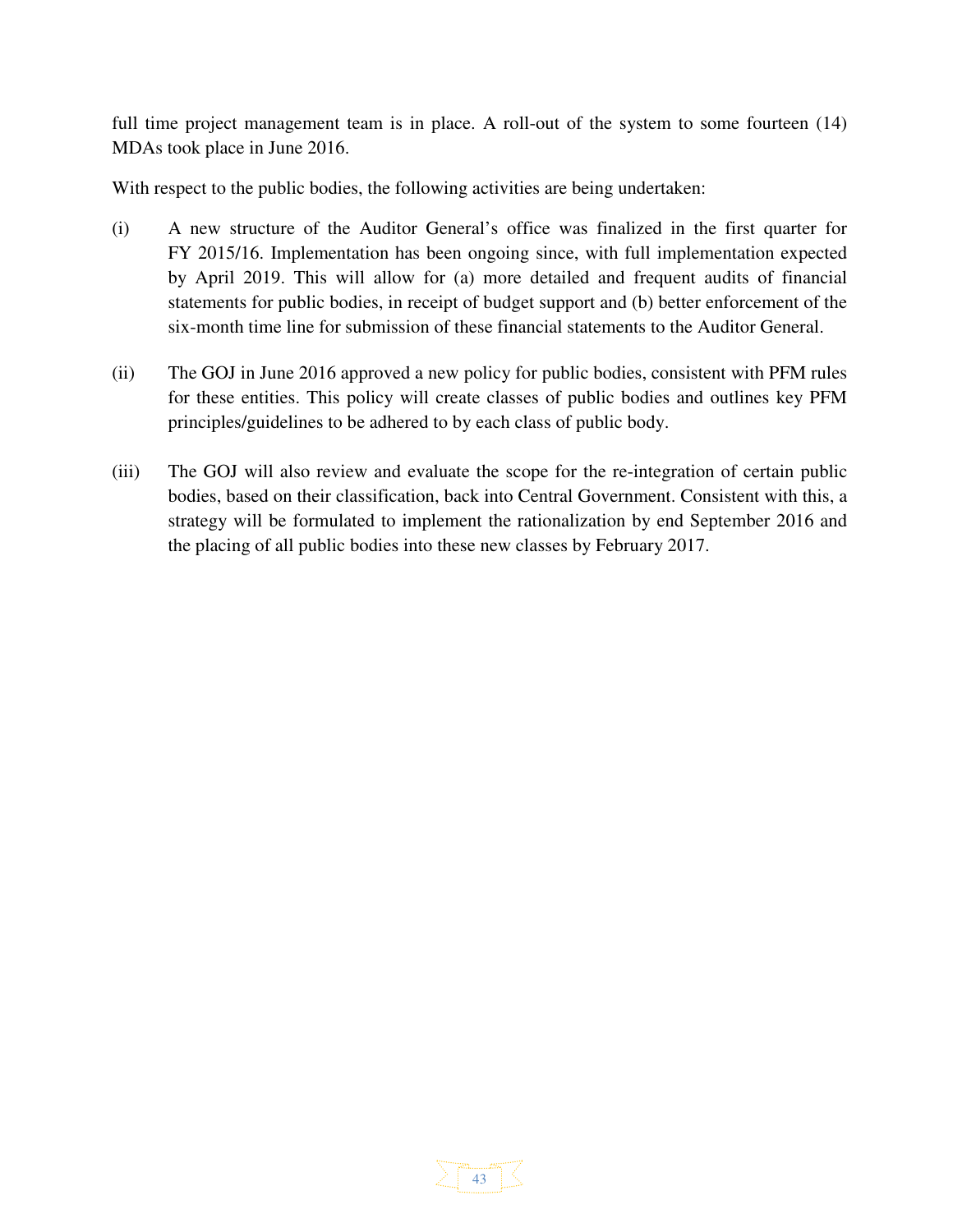full time project management team is in place. A roll-out of the system to some fourteen (14) MDAs took place in June 2016.

With respect to the public bodies, the following activities are being undertaken:

(i) A new structure of the Auditor General's office was finalized in the first quarter for FY 2015/16. Implementation has been ongoing since, with full implementation expected by April 2019. This will allow for (a) more detailed and frequent audits of financial statements for public bodies, in receipt of budget support and (b) better enforcement of the six-month time line for submission of these financial statements to the Auditor General.

(ii) The GOJ in June 2016 approved a new policy for public bodies, consistent with PFM rules for these entities. This policy will create classes of public bodies and outlines key PFM principles/guidelines to be adhered to by each class of public body.

(iii) The GOJ will also review and evaluate the scope for the re-integration of certain public bodies, based on their classification, back into Central Government. Consistent with this, a strategy will be formulated to implement the rationalization by end September 2016 and the placing of all public bodies into these new classes by February 2017.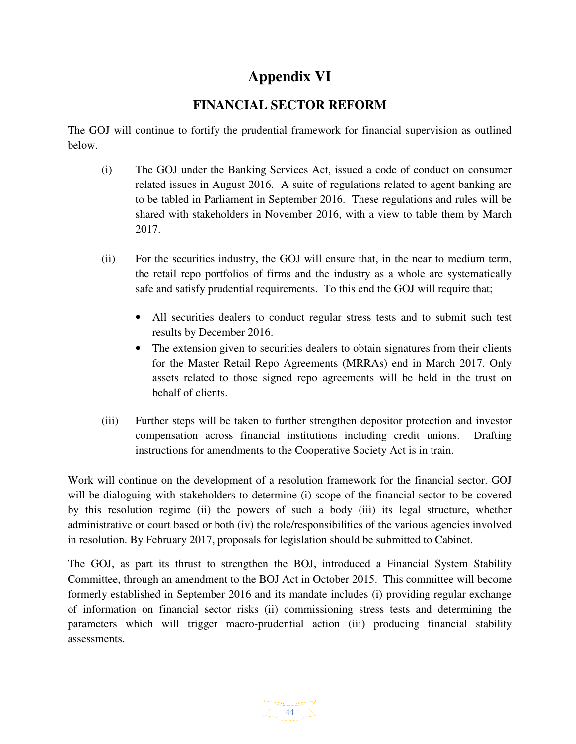# Appendix VI

## FINANCIAL SECTOR REFORM

The GOJ will continue to fortify the prudential framework for financial supervision as outlined below.

(i) The GOJ under the Banking Services Act, issued a code of conduct on consumer related issues in August 2016. A suite of regulations related to agent banking are to be tabled in Parliament in September 2016. These regulations and rules will be shared with stakeholders in November 2016, with a view to table them by March 2017.

(ii) For the securities industry, the GOJ will ensure that, in the near to medium term, the retail repo portfolios of firms and the industry as a whole are systematically safe and satisfy prudential requirements. To this end the GOJ will require that;

- All securities dealers to conduct regular stress tests and to submit such test results by December 2016.
- The extension given to securities dealers to obtain signatures from their clients for the Master Retail Repo Agreements (MRRAs) end in March 2017. Only assets related to those signed repo agreements will be held in the trust on behalf of clients.

(iii) Further steps will be taken to further strengthen depositor protection and investor compensation across financial institutions including credit unions. Drafting instructions for amendments to the Cooperative Society Act is in train.

Work will continue on the development of a resolution framework for the financial sector. GOJ will be dialoguing with stakeholders to determine (i) scope of the financial sector to be covered by this resolution regime (ii) the powers of such a body (iii) its legal structure, whether administrative or court based or both (iv) the role/responsibilities of the various agencies involved in resolution. By February 2017, proposals for legislation should be submitted to Cabinet.

The GOJ, as part its thrust to strengthen the BOJ, introduced a Financial System Stability Committee, through an amendment to the BOJ Act in October 2015. This committee will become formerly established in September 2016 and its mandate includes (i) providing regular exchange of information on financial sector risks (ii) commissioning stress tests and determining the parameters which will trigger macro-prudential action (iii) producing financial stability assessments.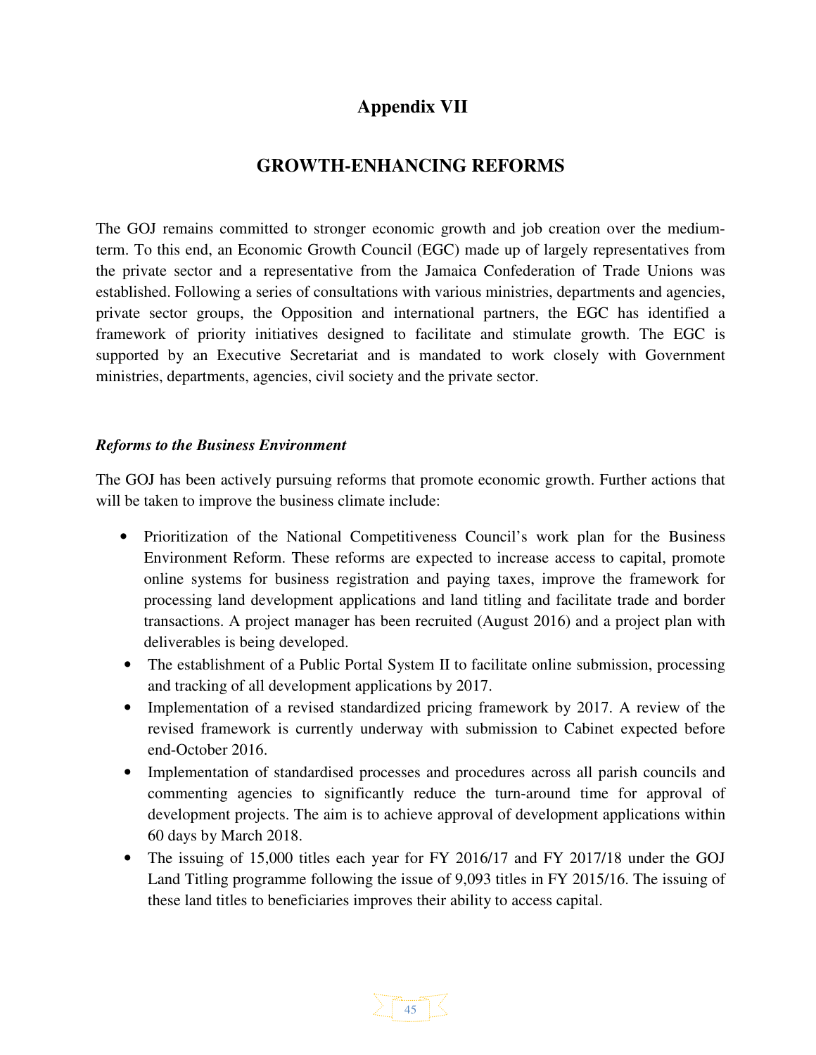# Appendix VII

## GROWTH-ENHANCING REFORMS

The GOJ remains committed to stronger economic growth and job creation over the medium-term. To this end, an Economic Growth Council (EGC) made up of largely representatives from the private sector and a representative from the Jamaica Confederation of Trade Unions was established. Following a series of consultations with various ministries, departments and agencies, private sector groups, the Opposition and international partners, the EGC has identified a framework of priority initiatives designed to facilitate and stimulate growth. The EGC is supported by an Executive Secretariat and is mandated to work closely with Government ministries, departments, agencies, civil society and the private sector.

***Reforms to the Business Environment***

The GOJ has been actively pursuing reforms that promote economic growth. Further actions that will be taken to improve the business climate include:

- Prioritization of the National Competitiveness Council's work plan for the Business Environment Reform. These reforms are expected to increase access to capital, promote online systems for business registration and paying taxes, improve the framework for processing land development applications and land titling and facilitate trade and border transactions. A project manager has been recruited (August 2016) and a project plan with deliverables is being developed.
- The establishment of a Public Portal System II to facilitate online submission, processing and tracking of all development applications by 2017.
- Implementation of a revised standardized pricing framework by 2017. A review of the revised framework is currently underway with submission to Cabinet expected before end-October 2016.
- Implementation of standardised processes and procedures across all parish councils and commenting agencies to significantly reduce the turn-around time for approval of development projects. The aim is to achieve approval of development applications within 60 days by March 2018.
- The issuing of 15,000 titles each year for FY 2016/17 and FY 2017/18 under the GOJ Land Titling programme following the issue of 9,093 titles in FY 2015/16. The issuing of these land titles to beneficiaries improves their ability to access capital.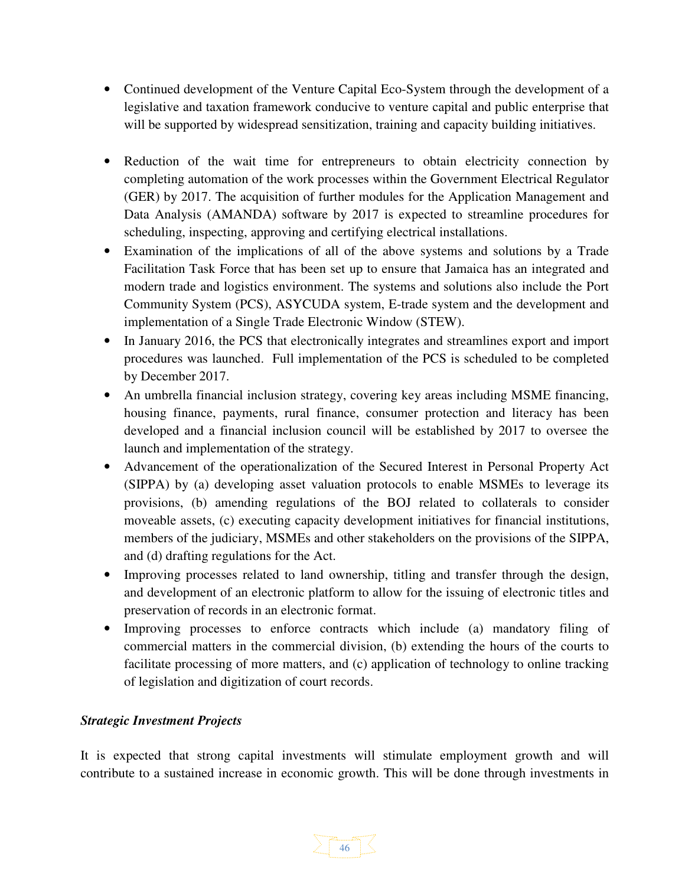- Continued development of the Venture Capital Eco-System through the development of a legislative and taxation framework conducive to venture capital and public enterprise that will be supported by widespread sensitization, training and capacity building initiatives.

- Reduction of the wait time for entrepreneurs to obtain electricity connection by completing automation of the work processes within the Government Electrical Regulator (GER) by 2017. The acquisition of further modules for the Application Management and Data Analysis (AMANDA) software by 2017 is expected to streamline procedures for scheduling, inspecting, approving and certifying electrical installations.
- Examination of the implications of all of the above systems and solutions by a Trade Facilitation Task Force that has been set up to ensure that Jamaica has an integrated and modern trade and logistics environment. The systems and solutions also include the Port Community System (PCS), ASYCUDA system, E-trade system and the development and implementation of a Single Trade Electronic Window (STEW).
- In January 2016, the PCS that electronically integrates and streamlines export and import procedures was launched. Full implementation of the PCS is scheduled to be completed by December 2017.
- An umbrella financial inclusion strategy, covering key areas including MSME financing, housing finance, payments, rural finance, consumer protection and literacy has been developed and a financial inclusion council will be established by 2017 to oversee the launch and implementation of the strategy.
- Advancement of the operationalization of the Secured Interest in Personal Property Act (SIPPA) by (a) developing asset valuation protocols to enable MSMEs to leverage its provisions, (b) amending regulations of the BOJ related to collaterals to consider moveable assets, (c) executing capacity development initiatives for financial institutions, members of the judiciary, MSMEs and other stakeholders on the provisions of the SIPPA, and (d) drafting regulations for the Act.
- Improving processes related to land ownership, titling and transfer through the design, and development of an electronic platform to allow for the issuing of electronic titles and preservation of records in an electronic format.
- Improving processes to enforce contracts which include (a) mandatory filing of commercial matters in the commercial division, (b) extending the hours of the courts to facilitate processing of more matters, and (c) application of technology to online tracking of legislation and digitization of court records.

***Strategic Investment Projects***

It is expected that strong capital investments will stimulate employment growth and will contribute to a sustained increase in economic growth. This will be done through investments in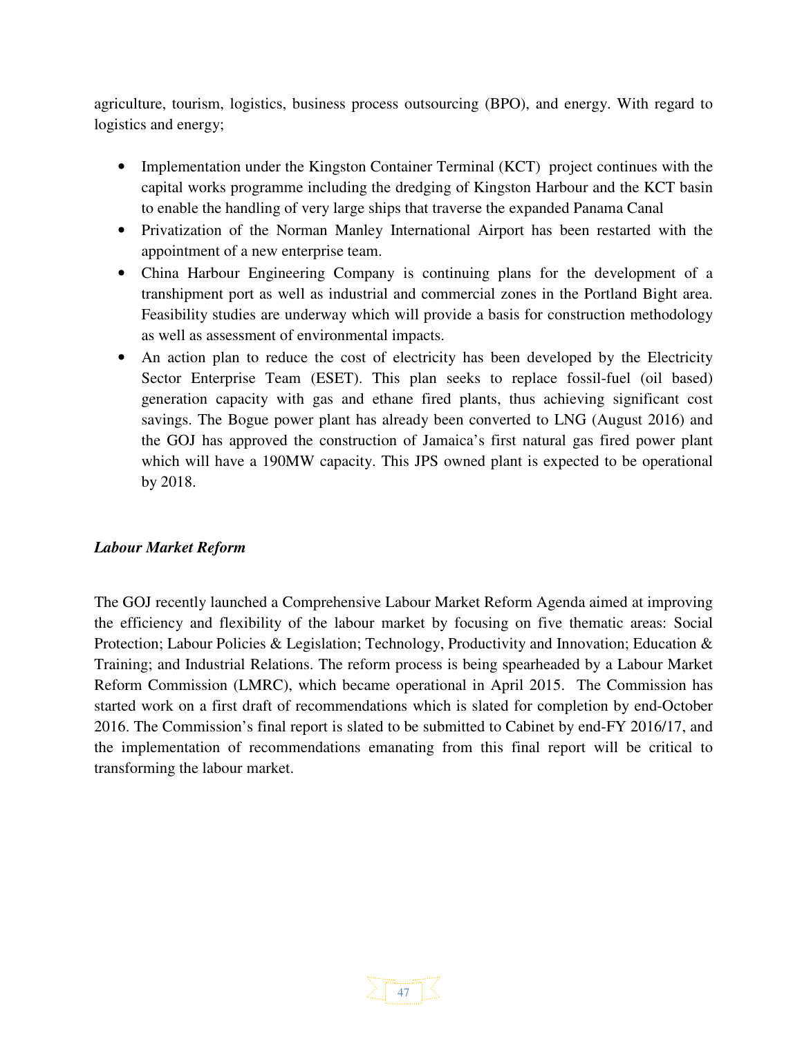agriculture, tourism, logistics, business process outsourcing (BPO), and energy. With regard to logistics and energy;

- Implementation under the Kingston Container Terminal (KCT) project continues with the capital works programme including the dredging of Kingston Harbour and the KCT basin to enable the handling of very large ships that traverse the expanded Panama Canal
- Privatization of the Norman Manley International Airport has been restarted with the appointment of a new enterprise team.
- China Harbour Engineering Company is continuing plans for the development of a transhipment port as well as industrial and commercial zones in the Portland Bight area. Feasibility studies are underway which will provide a basis for construction methodology as well as assessment of environmental impacts.
- An action plan to reduce the cost of electricity has been developed by the Electricity Sector Enterprise Team (ESET). This plan seeks to replace fossil-fuel (oil based) generation capacity with gas and ethane fired plants, thus achieving significant cost savings. The Bogue power plant has already been converted to LNG (August 2016) and the GOJ has approved the construction of Jamaica's first natural gas fired power plant which will have a 190MW capacity. This JPS owned plant is expected to be operational by 2018.

***Labour Market Reform***

The GOJ recently launched a Comprehensive Labour Market Reform Agenda aimed at improving the efficiency and flexibility of the labour market by focusing on five thematic areas: Social Protection; Labour Policies & Legislation; Technology, Productivity and Innovation; Education & Training; and Industrial Relations. The reform process is being spearheaded by a Labour Market Reform Commission (LMRC), which became operational in April 2015. The Commission has started work on a first draft of recommendations which is slated for completion by end-October 2016. The Commission's final report is slated to be submitted to Cabinet by end-FY 2016/17, and the implementation of recommendations emanating from this final report will be critical to transforming the labour market.